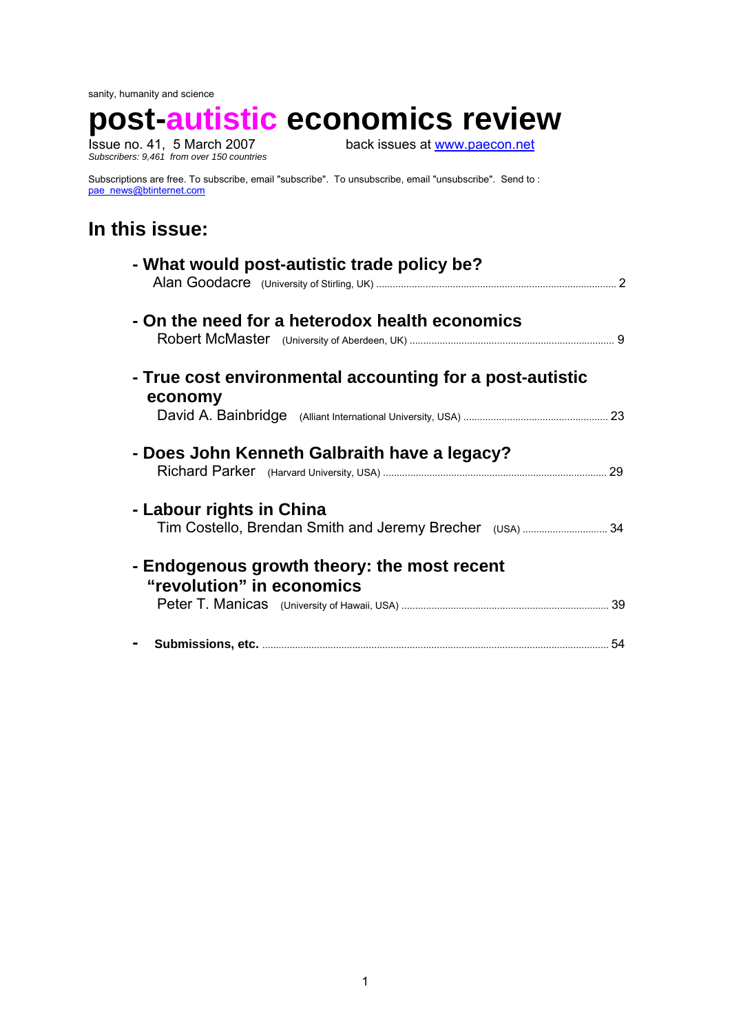sanity, humanity and science

# post-autistic economics review

Issue no. 41, 5 March 2007 back issues at www.paecon.net

*Subscribers: 9,461 from over 150 countries*

Subscriptions are free. To subscribe, email "subscribe". To unsubscribe, email "unsubscribe". Send to : pae_news@btinternet.com

## In this issue:

- **What would post-autistic trade policy be?**
  Alan Goodacre (University of Stirling, UK) ........ 2

- **On the need for a heterodox health economics**
  Robert McMaster (University of Aberdeen, UK) ........ 9

- **True cost environmental accounting for a post-autistic economy**
  David A. Bainbridge (Alliant International University, USA) ........ 23

- **Does John Kenneth Galbraith have a legacy?**
  Richard Parker (Harvard University, USA) ........ 29

- **Labour rights in China**
  Tim Costello, Brendan Smith and Jeremy Brecher (USA) ........ 34

- **Endogenous growth theory: the most recent "revolution" in economics**
  Peter T. Manicas (University of Hawaii, USA) ........ 39

- **Submissions, etc.** ........ 54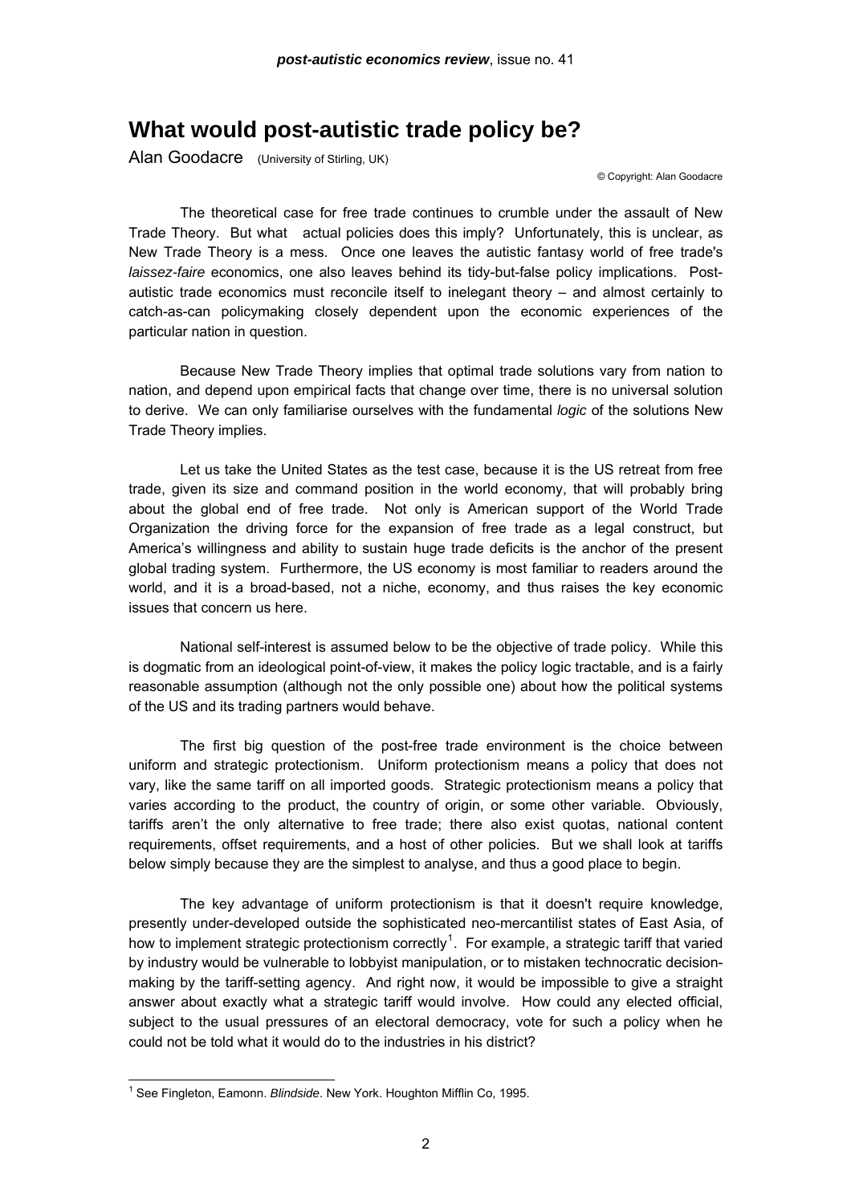# What would post-autistic trade policy be?

Alan Goodacre (University of Stirling, UK)

© Copyright: Alan Goodacre

The theoretical case for free trade continues to crumble under the assault of New Trade Theory. But what actual policies does this imply? Unfortunately, this is unclear, as New Trade Theory is a mess. Once one leaves the autistic fantasy world of free trade's *laissez-faire* economics, one also leaves behind its tidy-but-false policy implications. Post-autistic trade economics must reconcile itself to inelegant theory – and almost certainly to catch-as-can policymaking closely dependent upon the economic experiences of the particular nation in question.

Because New Trade Theory implies that optimal trade solutions vary from nation to nation, and depend upon empirical facts that change over time, there is no universal solution to derive. We can only familiarise ourselves with the fundamental *logic* of the solutions New Trade Theory implies.

Let us take the United States as the test case, because it is the US retreat from free trade, given its size and command position in the world economy, that will probably bring about the global end of free trade. Not only is American support of the World Trade Organization the driving force for the expansion of free trade as a legal construct, but America's willingness and ability to sustain huge trade deficits is the anchor of the present global trading system. Furthermore, the US economy is most familiar to readers around the world, and it is a broad-based, not a niche, economy, and thus raises the key economic issues that concern us here.

National self-interest is assumed below to be the objective of trade policy. While this is dogmatic from an ideological point-of-view, it makes the policy logic tractable, and is a fairly reasonable assumption (although not the only possible one) about how the political systems of the US and its trading partners would behave.

The first big question of the post-free trade environment is the choice between uniform and strategic protectionism. Uniform protectionism means a policy that does not vary, like the same tariff on all imported goods. Strategic protectionism means a policy that varies according to the product, the country of origin, or some other variable. Obviously, tariffs aren't the only alternative to free trade; there also exist quotas, national content requirements, offset requirements, and a host of other policies. But we shall look at tariffs below simply because they are the simplest to analyse, and thus a good place to begin.

The key advantage of uniform protectionism is that it doesn't require knowledge, presently under-developed outside the sophisticated neo-mercantilist states of East Asia, of how to implement strategic protectionism correctly[1]. For example, a strategic tariff that varied by industry would be vulnerable to lobbyist manipulation, or to mistaken technocratic decision-making by the tariff-setting agency. And right now, it would be impossible to give a straight answer about exactly what a strategic tariff would involve. How could any elected official, subject to the usual pressures of an electoral democracy, vote for such a policy when he could not be told what it would do to the industries in his district?

[1] See Fingleton, Eamonn. *Blindside*. New York. Houghton Mifflin Co, 1995.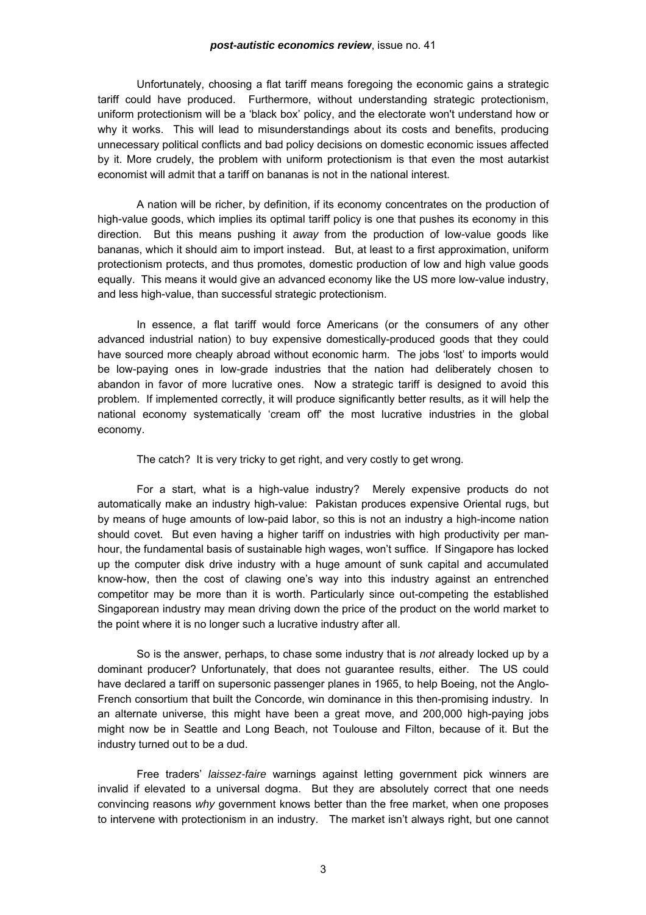Unfortunately, choosing a flat tariff means foregoing the economic gains a strategic tariff could have produced. Furthermore, without understanding strategic protectionism, uniform protectionism will be a 'black box' policy, and the electorate won't understand how or why it works. This will lead to misunderstandings about its costs and benefits, producing unnecessary political conflicts and bad policy decisions on domestic economic issues affected by it. More crudely, the problem with uniform protectionism is that even the most autarkist economist will admit that a tariff on bananas is not in the national interest.

A nation will be richer, by definition, if its economy concentrates on the production of high-value goods, which implies its optimal tariff policy is one that pushes its economy in this direction. But this means pushing it *away* from the production of low-value goods like bananas, which it should aim to import instead. But, at least to a first approximation, uniform protectionism protects, and thus promotes, domestic production of low and high value goods equally. This means it would give an advanced economy like the US more low-value industry, and less high-value, than successful strategic protectionism.

In essence, a flat tariff would force Americans (or the consumers of any other advanced industrial nation) to buy expensive domestically-produced goods that they could have sourced more cheaply abroad without economic harm. The jobs 'lost' to imports would be low-paying ones in low-grade industries that the nation had deliberately chosen to abandon in favor of more lucrative ones. Now a strategic tariff is designed to avoid this problem. If implemented correctly, it will produce significantly better results, as it will help the national economy systematically 'cream off' the most lucrative industries in the global economy.

The catch? It is very tricky to get right, and very costly to get wrong.

For a start, what is a high-value industry? Merely expensive products do not automatically make an industry high-value: Pakistan produces expensive Oriental rugs, but by means of huge amounts of low-paid labor, so this is not an industry a high-income nation should covet. But even having a higher tariff on industries with high productivity per man-hour, the fundamental basis of sustainable high wages, won't suffice. If Singapore has locked up the computer disk drive industry with a huge amount of sunk capital and accumulated know-how, then the cost of clawing one's way into this industry against an entrenched competitor may be more than it is worth. Particularly since out-competing the established Singaporean industry may mean driving down the price of the product on the world market to the point where it is no longer such a lucrative industry after all.

So is the answer, perhaps, to chase some industry that is *not* already locked up by a dominant producer? Unfortunately, that does not guarantee results, either. The US could have declared a tariff on supersonic passenger planes in 1965, to help Boeing, not the Anglo-French consortium that built the Concorde, win dominance in this then-promising industry. In an alternate universe, this might have been a great move, and 200,000 high-paying jobs might now be in Seattle and Long Beach, not Toulouse and Filton, because of it. But the industry turned out to be a dud.

Free traders' *laissez-faire* warnings against letting government pick winners are invalid if elevated to a universal dogma. But they are absolutely correct that one needs convincing reasons *why* government knows better than the free market, when one proposes to intervene with protectionism in an industry. The market isn't always right, but one cannot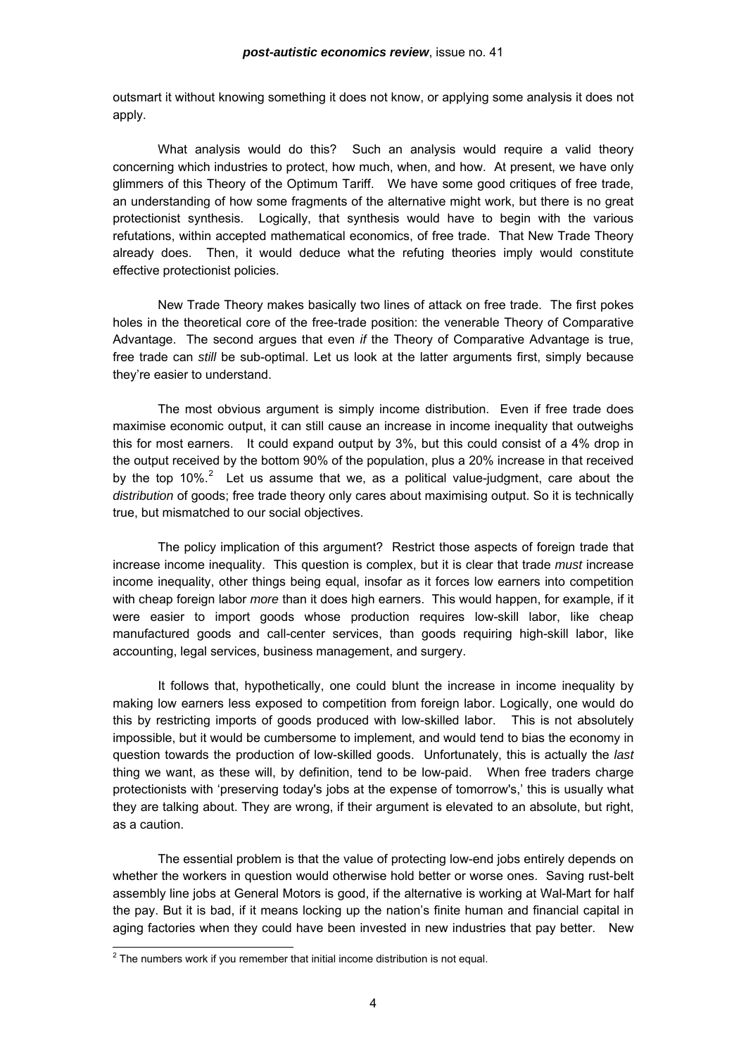outsmart it without knowing something it does not know, or applying some analysis it does not apply.

What analysis would do this? Such an analysis would require a valid theory concerning which industries to protect, how much, when, and how. At present, we have only glimmers of this Theory of the Optimum Tariff. We have some good critiques of free trade, an understanding of how some fragments of the alternative might work, but there is no great protectionist synthesis. Logically, that synthesis would have to begin with the various refutations, within accepted mathematical economics, of free trade. That New Trade Theory already does. Then, it would deduce what the refuting theories imply would constitute effective protectionist policies.

New Trade Theory makes basically two lines of attack on free trade. The first pokes holes in the theoretical core of the free-trade position: the venerable Theory of Comparative Advantage. The second argues that even *if* the Theory of Comparative Advantage is true, free trade can *still* be sub-optimal. Let us look at the latter arguments first, simply because they're easier to understand.

The most obvious argument is simply income distribution. Even if free trade does maximise economic output, it can still cause an increase in income inequality that outweighs this for most earners. It could expand output by 3%, but this could consist of a 4% drop in the output received by the bottom 90% of the population, plus a 20% increase in that received by the top 10%.[2] Let us assume that we, as a political value-judgment, care about the *distribution* of goods; free trade theory only cares about maximising output. So it is technically true, but mismatched to our social objectives.

The policy implication of this argument? Restrict those aspects of foreign trade that increase income inequality. This question is complex, but it is clear that trade *must* increase income inequality, other things being equal, insofar as it forces low earners into competition with cheap foreign labor *more* than it does high earners. This would happen, for example, if it were easier to import goods whose production requires low-skill labor, like cheap manufactured goods and call-center services, than goods requiring high-skill labor, like accounting, legal services, business management, and surgery.

It follows that, hypothetically, one could blunt the increase in income inequality by making low earners less exposed to competition from foreign labor. Logically, one would do this by restricting imports of goods produced with low-skilled labor. This is not absolutely impossible, but it would be cumbersome to implement, and would tend to bias the economy in question towards the production of low-skilled goods. Unfortunately, this is actually the *last* thing we want, as these will, by definition, tend to be low-paid. When free traders charge protectionists with 'preserving today's jobs at the expense of tomorrow's,' this is usually what they are talking about. They are wrong, if their argument is elevated to an absolute, but right, as a caution.

The essential problem is that the value of protecting low-end jobs entirely depends on whether the workers in question would otherwise hold better or worse ones. Saving rust-belt assembly line jobs at General Motors is good, if the alternative is working at Wal-Mart for half the pay. But it is bad, if it means locking up the nation's finite human and financial capital in aging factories when they could have been invested in new industries that pay better. New

---

[2] The numbers work if you remember that initial income distribution is not equal.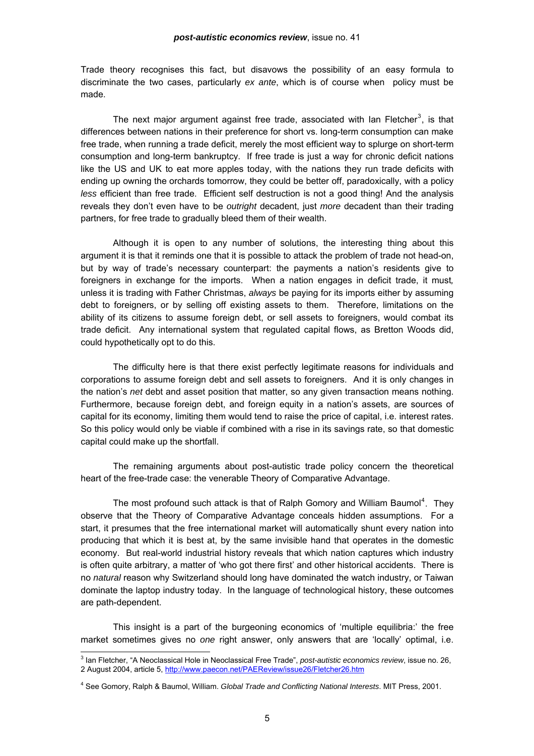Trade theory recognises this fact, but disavows the possibility of an easy formula to discriminate the two cases, particularly *ex ante*, which is of course when policy must be made.

The next major argument against free trade, associated with Ian Fletcher[3], is that differences between nations in their preference for short vs. long-term consumption can make free trade, when running a trade deficit, merely the most efficient way to splurge on short-term consumption and long-term bankruptcy. If free trade is just a way for chronic deficit nations like the US and UK to eat more apples today, with the nations they run trade deficits with ending up owning the orchards tomorrow, they could be better off, paradoxically, with a policy *less* efficient than free trade. Efficient self destruction is not a good thing! And the analysis reveals they don't even have to be *outright* decadent, just *more* decadent than their trading partners, for free trade to gradually bleed them of their wealth.

Although it is open to any number of solutions, the interesting thing about this argument it is that it reminds one that it is possible to attack the problem of trade not head-on, but by way of trade's necessary counterpart: the payments a nation's residents give to foreigners in exchange for the imports. When a nation engages in deficit trade, it must, unless it is trading with Father Christmas, *always* be paying for its imports either by assuming debt to foreigners, or by selling off existing assets to them. Therefore, limitations on the ability of its citizens to assume foreign debt, or sell assets to foreigners, would combat its trade deficit. Any international system that regulated capital flows, as Bretton Woods did, could hypothetically opt to do this.

The difficulty here is that there exist perfectly legitimate reasons for individuals and corporations to assume foreign debt and sell assets to foreigners. And it is only changes in the nation's *net* debt and asset position that matter, so any given transaction means nothing. Furthermore, because foreign debt, and foreign equity in a nation's assets, are sources of capital for its economy, limiting them would tend to raise the price of capital, i.e. interest rates. So this policy would only be viable if combined with a rise in its savings rate, so that domestic capital could make up the shortfall.

The remaining arguments about post-autistic trade policy concern the theoretical heart of the free-trade case: the venerable Theory of Comparative Advantage.

The most profound such attack is that of Ralph Gomory and William Baumol[4]. They observe that the Theory of Comparative Advantage conceals hidden assumptions. For a start, it presumes that the free international market will automatically shunt every nation into producing that which it is best at, by the same invisible hand that operates in the domestic economy. But real-world industrial history reveals that which nation captures which industry is often quite arbitrary, a matter of 'who got there first' and other historical accidents. There is no *natural* reason why Switzerland should long have dominated the watch industry, or Taiwan dominate the laptop industry today. In the language of technological history, these outcomes are path-dependent.

This insight is a part of the burgeoning economics of 'multiple equilibria:' the free market sometimes gives no *one* right answer, only answers that are 'locally' optimal, i.e.

---

[3] Ian Fletcher, "A Neoclassical Hole in Neoclassical Free Trade", *post-autistic economics review*, issue no. 26, 2 August 2004, article 5, http://www.paecon.net/PAEReview/issue26/Fletcher26.htm

[4] See Gomory, Ralph & Baumol, William. *Global Trade and Conflicting National Interests*. MIT Press, 2001.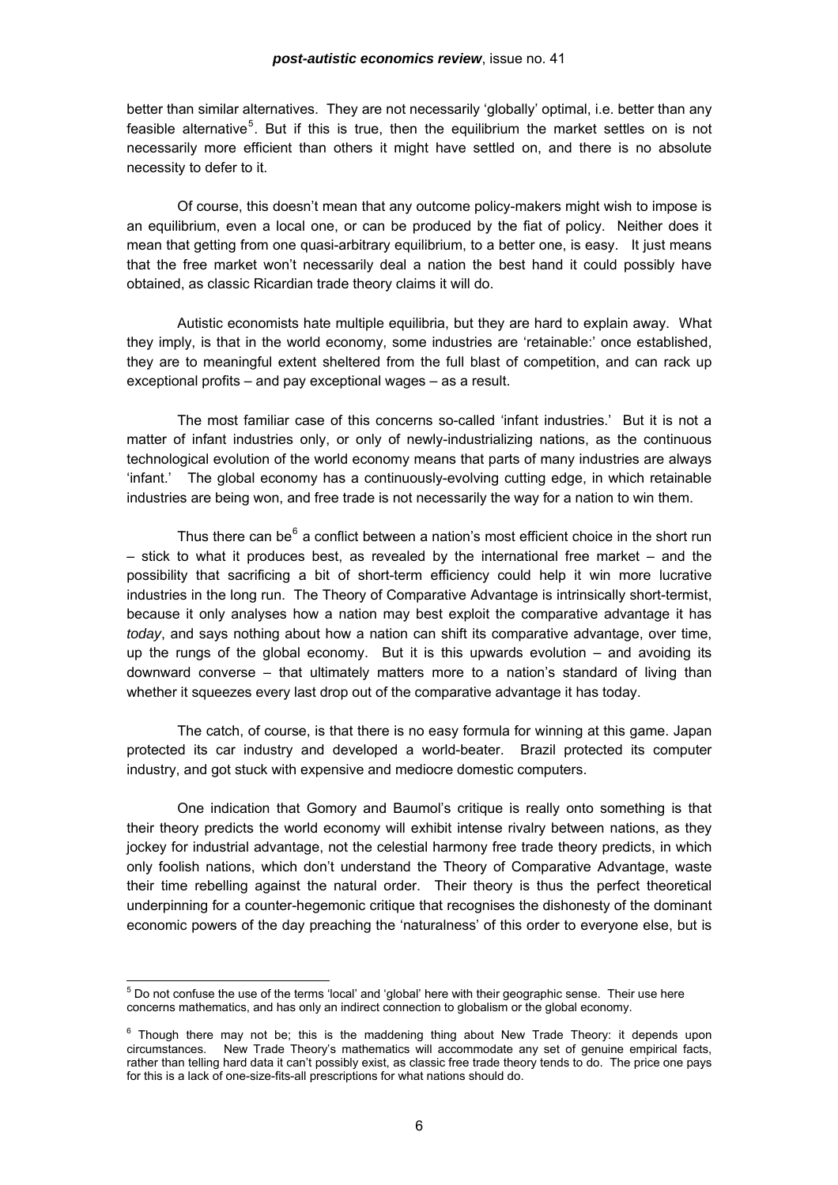better than similar alternatives. They are not necessarily 'globally' optimal, i.e. better than any feasible alternative[5]. But if this is true, then the equilibrium the market settles on is not necessarily more efficient than others it might have settled on, and there is no absolute necessity to defer to it.

Of course, this doesn't mean that any outcome policy-makers might wish to impose is an equilibrium, even a local one, or can be produced by the fiat of policy. Neither does it mean that getting from one quasi-arbitrary equilibrium, to a better one, is easy. It just means that the free market won't necessarily deal a nation the best hand it could possibly have obtained, as classic Ricardian trade theory claims it will do.

Autistic economists hate multiple equilibria, but they are hard to explain away. What they imply, is that in the world economy, some industries are 'retainable:' once established, they are to meaningful extent sheltered from the full blast of competition, and can rack up exceptional profits – and pay exceptional wages – as a result.

The most familiar case of this concerns so-called 'infant industries.' But it is not a matter of infant industries only, or only of newly-industrializing nations, as the continuous technological evolution of the world economy means that parts of many industries are always 'infant.' The global economy has a continuously-evolving cutting edge, in which retainable industries are being won, and free trade is not necessarily the way for a nation to win them.

Thus there can be[6] a conflict between a nation's most efficient choice in the short run – stick to what it produces best, as revealed by the international free market – and the possibility that sacrificing a bit of short-term efficiency could help it win more lucrative industries in the long run. The Theory of Comparative Advantage is intrinsically short-termist, because it only analyses how a nation may best exploit the comparative advantage it has *today*, and says nothing about how a nation can shift its comparative advantage, over time, up the rungs of the global economy. But it is this upwards evolution – and avoiding its downward converse – that ultimately matters more to a nation's standard of living than whether it squeezes every last drop out of the comparative advantage it has today.

The catch, of course, is that there is no easy formula for winning at this game. Japan protected its car industry and developed a world-beater. Brazil protected its computer industry, and got stuck with expensive and mediocre domestic computers.

One indication that Gomory and Baumol's critique is really onto something is that their theory predicts the world economy will exhibit intense rivalry between nations, as they jockey for industrial advantage, not the celestial harmony free trade theory predicts, in which only foolish nations, which don't understand the Theory of Comparative Advantage, waste their time rebelling against the natural order. Their theory is thus the perfect theoretical underpinning for a counter-hegemonic critique that recognises the dishonesty of the dominant economic powers of the day preaching the 'naturalness' of this order to everyone else, but is

---

[5] Do not confuse the use of the terms 'local' and 'global' here with their geographic sense. Their use here concerns mathematics, and has only an indirect connection to globalism or the global economy.

[6] Though there may not be; this is the maddening thing about New Trade Theory: it depends upon circumstances. New Trade Theory's mathematics will accommodate any set of genuine empirical facts, rather than telling hard data it can't possibly exist, as classic free trade theory tends to do. The price one pays for this is a lack of one-size-fits-all prescriptions for what nations should do.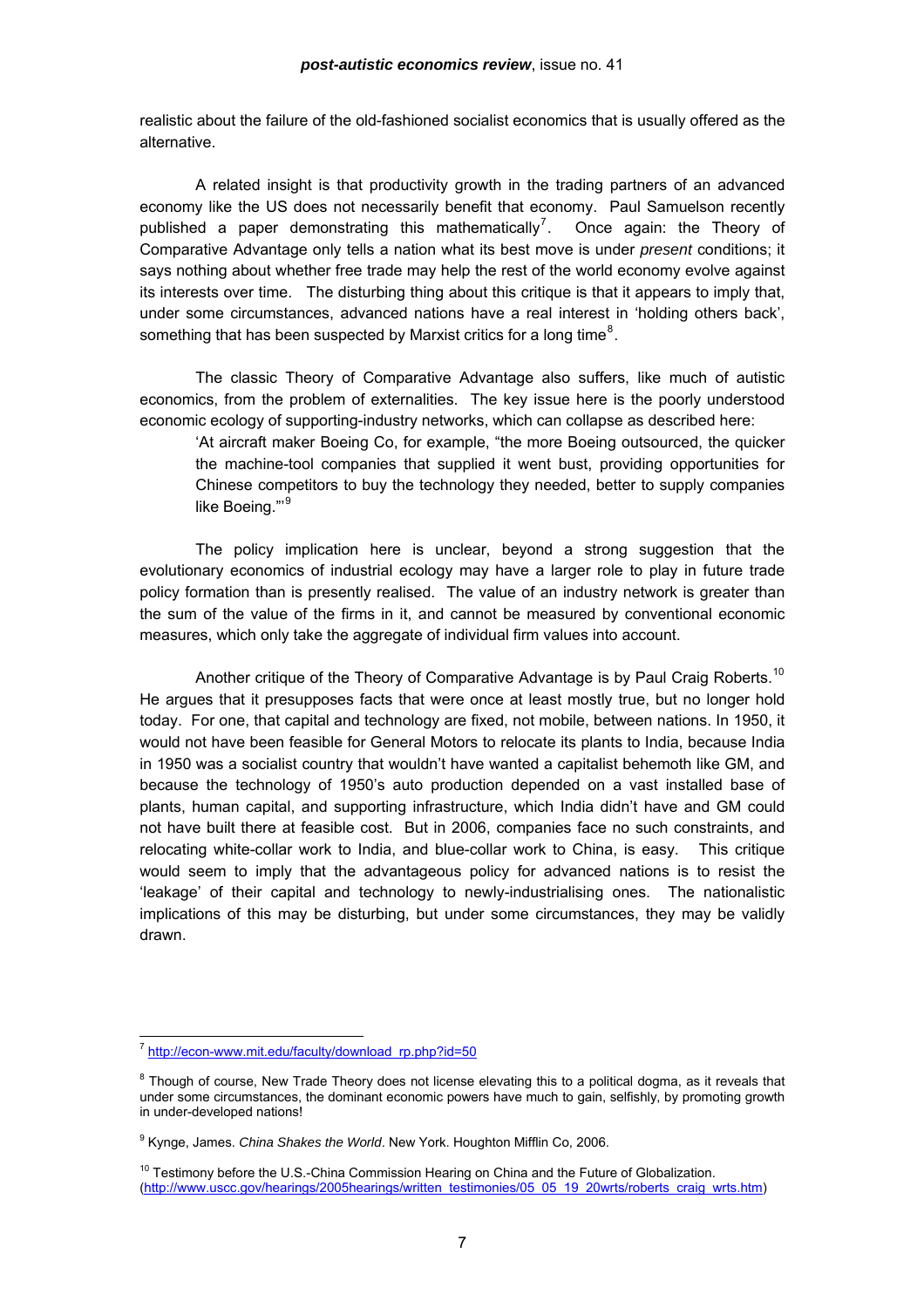realistic about the failure of the old-fashioned socialist economics that is usually offered as the alternative.

A related insight is that productivity growth in the trading partners of an advanced economy like the US does not necessarily benefit that economy. Paul Samuelson recently published a paper demonstrating this mathematically[7]. Once again: the Theory of Comparative Advantage only tells a nation what its best move is under *present* conditions; it says nothing about whether free trade may help the rest of the world economy evolve against its interests over time. The disturbing thing about this critique is that it appears to imply that, under some circumstances, advanced nations have a real interest in 'holding others back', something that has been suspected by Marxist critics for a long time[8].

The classic Theory of Comparative Advantage also suffers, like much of autistic economics, from the problem of externalities. The key issue here is the poorly understood economic ecology of supporting-industry networks, which can collapse as described here:

> 'At aircraft maker Boeing Co, for example, "the more Boeing outsourced, the quicker the machine-tool companies that supplied it went bust, providing opportunities for Chinese competitors to buy the technology they needed, better to supply companies like Boeing."'[9]

The policy implication here is unclear, beyond a strong suggestion that the evolutionary economics of industrial ecology may have a larger role to play in future trade policy formation than is presently realised. The value of an industry network is greater than the sum of the value of the firms in it, and cannot be measured by conventional economic measures, which only take the aggregate of individual firm values into account.

Another critique of the Theory of Comparative Advantage is by Paul Craig Roberts.[10] He argues that it presupposes facts that were once at least mostly true, but no longer hold today. For one, that capital and technology are fixed, not mobile, between nations. In 1950, it would not have been feasible for General Motors to relocate its plants to India, because India in 1950 was a socialist country that wouldn't have wanted a capitalist behemoth like GM, and because the technology of 1950's auto production depended on a vast installed base of plants, human capital, and supporting infrastructure, which India didn't have and GM could not have built there at feasible cost. But in 2006, companies face no such constraints, and relocating white-collar work to India, and blue-collar work to China, is easy. This critique would seem to imply that the advantageous policy for advanced nations is to resist the 'leakage' of their capital and technology to newly-industrialising ones. The nationalistic implications of this may be disturbing, but under some circumstances, they may be validly drawn.

---

[7] http://econ-www.mit.edu/faculty/download_rp.php?id=50

[8] Though of course, New Trade Theory does not license elevating this to a political dogma, as it reveals that under some circumstances, the dominant economic powers have much to gain, selfishly, by promoting growth in under-developed nations!

[9] Kynge, James. *China Shakes the World*. New York. Houghton Mifflin Co, 2006.

[10] Testimony before the U.S.-China Commission Hearing on China and the Future of Globalization. (http://www.uscc.gov/hearings/2005hearings/written_testimonies/05_05_19_20wrts/roberts_craig_wrts.htm)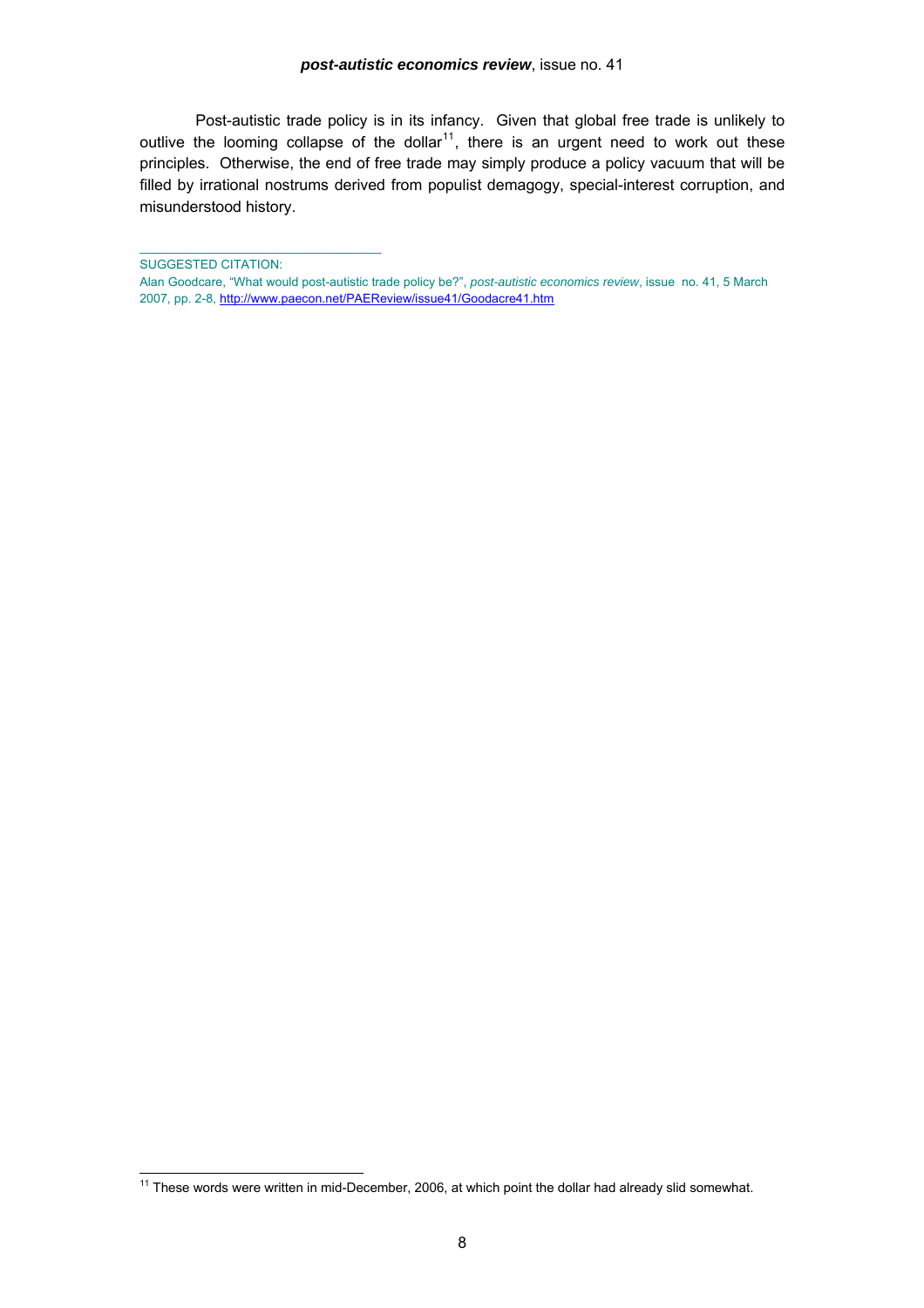Post-autistic trade policy is in its infancy. Given that global free trade is unlikely to outlive the looming collapse of the dollar[11], there is an urgent need to work out these principles. Otherwise, the end of free trade may simply produce a policy vacuum that will be filled by irrational nostrums derived from populist demagogy, special-interest corruption, and misunderstood history.

---

SUGGESTED CITATION:
Alan Goodcare, "What would post-autistic trade policy be?", *post-autistic economics review*, issue no. 41, 5 March 2007, pp. 2-8, http://www.paecon.net/PAEReview/issue41/Goodacre41.htm

---

[11] These words were written in mid-December, 2006, at which point the dollar had already slid somewhat.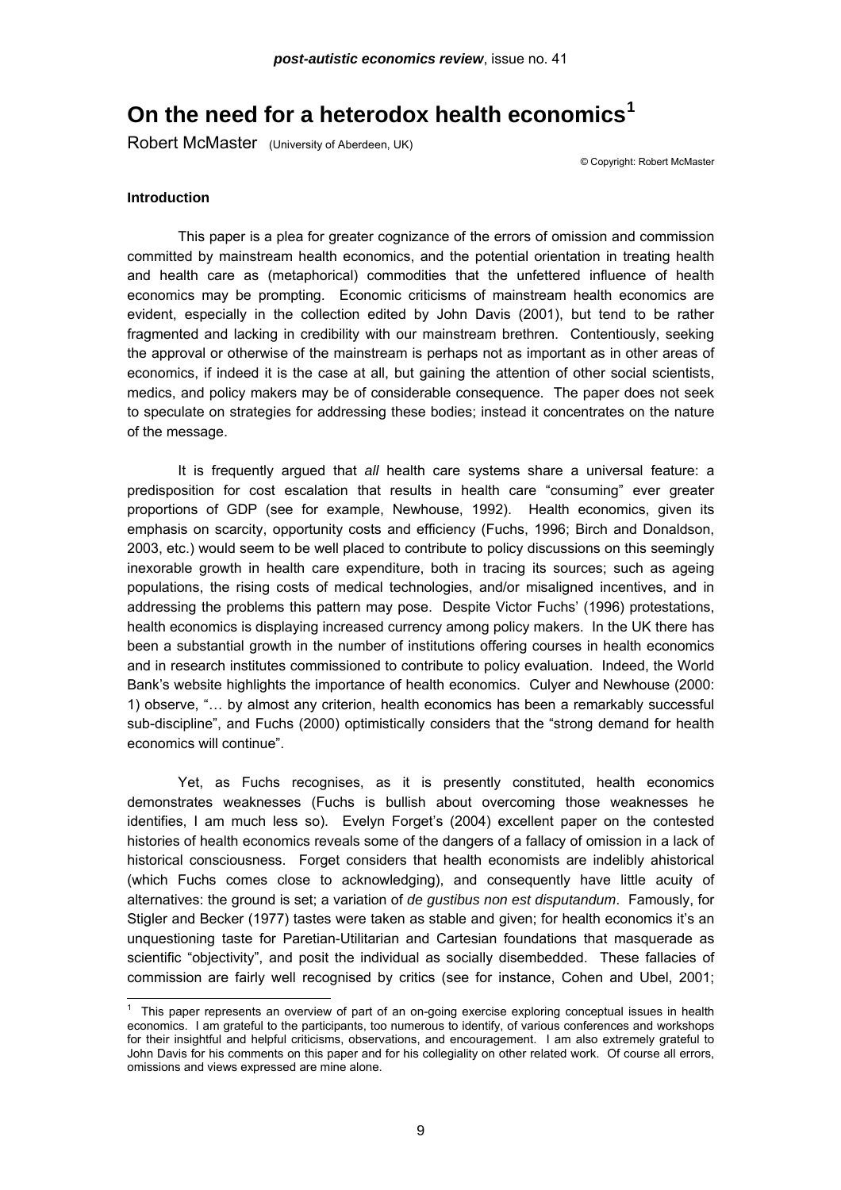# On the need for a heterodox health economics[1]

Robert McMaster (University of Aberdeen, UK)

© Copyright: Robert McMaster

**Introduction**

This paper is a plea for greater cognizance of the errors of omission and commission committed by mainstream health economics, and the potential orientation in treating health and health care as (metaphorical) commodities that the unfettered influence of health economics may be prompting. Economic criticisms of mainstream health economics are evident, especially in the collection edited by John Davis (2001), but tend to be rather fragmented and lacking in credibility with our mainstream brethren. Contentiously, seeking the approval or otherwise of the mainstream is perhaps not as important as in other areas of economics, if indeed it is the case at all, but gaining the attention of other social scientists, medics, and policy makers may be of considerable consequence. The paper does not seek to speculate on strategies for addressing these bodies; instead it concentrates on the nature of the message.

It is frequently argued that *all* health care systems share a universal feature: a predisposition for cost escalation that results in health care "consuming" ever greater proportions of GDP (see for example, Newhouse, 1992). Health economics, given its emphasis on scarcity, opportunity costs and efficiency (Fuchs, 1996; Birch and Donaldson, 2003, etc.) would seem to be well placed to contribute to policy discussions on this seemingly inexorable growth in health care expenditure, both in tracing its sources; such as ageing populations, the rising costs of medical technologies, and/or misaligned incentives, and in addressing the problems this pattern may pose. Despite Victor Fuchs' (1996) protestations, health economics is displaying increased currency among policy makers. In the UK there has been a substantial growth in the number of institutions offering courses in health economics and in research institutes commissioned to contribute to policy evaluation. Indeed, the World Bank's website highlights the importance of health economics. Culyer and Newhouse (2000: 1) observe, "… by almost any criterion, health economics has been a remarkably successful sub-discipline", and Fuchs (2000) optimistically considers that the "strong demand for health economics will continue".

Yet, as Fuchs recognises, as it is presently constituted, health economics demonstrates weaknesses (Fuchs is bullish about overcoming those weaknesses he identifies, I am much less so). Evelyn Forget's (2004) excellent paper on the contested histories of health economics reveals some of the dangers of a fallacy of omission in a lack of historical consciousness. Forget considers that health economists are indelibly ahistorical (which Fuchs comes close to acknowledging), and consequently have little acuity of alternatives: the ground is set; a variation of *de gustibus non est disputandum*. Famously, for Stigler and Becker (1977) tastes were taken as stable and given; for health economics it's an unquestioning taste for Paretian-Utilitarian and Cartesian foundations that masquerade as scientific "objectivity", and posit the individual as socially disembedded. These fallacies of commission are fairly well recognised by critics (see for instance, Cohen and Ubel, 2001;

---

[1] This paper represents an overview of part of an on-going exercise exploring conceptual issues in health economics. I am grateful to the participants, too numerous to identify, of various conferences and workshops for their insightful and helpful criticisms, observations, and encouragement. I am also extremely grateful to John Davis for his comments on this paper and for his collegiality on other related work. Of course all errors, omissions and views expressed are mine alone.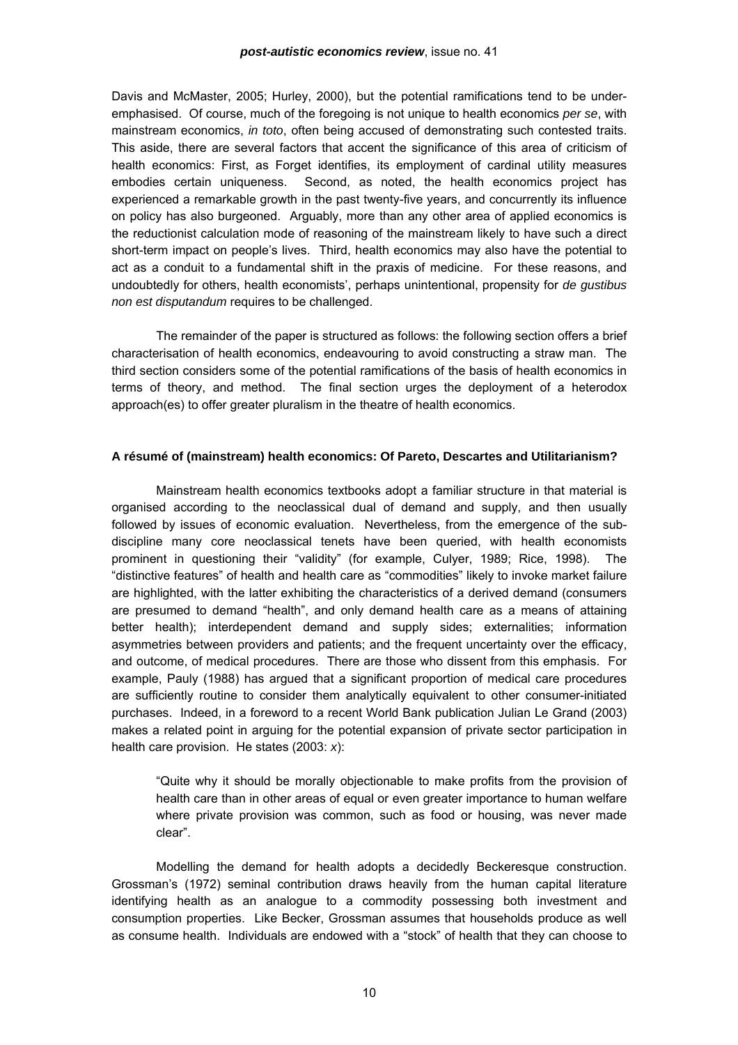Davis and McMaster, 2005; Hurley, 2000), but the potential ramifications tend to be under-emphasised. Of course, much of the foregoing is not unique to health economics *per se*, with mainstream economics, *in toto*, often being accused of demonstrating such contested traits. This aside, there are several factors that accent the significance of this area of criticism of health economics: First, as Forget identifies, its employment of cardinal utility measures embodies certain uniqueness. Second, as noted, the health economics project has experienced a remarkable growth in the past twenty-five years, and concurrently its influence on policy has also burgeoned. Arguably, more than any other area of applied economics is the reductionist calculation mode of reasoning of the mainstream likely to have such a direct short-term impact on people's lives. Third, health economics may also have the potential to act as a conduit to a fundamental shift in the praxis of medicine. For these reasons, and undoubtedly for others, health economists', perhaps unintentional, propensity for *de gustibus non est disputandum* requires to be challenged.

The remainder of the paper is structured as follows: the following section offers a brief characterisation of health economics, endeavouring to avoid constructing a straw man. The third section considers some of the potential ramifications of the basis of health economics in terms of theory, and method. The final section urges the deployment of a heterodox approach(es) to offer greater pluralism in the theatre of health economics.

## A résumé of (mainstream) health economics: Of Pareto, Descartes and Utilitarianism?

Mainstream health economics textbooks adopt a familiar structure in that material is organised according to the neoclassical dual of demand and supply, and then usually followed by issues of economic evaluation. Nevertheless, from the emergence of the sub-discipline many core neoclassical tenets have been queried, with health economists prominent in questioning their "validity" (for example, Culyer, 1989; Rice, 1998). The "distinctive features" of health and health care as "commodities" likely to invoke market failure are highlighted, with the latter exhibiting the characteristics of a derived demand (consumers are presumed to demand "health", and only demand health care as a means of attaining better health); interdependent demand and supply sides; externalities; information asymmetries between providers and patients; and the frequent uncertainty over the efficacy, and outcome, of medical procedures. There are those who dissent from this emphasis. For example, Pauly (1988) has argued that a significant proportion of medical care procedures are sufficiently routine to consider them analytically equivalent to other consumer-initiated purchases. Indeed, in a foreword to a recent World Bank publication Julian Le Grand (2003) makes a related point in arguing for the potential expansion of private sector participation in health care provision. He states (2003: *x*):

> "Quite why it should be morally objectionable to make profits from the provision of health care than in other areas of equal or even greater importance to human welfare where private provision was common, such as food or housing, was never made clear".

Modelling the demand for health adopts a decidedly Beckeresque construction. Grossman's (1972) seminal contribution draws heavily from the human capital literature identifying health as an analogue to a commodity possessing both investment and consumption properties. Like Becker, Grossman assumes that households produce as well as consume health. Individuals are endowed with a "stock" of health that they can choose to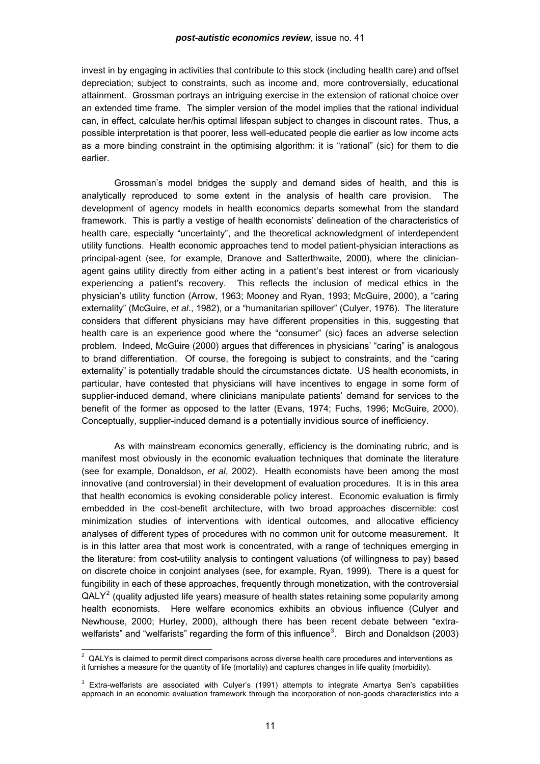invest in by engaging in activities that contribute to this stock (including health care) and offset depreciation; subject to constraints, such as income and, more controversially, educational attainment. Grossman portrays an intriguing exercise in the extension of rational choice over an extended time frame. The simpler version of the model implies that the rational individual can, in effect, calculate her/his optimal lifespan subject to changes in discount rates. Thus, a possible interpretation is that poorer, less well-educated people die earlier as low income acts as a more binding constraint in the optimising algorithm: it is "rational" (sic) for them to die earlier.

Grossman's model bridges the supply and demand sides of health, and this is analytically reproduced to some extent in the analysis of health care provision. The development of agency models in health economics departs somewhat from the standard framework. This is partly a vestige of health economists' delineation of the characteristics of health care, especially "uncertainty", and the theoretical acknowledgment of interdependent utility functions. Health economic approaches tend to model patient-physician interactions as principal-agent (see, for example, Dranove and Satterthwaite, 2000), where the clinician-agent gains utility directly from either acting in a patient's best interest or from vicariously experiencing a patient's recovery. This reflects the inclusion of medical ethics in the physician's utility function (Arrow, 1963; Mooney and Ryan, 1993; McGuire, 2000), a "caring externality" (McGuire, *et al*., 1982), or a "humanitarian spillover" (Culyer, 1976). The literature considers that different physicians may have different propensities in this, suggesting that health care is an experience good where the "consumer" (sic) faces an adverse selection problem. Indeed, McGuire (2000) argues that differences in physicians' "caring" is analogous to brand differentiation. Of course, the foregoing is subject to constraints, and the "caring externality" is potentially tradable should the circumstances dictate. US health economists, in particular, have contested that physicians will have incentives to engage in some form of supplier-induced demand, where clinicians manipulate patients' demand for services to the benefit of the former as opposed to the latter (Evans, 1974; Fuchs, 1996; McGuire, 2000). Conceptually, supplier-induced demand is a potentially invidious source of inefficiency.

As with mainstream economics generally, efficiency is the dominating rubric, and is manifest most obviously in the economic evaluation techniques that dominate the literature (see for example, Donaldson, *et al*, 2002). Health economists have been among the most innovative (and controversial) in their development of evaluation procedures. It is in this area that health economics is evoking considerable policy interest. Economic evaluation is firmly embedded in the cost-benefit architecture, with two broad approaches discernible: cost minimization studies of interventions with identical outcomes, and allocative efficiency analyses of different types of procedures with no common unit for outcome measurement. It is in this latter area that most work is concentrated, with a range of techniques emerging in the literature: from cost-utility analysis to contingent valuations (of willingness to pay) based on discrete choice in conjoint analyses (see, for example, Ryan, 1999). There is a quest for fungibility in each of these approaches, frequently through monetization, with the controversial QALY[2] (quality adjusted life years) measure of health states retaining some popularity among health economists. Here welfare economics exhibits an obvious influence (Culyer and Newhouse, 2000; Hurley, 2000), although there has been recent debate between "extra-welfarists" and "welfarists" regarding the form of this influence[3]. Birch and Donaldson (2003)

---

[2] QALYs is claimed to permit direct comparisons across diverse health care procedures and interventions as it furnishes a measure for the quantity of life (mortality) and captures changes in life quality (morbidity).

[3] Extra-welfarists are associated with Culyer's (1991) attempts to integrate Amartya Sen's capabilities approach in an economic evaluation framework through the incorporation of non-goods characteristics into a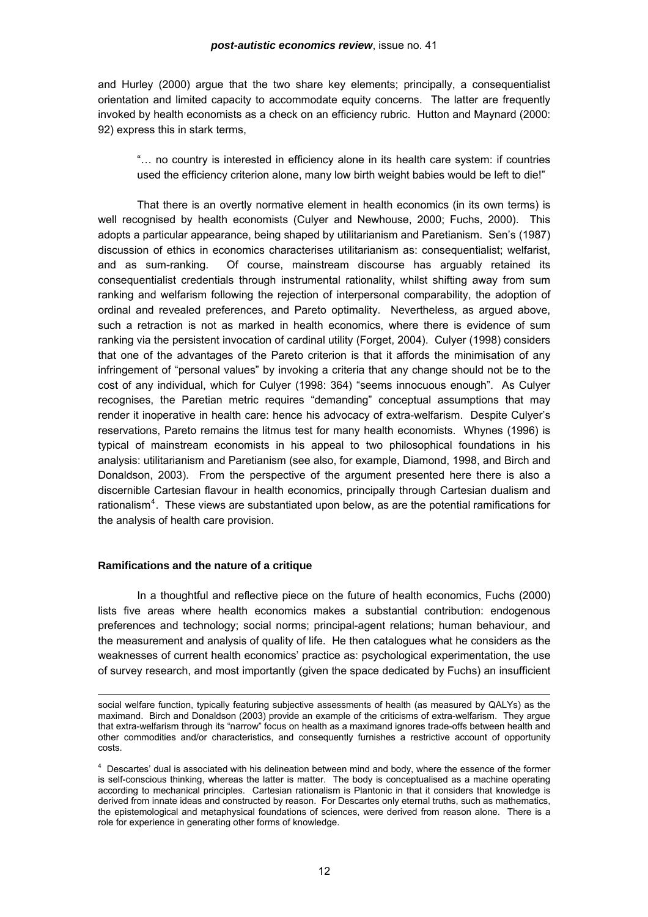and Hurley (2000) argue that the two share key elements; principally, a consequentialist orientation and limited capacity to accommodate equity concerns. The latter are frequently invoked by health economists as a check on an efficiency rubric. Hutton and Maynard (2000: 92) express this in stark terms,

> "… no country is interested in efficiency alone in its health care system: if countries used the efficiency criterion alone, many low birth weight babies would be left to die!"

That there is an overtly normative element in health economics (in its own terms) is well recognised by health economists (Culyer and Newhouse, 2000; Fuchs, 2000). This adopts a particular appearance, being shaped by utilitarianism and Paretianism. Sen's (1987) discussion of ethics in economics characterises utilitarianism as: consequentialist; welfarist, and as sum-ranking. Of course, mainstream discourse has arguably retained its consequentialist credentials through instrumental rationality, whilst shifting away from sum ranking and welfarism following the rejection of interpersonal comparability, the adoption of ordinal and revealed preferences, and Pareto optimality. Nevertheless, as argued above, such a retraction is not as marked in health economics, where there is evidence of sum ranking via the persistent invocation of cardinal utility (Forget, 2004). Culyer (1998) considers that one of the advantages of the Pareto criterion is that it affords the minimisation of any infringement of "personal values" by invoking a criteria that any change should not be to the cost of any individual, which for Culyer (1998: 364) "seems innocuous enough". As Culyer recognises, the Paretian metric requires "demanding" conceptual assumptions that may render it inoperative in health care: hence his advocacy of extra-welfarism. Despite Culyer's reservations, Pareto remains the litmus test for many health economists. Whynes (1996) is typical of mainstream economists in his appeal to two philosophical foundations in his analysis: utilitarianism and Paretianism (see also, for example, Diamond, 1998, and Birch and Donaldson, 2003). From the perspective of the argument presented here there is also a discernible Cartesian flavour in health economics, principally through Cartesian dualism and rationalism[4]. These views are substantiated upon below, as are the potential ramifications for the analysis of health care provision.

### Ramifications and the nature of a critique

In a thoughtful and reflective piece on the future of health economics, Fuchs (2000) lists five areas where health economics makes a substantial contribution: endogenous preferences and technology; social norms; principal-agent relations; human behaviour, and the measurement and analysis of quality of life. He then catalogues what he considers as the weaknesses of current health economics' practice as: psychological experimentation, the use of survey research, and most importantly (given the space dedicated by Fuchs) an insufficient

---

social welfare function, typically featuring subjective assessments of health (as measured by QALYs) as the maximand. Birch and Donaldson (2003) provide an example of the criticisms of extra-welfarism. They argue that extra-welfarism through its "narrow" focus on health as a maximand ignores trade-offs between health and other commodities and/or characteristics, and consequently furnishes a restrictive account of opportunity costs.

[4] Descartes' dual is associated with his delineation between mind and body, where the essence of the former is self-conscious thinking, whereas the latter is matter. The body is conceptualised as a machine operating according to mechanical principles. Cartesian rationalism is Plantonic in that it considers that knowledge is derived from innate ideas and constructed by reason. For Descartes only eternal truths, such as mathematics, the epistemological and metaphysical foundations of sciences, were derived from reason alone. There is a role for experience in generating other forms of knowledge.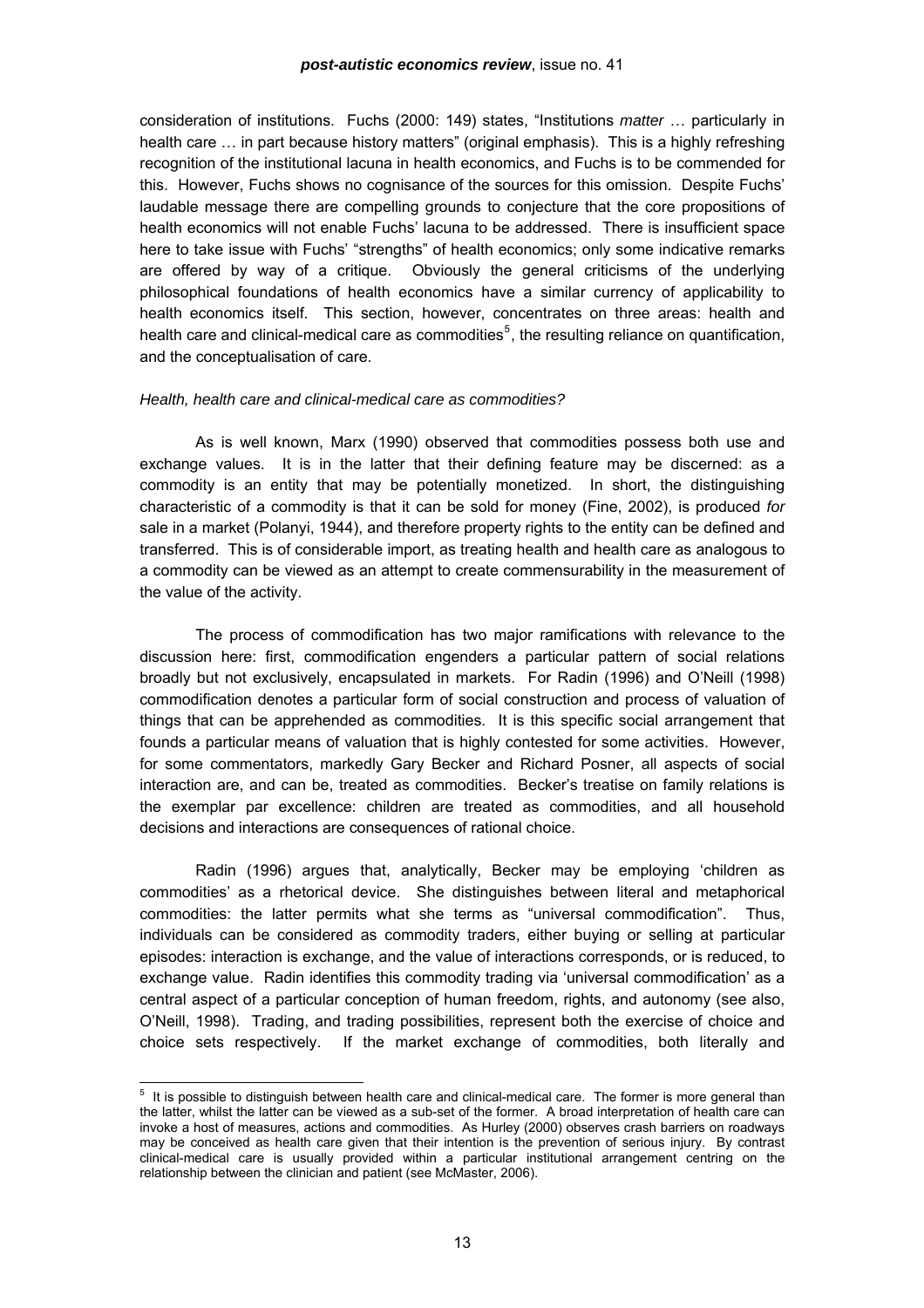consideration of institutions. Fuchs (2000: 149) states, "Institutions *matter* … particularly in health care … in part because history matters" (original emphasis). This is a highly refreshing recognition of the institutional lacuna in health economics, and Fuchs is to be commended for this. However, Fuchs shows no cognisance of the sources for this omission. Despite Fuchs' laudable message there are compelling grounds to conjecture that the core propositions of health economics will not enable Fuchs' lacuna to be addressed. There is insufficient space here to take issue with Fuchs' "strengths" of health economics; only some indicative remarks are offered by way of a critique. Obviously the general criticisms of the underlying philosophical foundations of health economics have a similar currency of applicability to health economics itself. This section, however, concentrates on three areas: health and health care and clinical-medical care as commodities[5], the resulting reliance on quantification, and the conceptualisation of care.

*Health, health care and clinical-medical care as commodities?*

As is well known, Marx (1990) observed that commodities possess both use and exchange values. It is in the latter that their defining feature may be discerned: as a commodity is an entity that may be potentially monetized. In short, the distinguishing characteristic of a commodity is that it can be sold for money (Fine, 2002), is produced *for* sale in a market (Polanyi, 1944), and therefore property rights to the entity can be defined and transferred. This is of considerable import, as treating health and health care as analogous to a commodity can be viewed as an attempt to create commensurability in the measurement of the value of the activity.

The process of commodification has two major ramifications with relevance to the discussion here: first, commodification engenders a particular pattern of social relations broadly but not exclusively, encapsulated in markets. For Radin (1996) and O'Neill (1998) commodification denotes a particular form of social construction and process of valuation of things that can be apprehended as commodities. It is this specific social arrangement that founds a particular means of valuation that is highly contested for some activities. However, for some commentators, markedly Gary Becker and Richard Posner, all aspects of social interaction are, and can be, treated as commodities. Becker's treatise on family relations is the exemplar par excellence: children are treated as commodities, and all household decisions and interactions are consequences of rational choice.

Radin (1996) argues that, analytically, Becker may be employing 'children as commodities' as a rhetorical device. She distinguishes between literal and metaphorical commodities: the latter permits what she terms as "universal commodification". Thus, individuals can be considered as commodity traders, either buying or selling at particular episodes: interaction is exchange, and the value of interactions corresponds, or is reduced, to exchange value. Radin identifies this commodity trading via 'universal commodification' as a central aspect of a particular conception of human freedom, rights, and autonomy (see also, O'Neill, 1998). Trading, and trading possibilities, represent both the exercise of choice and choice sets respectively. If the market exchange of commodities, both literally and

[5] It is possible to distinguish between health care and clinical-medical care. The former is more general than the latter, whilst the latter can be viewed as a sub-set of the former. A broad interpretation of health care can invoke a host of measures, actions and commodities. As Hurley (2000) observes crash barriers on roadways may be conceived as health care given that their intention is the prevention of serious injury. By contrast clinical-medical care is usually provided within a particular institutional arrangement centring on the relationship between the clinician and patient (see McMaster, 2006).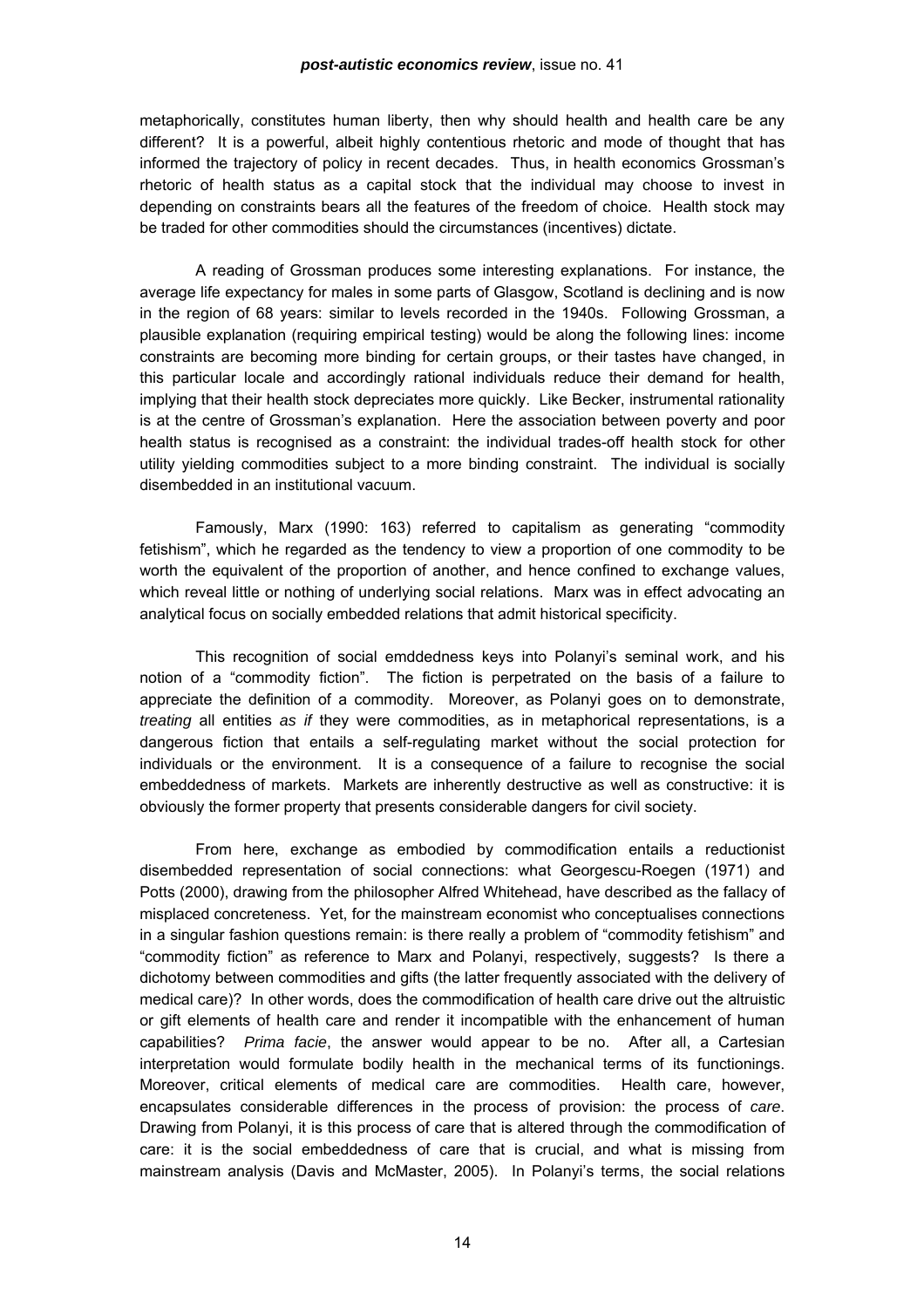metaphorically, constitutes human liberty, then why should health and health care be any different? It is a powerful, albeit highly contentious rhetoric and mode of thought that has informed the trajectory of policy in recent decades. Thus, in health economics Grossman's rhetoric of health status as a capital stock that the individual may choose to invest in depending on constraints bears all the features of the freedom of choice. Health stock may be traded for other commodities should the circumstances (incentives) dictate.

A reading of Grossman produces some interesting explanations. For instance, the average life expectancy for males in some parts of Glasgow, Scotland is declining and is now in the region of 68 years: similar to levels recorded in the 1940s. Following Grossman, a plausible explanation (requiring empirical testing) would be along the following lines: income constraints are becoming more binding for certain groups, or their tastes have changed, in this particular locale and accordingly rational individuals reduce their demand for health, implying that their health stock depreciates more quickly. Like Becker, instrumental rationality is at the centre of Grossman's explanation. Here the association between poverty and poor health status is recognised as a constraint: the individual trades-off health stock for other utility yielding commodities subject to a more binding constraint. The individual is socially disembedded in an institutional vacuum.

Famously, Marx (1990: 163) referred to capitalism as generating "commodity fetishism", which he regarded as the tendency to view a proportion of one commodity to be worth the equivalent of the proportion of another, and hence confined to exchange values, which reveal little or nothing of underlying social relations. Marx was in effect advocating an analytical focus on socially embedded relations that admit historical specificity.

This recognition of social emddedness keys into Polanyi's seminal work, and his notion of a "commodity fiction". The fiction is perpetrated on the basis of a failure to appreciate the definition of a commodity. Moreover, as Polanyi goes on to demonstrate, *treating* all entities *as if* they were commodities, as in metaphorical representations, is a dangerous fiction that entails a self-regulating market without the social protection for individuals or the environment. It is a consequence of a failure to recognise the social embeddedness of markets. Markets are inherently destructive as well as constructive: it is obviously the former property that presents considerable dangers for civil society.

From here, exchange as embodied by commodification entails a reductionist disembedded representation of social connections: what Georgescu-Roegen (1971) and Potts (2000), drawing from the philosopher Alfred Whitehead, have described as the fallacy of misplaced concreteness. Yet, for the mainstream economist who conceptualises connections in a singular fashion questions remain: is there really a problem of "commodity fetishism" and "commodity fiction" as reference to Marx and Polanyi, respectively, suggests? Is there a dichotomy between commodities and gifts (the latter frequently associated with the delivery of medical care)? In other words, does the commodification of health care drive out the altruistic or gift elements of health care and render it incompatible with the enhancement of human capabilities? *Prima facie*, the answer would appear to be no. After all, a Cartesian interpretation would formulate bodily health in the mechanical terms of its functionings. Moreover, critical elements of medical care are commodities. Health care, however, encapsulates considerable differences in the process of provision: the process of *care*. Drawing from Polanyi, it is this process of care that is altered through the commodification of care: it is the social embeddedness of care that is crucial, and what is missing from mainstream analysis (Davis and McMaster, 2005). In Polanyi's terms, the social relations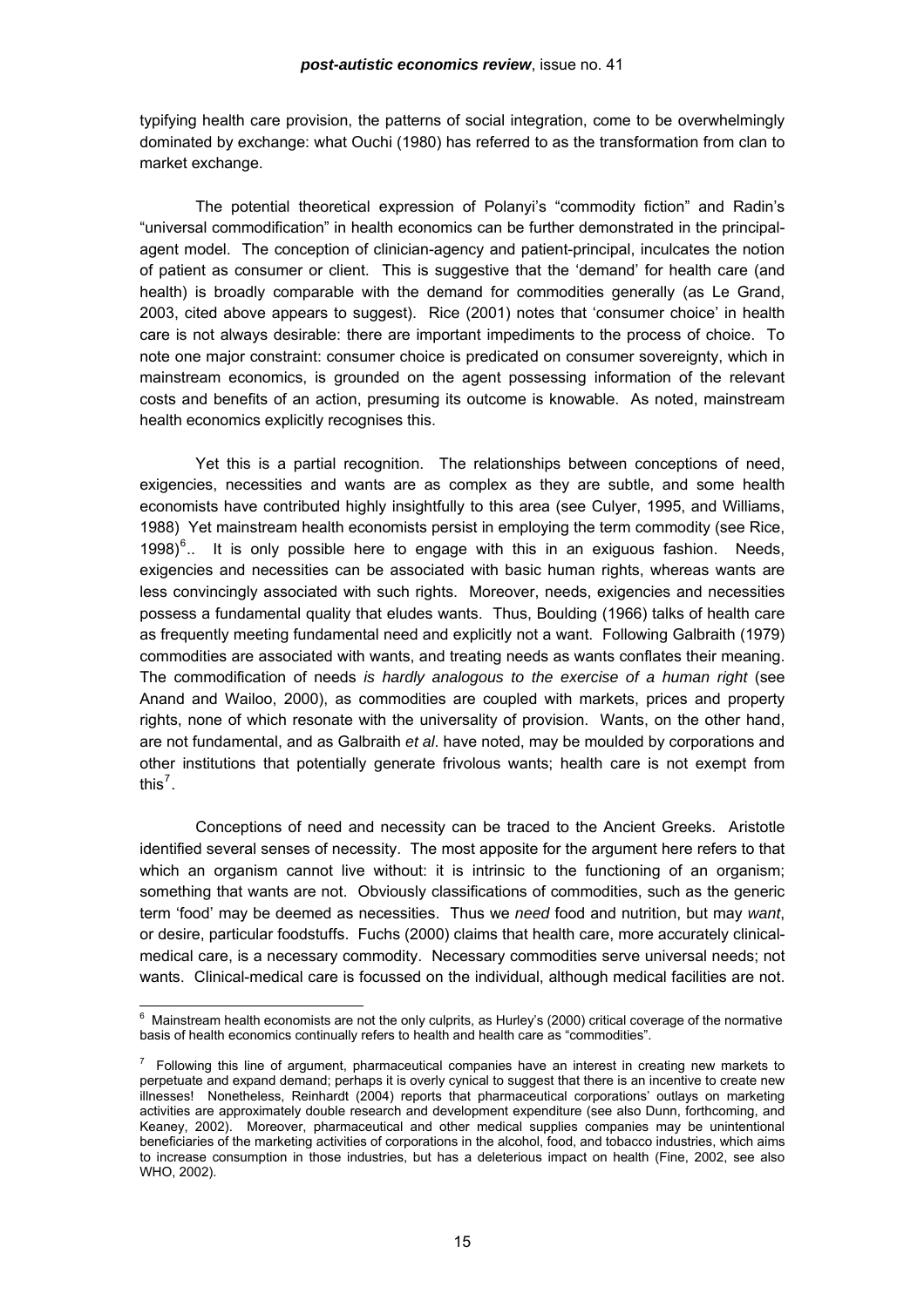typifying health care provision, the patterns of social integration, come to be overwhelmingly dominated by exchange: what Ouchi (1980) has referred to as the transformation from clan to market exchange.

The potential theoretical expression of Polanyi's "commodity fiction" and Radin's "universal commodification" in health economics can be further demonstrated in the principal-agent model. The conception of clinician-agency and patient-principal, inculcates the notion of patient as consumer or client. This is suggestive that the 'demand' for health care (and health) is broadly comparable with the demand for commodities generally (as Le Grand, 2003, cited above appears to suggest). Rice (2001) notes that 'consumer choice' in health care is not always desirable: there are important impediments to the process of choice. To note one major constraint: consumer choice is predicated on consumer sovereignty, which in mainstream economics, is grounded on the agent possessing information of the relevant costs and benefits of an action, presuming its outcome is knowable. As noted, mainstream health economics explicitly recognises this.

Yet this is a partial recognition. The relationships between conceptions of need, exigencies, necessities and wants are as complex as they are subtle, and some health economists have contributed highly insightfully to this area (see Culyer, 1995, and Williams, 1988) Yet mainstream health economists persist in employing the term commodity (see Rice, 1998)[6].. It is only possible here to engage with this in an exiguous fashion. Needs, exigencies and necessities can be associated with basic human rights, whereas wants are less convincingly associated with such rights. Moreover, needs, exigencies and necessities possess a fundamental quality that eludes wants. Thus, Boulding (1966) talks of health care as frequently meeting fundamental need and explicitly not a want. Following Galbraith (1979) commodities are associated with wants, and treating needs as wants conflates their meaning. The commodification of needs *is hardly analogous to the exercise of a human right* (see Anand and Wailoo, 2000), as commodities are coupled with markets, prices and property rights, none of which resonate with the universality of provision. Wants, on the other hand, are not fundamental, and as Galbraith *et al*. have noted, may be moulded by corporations and other institutions that potentially generate frivolous wants; health care is not exempt from this[7].

Conceptions of need and necessity can be traced to the Ancient Greeks. Aristotle identified several senses of necessity. The most apposite for the argument here refers to that which an organism cannot live without: it is intrinsic to the functioning of an organism; something that wants are not. Obviously classifications of commodities, such as the generic term 'food' may be deemed as necessities. Thus we *need* food and nutrition, but may *want*, or desire, particular foodstuffs. Fuchs (2000) claims that health care, more accurately clinical-medical care, is a necessary commodity. Necessary commodities serve universal needs; not wants. Clinical-medical care is focussed on the individual, although medical facilities are not.

---

[6] Mainstream health economists are not the only culprits, as Hurley's (2000) critical coverage of the normative basis of health economics continually refers to health and health care as "commodities".

[7] Following this line of argument, pharmaceutical companies have an interest in creating new markets to perpetuate and expand demand; perhaps it is overly cynical to suggest that there is an incentive to create new illnesses! Nonetheless, Reinhardt (2004) reports that pharmaceutical corporations' outlays on marketing activities are approximately double research and development expenditure (see also Dunn, forthcoming, and Keaney, 2002). Moreover, pharmaceutical and other medical supplies companies may be unintentional beneficiaries of the marketing activities of corporations in the alcohol, food, and tobacco industries, which aims to increase consumption in those industries, but has a deleterious impact on health (Fine, 2002, see also WHO, 2002).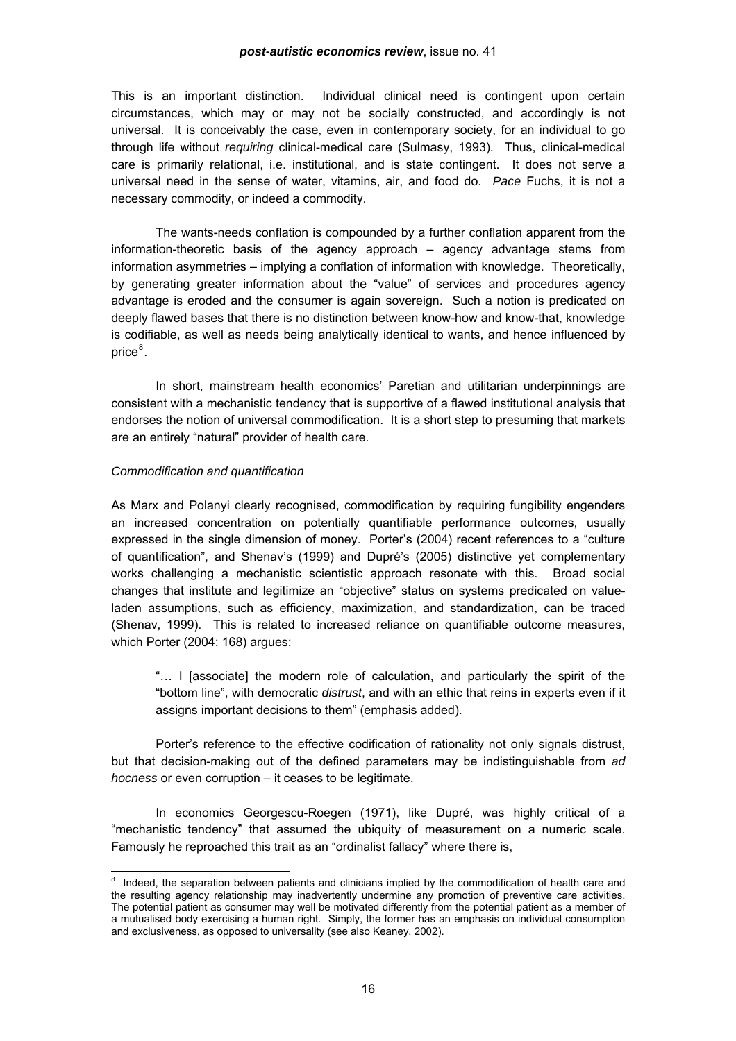This is an important distinction. Individual clinical need is contingent upon certain circumstances, which may or may not be socially constructed, and accordingly is not universal. It is conceivably the case, even in contemporary society, for an individual to go through life without *requiring* clinical-medical care (Sulmasy, 1993). Thus, clinical-medical care is primarily relational, i.e. institutional, and is state contingent. It does not serve a universal need in the sense of water, vitamins, air, and food do. *Pace* Fuchs, it is not a necessary commodity, or indeed a commodity.

The wants-needs conflation is compounded by a further conflation apparent from the information-theoretic basis of the agency approach – agency advantage stems from information asymmetries – implying a conflation of information with knowledge. Theoretically, by generating greater information about the "value" of services and procedures agency advantage is eroded and the consumer is again sovereign. Such a notion is predicated on deeply flawed bases that there is no distinction between know-how and know-that, knowledge is codifiable, as well as needs being analytically identical to wants, and hence influenced by price[8].

In short, mainstream health economics' Paretian and utilitarian underpinnings are consistent with a mechanistic tendency that is supportive of a flawed institutional analysis that endorses the notion of universal commodification. It is a short step to presuming that markets are an entirely "natural" provider of health care.

*Commodification and quantification*

As Marx and Polanyi clearly recognised, commodification by requiring fungibility engenders an increased concentration on potentially quantifiable performance outcomes, usually expressed in the single dimension of money. Porter's (2004) recent references to a "culture of quantification", and Shenav's (1999) and Dupré's (2005) distinctive yet complementary works challenging a mechanistic scientistic approach resonate with this. Broad social changes that institute and legitimize an "objective" status on systems predicated on value-laden assumptions, such as efficiency, maximization, and standardization, can be traced (Shenav, 1999). This is related to increased reliance on quantifiable outcome measures, which Porter (2004: 168) argues:

> "… I [associate] the modern role of calculation, and particularly the spirit of the "bottom line", with democratic *distrust*, and with an ethic that reins in experts even if it assigns important decisions to them" (emphasis added).

Porter's reference to the effective codification of rationality not only signals distrust, but that decision-making out of the defined parameters may be indistinguishable from *ad hocness* or even corruption – it ceases to be legitimate.

In economics Georgescu-Roegen (1971), like Dupré, was highly critical of a "mechanistic tendency" that assumed the ubiquity of measurement on a numeric scale. Famously he reproached this trait as an "ordinalist fallacy" where there is,

---

[8] Indeed, the separation between patients and clinicians implied by the commodification of health care and the resulting agency relationship may inadvertently undermine any promotion of preventive care activities. The potential patient as consumer may well be motivated differently from the potential patient as a member of a mutualised body exercising a human right. Simply, the former has an emphasis on individual consumption and exclusiveness, as opposed to universality (see also Keaney, 2002).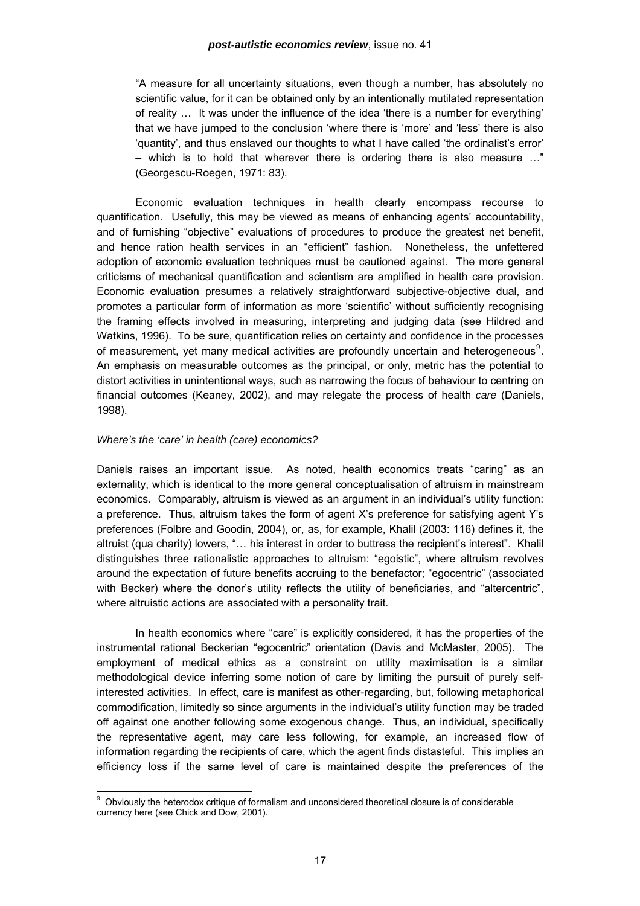> "A measure for all uncertainty situations, even though a number, has absolutely no scientific value, for it can be obtained only by an intentionally mutilated representation of reality … It was under the influence of the idea 'there is a number for everything' that we have jumped to the conclusion 'where there is 'more' and 'less' there is also 'quantity', and thus enslaved our thoughts to what I have called 'the ordinalist's error' – which is to hold that wherever there is ordering there is also measure …" (Georgescu-Roegen, 1971: 83).

Economic evaluation techniques in health clearly encompass recourse to quantification. Usefully, this may be viewed as means of enhancing agents' accountability, and of furnishing "objective" evaluations of procedures to produce the greatest net benefit, and hence ration health services in an "efficient" fashion. Nonetheless, the unfettered adoption of economic evaluation techniques must be cautioned against. The more general criticisms of mechanical quantification and scientism are amplified in health care provision. Economic evaluation presumes a relatively straightforward subjective-objective dual, and promotes a particular form of information as more 'scientific' without sufficiently recognising the framing effects involved in measuring, interpreting and judging data (see Hildred and Watkins, 1996). To be sure, quantification relies on certainty and confidence in the processes of measurement, yet many medical activities are profoundly uncertain and heterogeneous[9]. An emphasis on measurable outcomes as the principal, or only, metric has the potential to distort activities in unintentional ways, such as narrowing the focus of behaviour to centring on financial outcomes (Keaney, 2002), and may relegate the process of health *care* (Daniels, 1998).

*Where's the 'care' in health (care) economics?*

Daniels raises an important issue. As noted, health economics treats "caring" as an externality, which is identical to the more general conceptualisation of altruism in mainstream economics. Comparably, altruism is viewed as an argument in an individual's utility function: a preference. Thus, altruism takes the form of agent X's preference for satisfying agent Y's preferences (Folbre and Goodin, 2004), or, as, for example, Khalil (2003: 116) defines it, the altruist (qua charity) lowers, "… his interest in order to buttress the recipient's interest". Khalil distinguishes three rationalistic approaches to altruism: "egoistic", where altruism revolves around the expectation of future benefits accruing to the benefactor; "egocentric" (associated with Becker) where the donor's utility reflects the utility of beneficiaries, and "altercentric", where altruistic actions are associated with a personality trait.

In health economics where "care" is explicitly considered, it has the properties of the instrumental rational Beckerian "egocentric" orientation (Davis and McMaster, 2005). The employment of medical ethics as a constraint on utility maximisation is a similar methodological device inferring some notion of care by limiting the pursuit of purely self-interested activities. In effect, care is manifest as other-regarding, but, following metaphorical commodification, limitedly so since arguments in the individual's utility function may be traded off against one another following some exogenous change. Thus, an individual, specifically the representative agent, may care less following, for example, an increased flow of information regarding the recipients of care, which the agent finds distasteful. This implies an efficiency loss if the same level of care is maintained despite the preferences of the

---

[9] Obviously the heterodox critique of formalism and unconsidered theoretical closure is of considerable currency here (see Chick and Dow, 2001).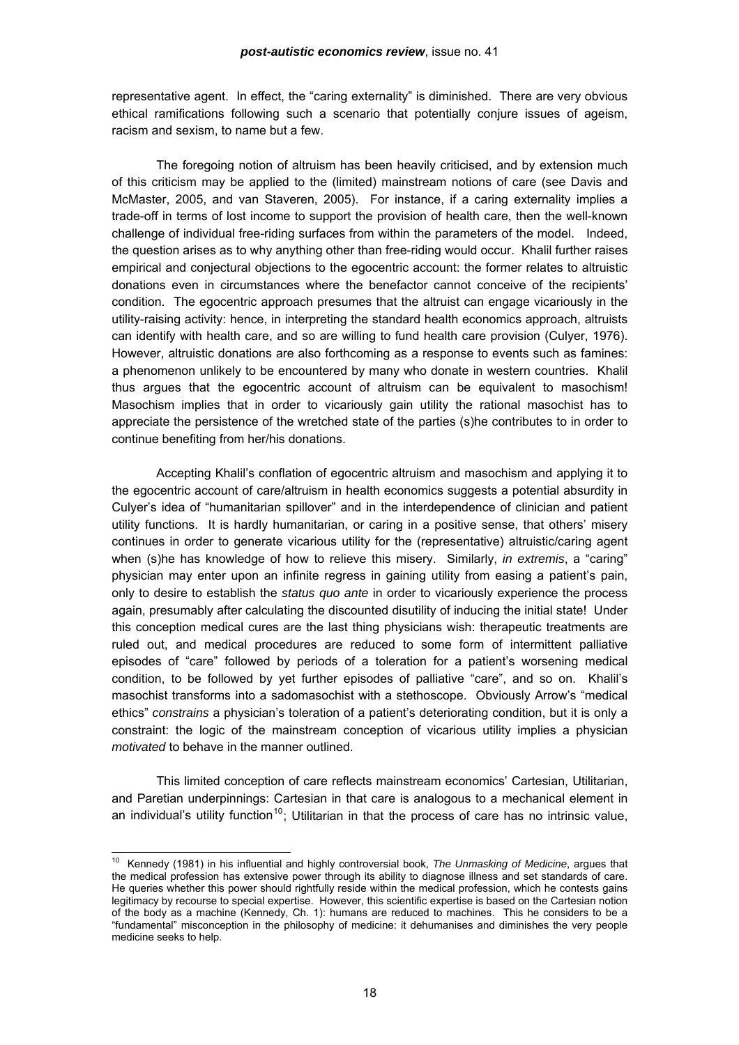representative agent. In effect, the "caring externality" is diminished. There are very obvious ethical ramifications following such a scenario that potentially conjure issues of ageism, racism and sexism, to name but a few.

The foregoing notion of altruism has been heavily criticised, and by extension much of this criticism may be applied to the (limited) mainstream notions of care (see Davis and McMaster, 2005, and van Staveren, 2005). For instance, if a caring externality implies a trade-off in terms of lost income to support the provision of health care, then the well-known challenge of individual free-riding surfaces from within the parameters of the model. Indeed, the question arises as to why anything other than free-riding would occur. Khalil further raises empirical and conjectural objections to the egocentric account: the former relates to altruistic donations even in circumstances where the benefactor cannot conceive of the recipients' condition. The egocentric approach presumes that the altruist can engage vicariously in the utility-raising activity: hence, in interpreting the standard health economics approach, altruists can identify with health care, and so are willing to fund health care provision (Culyer, 1976). However, altruistic donations are also forthcoming as a response to events such as famines: a phenomenon unlikely to be encountered by many who donate in western countries. Khalil thus argues that the egocentric account of altruism can be equivalent to masochism! Masochism implies that in order to vicariously gain utility the rational masochist has to appreciate the persistence of the wretched state of the parties (s)he contributes to in order to continue benefiting from her/his donations.

Accepting Khalil's conflation of egocentric altruism and masochism and applying it to the egocentric account of care/altruism in health economics suggests a potential absurdity in Culyer's idea of "humanitarian spillover" and in the interdependence of clinician and patient utility functions. It is hardly humanitarian, or caring in a positive sense, that others' misery continues in order to generate vicarious utility for the (representative) altruistic/caring agent when (s)he has knowledge of how to relieve this misery. Similarly, *in extremis*, a "caring" physician may enter upon an infinite regress in gaining utility from easing a patient's pain, only to desire to establish the *status quo ante* in order to vicariously experience the process again, presumably after calculating the discounted disutility of inducing the initial state! Under this conception medical cures are the last thing physicians wish: therapeutic treatments are ruled out, and medical procedures are reduced to some form of intermittent palliative episodes of "care" followed by periods of a toleration for a patient's worsening medical condition, to be followed by yet further episodes of palliative "care", and so on. Khalil's masochist transforms into a sadomasochist with a stethoscope. Obviously Arrow's "medical ethics" *constrains* a physician's toleration of a patient's deteriorating condition, but it is only a constraint: the logic of the mainstream conception of vicarious utility implies a physician *motivated* to behave in the manner outlined.

This limited conception of care reflects mainstream economics' Cartesian, Utilitarian, and Paretian underpinnings: Cartesian in that care is analogous to a mechanical element in an individual's utility function[10]; Utilitarian in that the process of care has no intrinsic value,

---

[10] Kennedy (1981) in his influential and highly controversial book, *The Unmasking of Medicine*, argues that the medical profession has extensive power through its ability to diagnose illness and set standards of care. He queries whether this power should rightfully reside within the medical profession, which he contests gains legitimacy by recourse to special expertise. However, this scientific expertise is based on the Cartesian notion of the body as a machine (Kennedy, Ch. 1): humans are reduced to machines. This he considers to be a "fundamental" misconception in the philosophy of medicine: it dehumanises and diminishes the very people medicine seeks to help.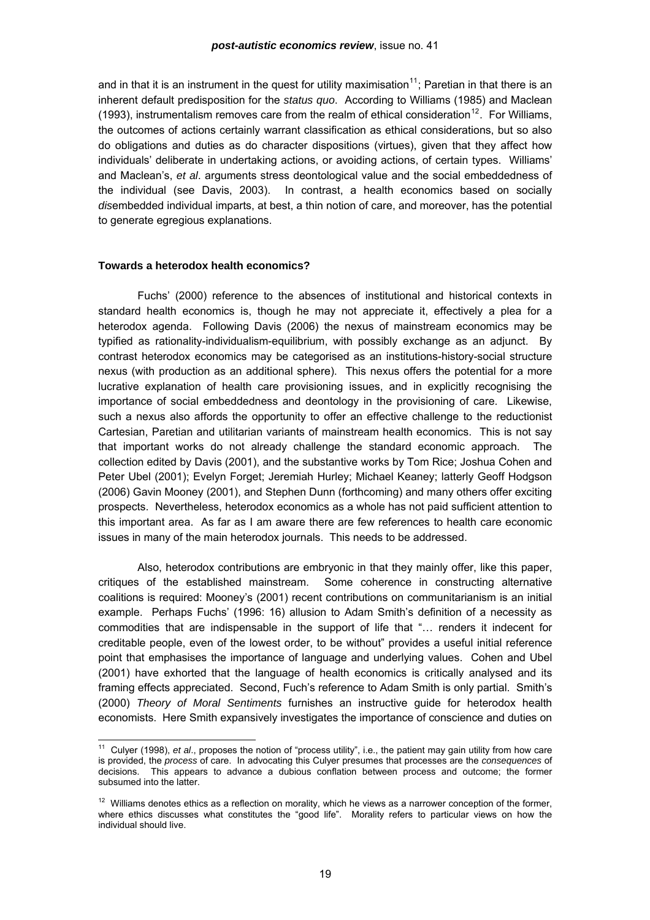and in that it is an instrument in the quest for utility maximisation[11]; Paretian in that there is an inherent default predisposition for the *status quo*. According to Williams (1985) and Maclean (1993), instrumentalism removes care from the realm of ethical consideration[12]. For Williams, the outcomes of actions certainly warrant classification as ethical considerations, but so also do obligations and duties as do character dispositions (virtues), given that they affect how individuals' deliberate in undertaking actions, or avoiding actions, of certain types. Williams' and Maclean's, *et al*. arguments stress deontological value and the social embeddedness of the individual (see Davis, 2003). In contrast, a health economics based on socially *dis*embedded individual imparts, at best, a thin notion of care, and moreover, has the potential to generate egregious explanations.

### Towards a heterodox health economics?

Fuchs' (2000) reference to the absences of institutional and historical contexts in standard health economics is, though he may not appreciate it, effectively a plea for a heterodox agenda. Following Davis (2006) the nexus of mainstream economics may be typified as rationality-individualism-equilibrium, with possibly exchange as an adjunct. By contrast heterodox economics may be categorised as an institutions-history-social structure nexus (with production as an additional sphere). This nexus offers the potential for a more lucrative explanation of health care provisioning issues, and in explicitly recognising the importance of social embeddedness and deontology in the provisioning of care. Likewise, such a nexus also affords the opportunity to offer an effective challenge to the reductionist Cartesian, Paretian and utilitarian variants of mainstream health economics. This is not say that important works do not already challenge the standard economic approach. The collection edited by Davis (2001), and the substantive works by Tom Rice; Joshua Cohen and Peter Ubel (2001); Evelyn Forget; Jeremiah Hurley; Michael Keaney; latterly Geoff Hodgson (2006) Gavin Mooney (2001), and Stephen Dunn (forthcoming) and many others offer exciting prospects. Nevertheless, heterodox economics as a whole has not paid sufficient attention to this important area. As far as I am aware there are few references to health care economic issues in many of the main heterodox journals. This needs to be addressed.

Also, heterodox contributions are embryonic in that they mainly offer, like this paper, critiques of the established mainstream. Some coherence in constructing alternative coalitions is required: Mooney's (2001) recent contributions on communitarianism is an initial example. Perhaps Fuchs' (1996: 16) allusion to Adam Smith's definition of a necessity as commodities that are indispensable in the support of life that "… renders it indecent for creditable people, even of the lowest order, to be without" provides a useful initial reference point that emphasises the importance of language and underlying values. Cohen and Ubel (2001) have exhorted that the language of health economics is critically analysed and its framing effects appreciated. Second, Fuch's reference to Adam Smith is only partial. Smith's (2000) *Theory of Moral Sentiments* furnishes an instructive guide for heterodox health economists. Here Smith expansively investigates the importance of conscience and duties on

---

[11] Culyer (1998), *et al*., proposes the notion of "process utility", i.e., the patient may gain utility from how care is provided, the *process* of care. In advocating this Culyer presumes that processes are the *consequences* of decisions. This appears to advance a dubious conflation between process and outcome; the former subsumed into the latter.

[12] Williams denotes ethics as a reflection on morality, which he views as a narrower conception of the former, where ethics discusses what constitutes the "good life". Morality refers to particular views on how the individual should live.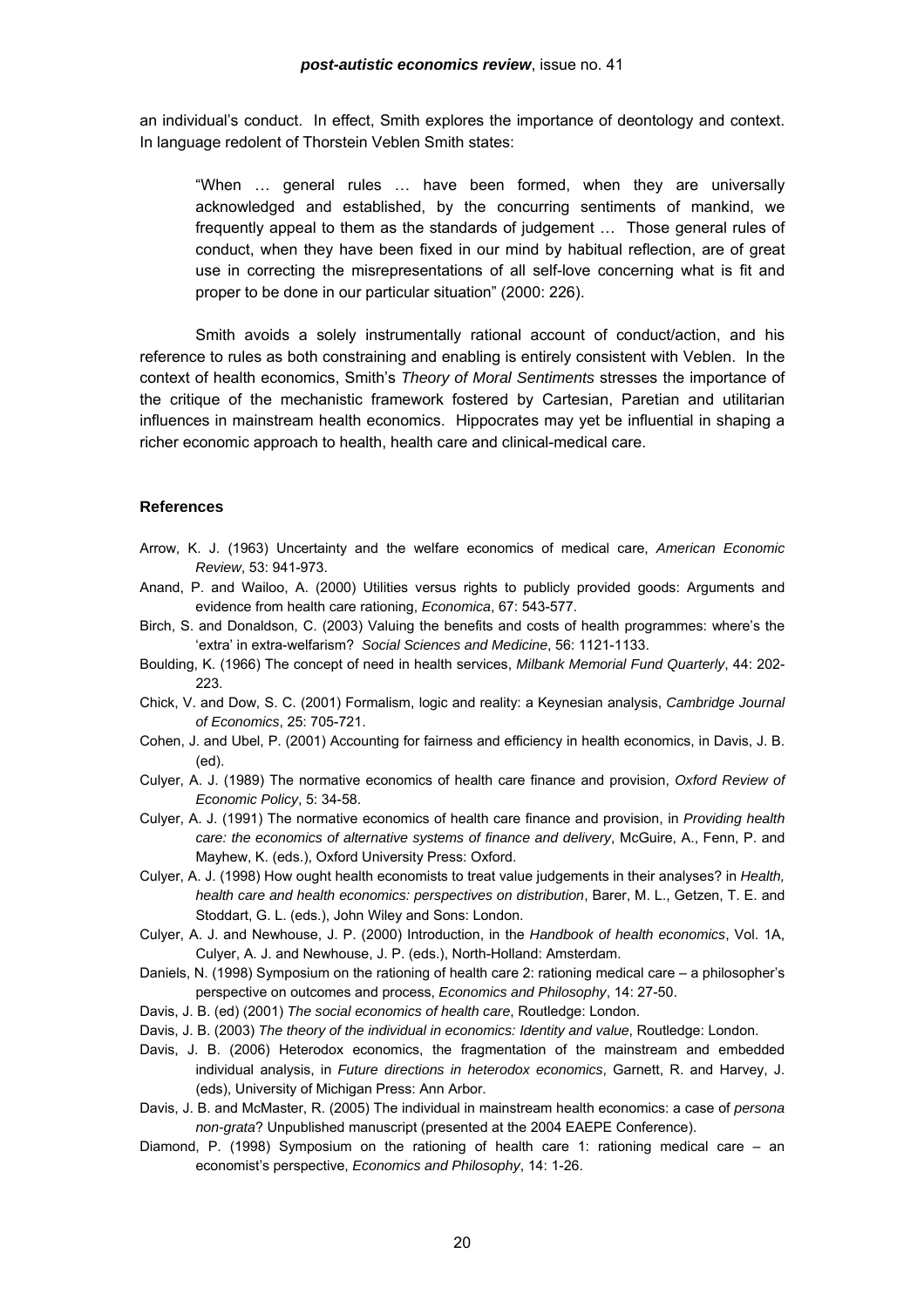an individual's conduct. In effect, Smith explores the importance of deontology and context. In language redolent of Thorstein Veblen Smith states:

> "When … general rules … have been formed, when they are universally acknowledged and established, by the concurring sentiments of mankind, we frequently appeal to them as the standards of judgement … Those general rules of conduct, when they have been fixed in our mind by habitual reflection, are of great use in correcting the misrepresentations of all self-love concerning what is fit and proper to be done in our particular situation" (2000: 226).

Smith avoids a solely instrumentally rational account of conduct/action, and his reference to rules as both constraining and enabling is entirely consistent with Veblen. In the context of health economics, Smith's *Theory of Moral Sentiments* stresses the importance of the critique of the mechanistic framework fostered by Cartesian, Paretian and utilitarian influences in mainstream health economics. Hippocrates may yet be influential in shaping a richer economic approach to health, health care and clinical-medical care.

### References

Arrow, K. J. (1963) Uncertainty and the welfare economics of medical care, *American Economic Review*, 53: 941-973.

Anand, P. and Wailoo, A. (2000) Utilities versus rights to publicly provided goods: Arguments and evidence from health care rationing, *Economica*, 67: 543-577.

Birch, S. and Donaldson, C. (2003) Valuing the benefits and costs of health programmes: where's the 'extra' in extra-welfarism? *Social Sciences and Medicine*, 56: 1121-1133.

Boulding, K. (1966) The concept of need in health services, *Milbank Memorial Fund Quarterly*, 44: 202-223.

Chick, V. and Dow, S. C. (2001) Formalism, logic and reality: a Keynesian analysis, *Cambridge Journal of Economics*, 25: 705-721.

Cohen, J. and Ubel, P. (2001) Accounting for fairness and efficiency in health economics, in Davis, J. B. (ed).

Culyer, A. J. (1989) The normative economics of health care finance and provision, *Oxford Review of Economic Policy*, 5: 34-58.

Culyer, A. J. (1991) The normative economics of health care finance and provision, in *Providing health care: the economics of alternative systems of finance and delivery*, McGuire, A., Fenn, P. and Mayhew, K. (eds.), Oxford University Press: Oxford.

Culyer, A. J. (1998) How ought health economists to treat value judgements in their analyses? in *Health, health care and health economics: perspectives on distribution*, Barer, M. L., Getzen, T. E. and Stoddart, G. L. (eds.), John Wiley and Sons: London.

Culyer, A. J. and Newhouse, J. P. (2000) Introduction, in the *Handbook of health economics*, Vol. 1A, Culyer, A. J. and Newhouse, J. P. (eds.), North-Holland: Amsterdam.

Daniels, N. (1998) Symposium on the rationing of health care 2: rationing medical care – a philosopher's perspective on outcomes and process, *Economics and Philosophy*, 14: 27-50.

Davis, J. B. (ed) (2001) *The social economics of health care*, Routledge: London.

Davis, J. B. (2003) *The theory of the individual in economics: Identity and value*, Routledge: London.

Davis, J. B. (2006) Heterodox economics, the fragmentation of the mainstream and embedded individual analysis, in *Future directions in heterodox economics*, Garnett, R. and Harvey, J. (eds), University of Michigan Press: Ann Arbor.

Davis, J. B. and McMaster, R. (2005) The individual in mainstream health economics: a case of *persona non-grata*? Unpublished manuscript (presented at the 2004 EAEPE Conference).

Diamond, P. (1998) Symposium on the rationing of health care 1: rationing medical care – an economist's perspective, *Economics and Philosophy*, 14: 1-26.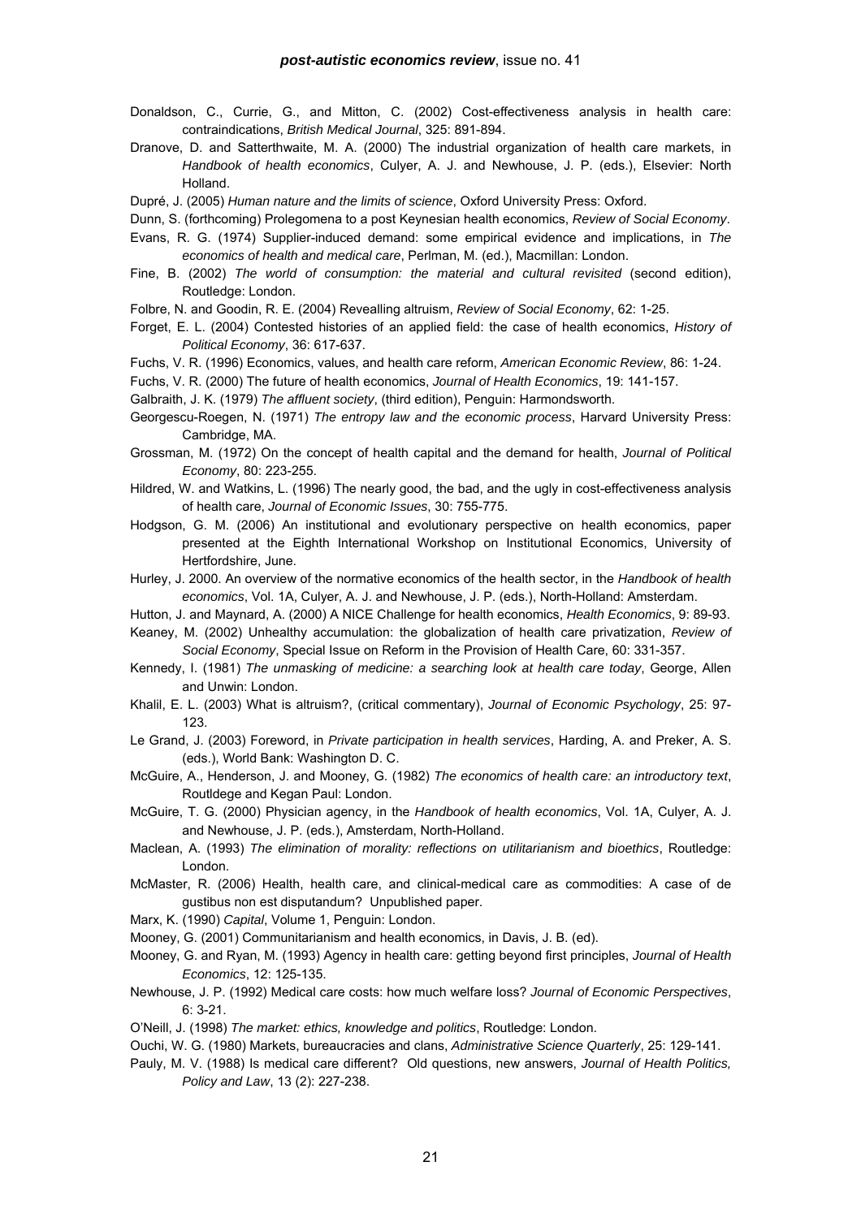Donaldson, C., Currie, G., and Mitton, C. (2002) Cost-effectiveness analysis in health care: contraindications, *British Medical Journal*, 325: 891-894.

Dranove, D. and Satterthwaite, M. A. (2000) The industrial organization of health care markets, in *Handbook of health economics*, Culyer, A. J. and Newhouse, J. P. (eds.), Elsevier: North Holland.

Dupré, J. (2005) *Human nature and the limits of science*, Oxford University Press: Oxford.

Dunn, S. (forthcoming) Prolegomena to a post Keynesian health economics, *Review of Social Economy*.

Evans, R. G. (1974) Supplier-induced demand: some empirical evidence and implications, in *The economics of health and medical care*, Perlman, M. (ed.), Macmillan: London.

Fine, B. (2002) *The world of consumption: the material and cultural revisited* (second edition), Routledge: London.

Folbre, N. and Goodin, R. E. (2004) Revealling altruism, *Review of Social Economy*, 62: 1-25.

Forget, E. L. (2004) Contested histories of an applied field: the case of health economics, *History of Political Economy*, 36: 617-637.

Fuchs, V. R. (1996) Economics, values, and health care reform, *American Economic Review*, 86: 1-24.

Fuchs, V. R. (2000) The future of health economics, *Journal of Health Economics*, 19: 141-157.

Galbraith, J. K. (1979) *The affluent society*, (third edition), Penguin: Harmondsworth.

Georgescu-Roegen, N. (1971) *The entropy law and the economic process*, Harvard University Press: Cambridge, MA.

Grossman, M. (1972) On the concept of health capital and the demand for health, *Journal of Political Economy*, 80: 223-255.

Hildred, W. and Watkins, L. (1996) The nearly good, the bad, and the ugly in cost-effectiveness analysis of health care, *Journal of Economic Issues*, 30: 755-775.

Hodgson, G. M. (2006) An institutional and evolutionary perspective on health economics, paper presented at the Eighth International Workshop on Institutional Economics, University of Hertfordshire, June.

Hurley, J. 2000. An overview of the normative economics of the health sector, in the *Handbook of health economics*, Vol. 1A, Culyer, A. J. and Newhouse, J. P. (eds.), North-Holland: Amsterdam.

Hutton, J. and Maynard, A. (2000) A NICE Challenge for health economics, *Health Economics*, 9: 89-93.

Keaney, M. (2002) Unhealthy accumulation: the globalization of health care privatization, *Review of Social Economy*, Special Issue on Reform in the Provision of Health Care, 60: 331-357.

Kennedy, I. (1981) *The unmasking of medicine: a searching look at health care today*, George, Allen and Unwin: London.

Khalil, E. L. (2003) What is altruism?, (critical commentary), *Journal of Economic Psychology*, 25: 97-123.

Le Grand, J. (2003) Foreword, in *Private participation in health services*, Harding, A. and Preker, A. S. (eds.), World Bank: Washington D. C.

McGuire, A., Henderson, J. and Mooney, G. (1982) *The economics of health care: an introductory text*, Routldege and Kegan Paul: London.

McGuire, T. G. (2000) Physician agency, in the *Handbook of health economics*, Vol. 1A, Culyer, A. J. and Newhouse, J. P. (eds.), Amsterdam, North-Holland.

Maclean, A. (1993) *The elimination of morality: reflections on utilitarianism and bioethics*, Routledge: London.

McMaster, R. (2006) Health, health care, and clinical-medical care as commodities: A case of de gustibus non est disputandum? Unpublished paper.

Marx, K. (1990) *Capital*, Volume 1, Penguin: London.

Mooney, G. (2001) Communitarianism and health economics, in Davis, J. B. (ed).

Mooney, G. and Ryan, M. (1993) Agency in health care: getting beyond first principles, *Journal of Health Economics*, 12: 125-135.

Newhouse, J. P. (1992) Medical care costs: how much welfare loss? *Journal of Economic Perspectives*, 6: 3-21.

O'Neill, J. (1998) *The market: ethics, knowledge and politics*, Routledge: London.

Ouchi, W. G. (1980) Markets, bureaucracies and clans, *Administrative Science Quarterly*, 25: 129-141.

Pauly, M. V. (1988) Is medical care different? Old questions, new answers, *Journal of Health Politics, Policy and Law*, 13 (2): 227-238.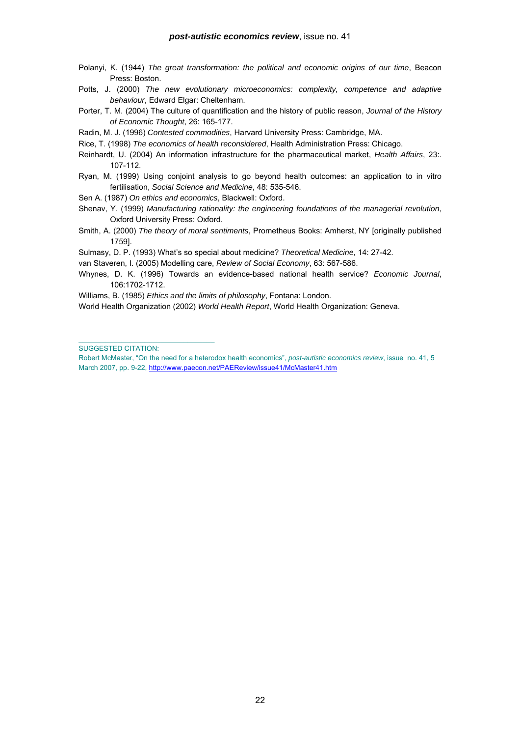Polanyi, K. (1944) *The great transformation: the political and economic origins of our time*, Beacon Press: Boston.

Potts, J. (2000) *The new evolutionary microeconomics: complexity, competence and adaptive behaviour*, Edward Elgar: Cheltenham.

Porter, T. M. (2004) The culture of quantification and the history of public reason, *Journal of the History of Economic Thought*, 26: 165-177.

Radin, M. J. (1996) *Contested commodities*, Harvard University Press: Cambridge, MA.

Rice, T. (1998) *The economics of health reconsidered*, Health Administration Press: Chicago.

Reinhardt, U. (2004) An information infrastructure for the pharmaceutical market, *Health Affairs*, 23:. 107-112.

Ryan, M. (1999) Using conjoint analysis to go beyond health outcomes: an application to in vitro fertilisation, *Social Science and Medicine*, 48: 535-546.

Sen A. (1987) *On ethics and economics*, Blackwell: Oxford.

Shenav, Y. (1999) *Manufacturing rationality: the engineering foundations of the managerial revolution*, Oxford University Press: Oxford.

Smith, A. (2000) *The theory of moral sentiments*, Prometheus Books: Amherst, NY [originally published 1759].

Sulmasy, D. P. (1993) What's so special about medicine? *Theoretical Medicine*, 14: 27-42.

van Staveren, I. (2005) Modelling care, *Review of Social Economy*, 63: 567-586.

Whynes, D. K. (1996) Towards an evidence-based national health service? *Economic Journal*, 106:1702-1712.

Williams, B. (1985) *Ethics and the limits of philosophy*, Fontana: London.

World Health Organization (2002) *World Health Report*, World Health Organization: Geneva.

---

SUGGESTED CITATION:

Robert McMaster, "On the need for a heterodox health economics", *post-autistic economics review*, issue no. 41, 5 March 2007, pp. 9-22, http://www.paecon.net/PAEReview/issue41/McMaster41.htm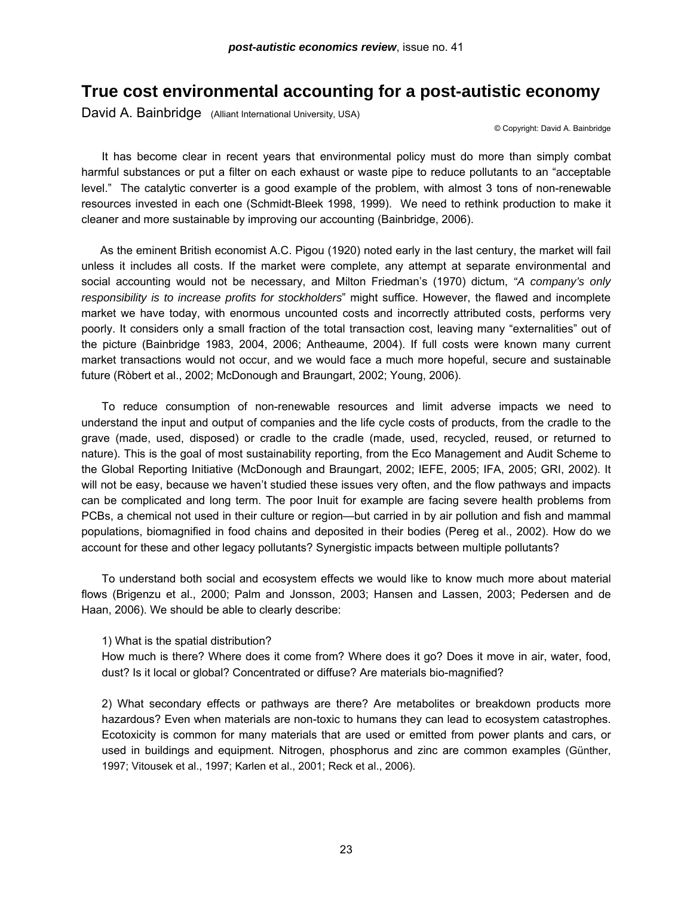# True cost environmental accounting for a post-autistic economy

David A. Bainbridge (Alliant International University, USA)

© Copyright: David A. Bainbridge

It has become clear in recent years that environmental policy must do more than simply combat harmful substances or put a filter on each exhaust or waste pipe to reduce pollutants to an "acceptable level." The catalytic converter is a good example of the problem, with almost 3 tons of non-renewable resources invested in each one (Schmidt-Bleek 1998, 1999). We need to rethink production to make it cleaner and more sustainable by improving our accounting (Bainbridge, 2006).

As the eminent British economist A.C. Pigou (1920) noted early in the last century, the market will fail unless it includes all costs. If the market were complete, any attempt at separate environmental and social accounting would not be necessary, and Milton Friedman's (1970) dictum, *"A company's only responsibility is to increase profits for stockholders"* might suffice. However, the flawed and incomplete market we have today, with enormous uncounted costs and incorrectly attributed costs, performs very poorly. It considers only a small fraction of the total transaction cost, leaving many "externalities" out of the picture (Bainbridge 1983, 2004, 2006; Antheaume, 2004). If full costs were known many current market transactions would not occur, and we would face a much more hopeful, secure and sustainable future (Ròbert et al., 2002; McDonough and Braungart, 2002; Young, 2006).

To reduce consumption of non-renewable resources and limit adverse impacts we need to understand the input and output of companies and the life cycle costs of products, from the cradle to the grave (made, used, disposed) or cradle to the cradle (made, used, recycled, reused, or returned to nature). This is the goal of most sustainability reporting, from the Eco Management and Audit Scheme to the Global Reporting Initiative (McDonough and Braungart, 2002; IEFE, 2005; IFA, 2005; GRI, 2002). It will not be easy, because we haven't studied these issues very often, and the flow pathways and impacts can be complicated and long term. The poor Inuit for example are facing severe health problems from PCBs, a chemical not used in their culture or region—but carried in by air pollution and fish and mammal populations, biomagnified in food chains and deposited in their bodies (Pereg et al., 2002). How do we account for these and other legacy pollutants? Synergistic impacts between multiple pollutants?

To understand both social and ecosystem effects we would like to know much more about material flows (Brigenzu et al., 2000; Palm and Jonsson, 2003; Hansen and Lassen, 2003; Pedersen and de Haan, 2006). We should be able to clearly describe:

1) What is the spatial distribution?
How much is there? Where does it come from? Where does it go? Does it move in air, water, food, dust? Is it local or global? Concentrated or diffuse? Are materials bio-magnified?

2) What secondary effects or pathways are there? Are metabolites or breakdown products more hazardous? Even when materials are non-toxic to humans they can lead to ecosystem catastrophes. Ecotoxicity is common for many materials that are used or emitted from power plants and cars, or used in buildings and equipment. Nitrogen, phosphorus and zinc are common examples (Günther, 1997; Vitousek et al., 1997; Karlen et al., 2001; Reck et al., 2006).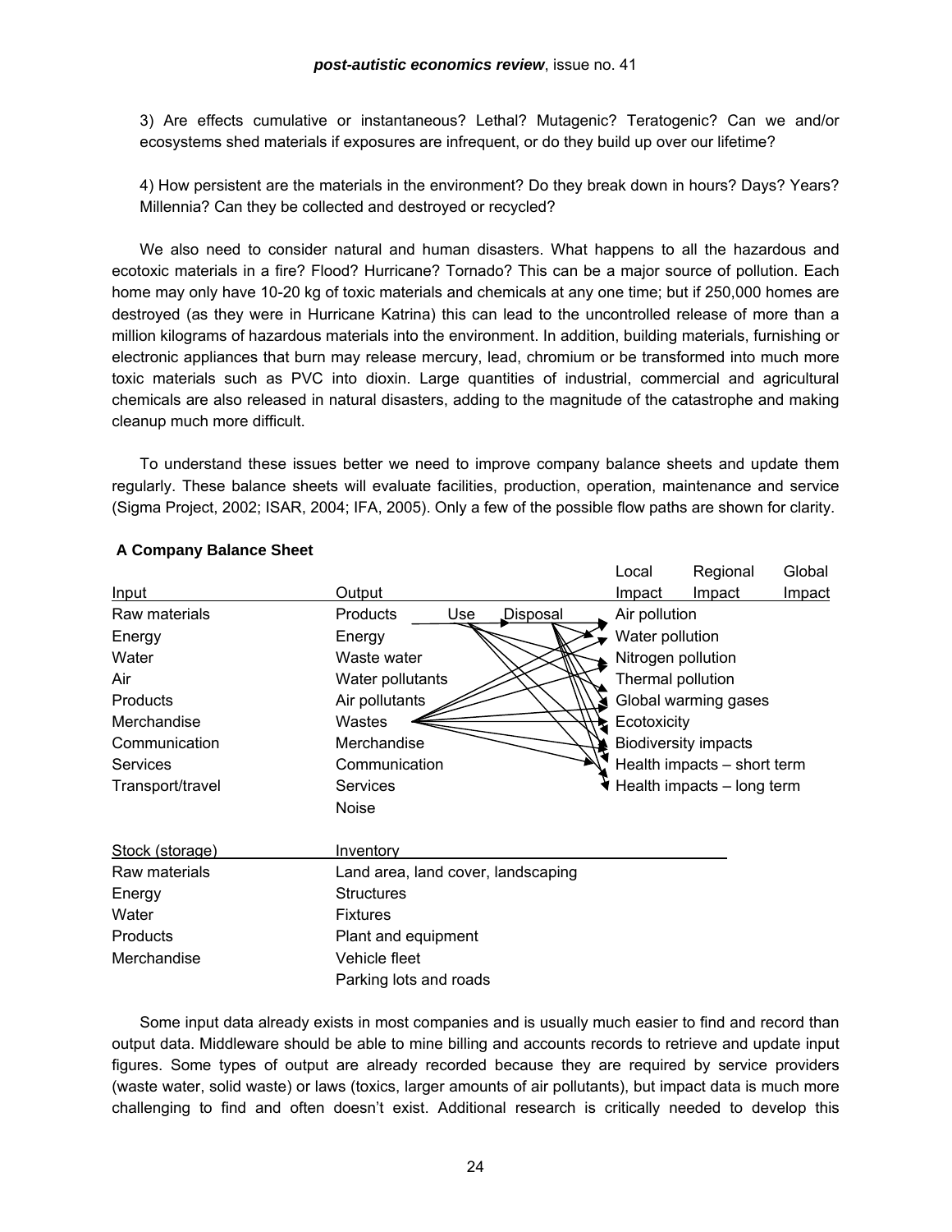3) Are effects cumulative or instantaneous? Lethal? Mutagenic? Teratogenic? Can we and/or ecosystems shed materials if exposures are infrequent, or do they build up over our lifetime?

4) How persistent are the materials in the environment? Do they break down in hours? Days? Years? Millennia? Can they be collected and destroyed or recycled?

We also need to consider natural and human disasters. What happens to all the hazardous and ecotoxic materials in a fire? Flood? Hurricane? Tornado? This can be a major source of pollution. Each home may only have 10-20 kg of toxic materials and chemicals at any one time; but if 250,000 homes are destroyed (as they were in Hurricane Katrina) this can lead to the uncontrolled release of more than a million kilograms of hazardous materials into the environment. In addition, building materials, furnishing or electronic appliances that burn may release mercury, lead, chromium or be transformed into much more toxic materials such as PVC into dioxin. Large quantities of industrial, commercial and agricultural chemicals are also released in natural disasters, adding to the magnitude of the catastrophe and making cleanup much more difficult.

To understand these issues better we need to improve company balance sheets and update them regularly. These balance sheets will evaluate facilities, production, operation, maintenance and service (Sigma Project, 2002; ISAR, 2004; IFA, 2005). Only a few of the possible flow paths are shown for clarity.

**A Company Balance Sheet**

| Input | Output | | | Local Impact / Regional Impact / Global Impact |
|---|---|---|---|---|
| Raw materials | Products | Use | Disposal | Air pollution |
| Energy | Energy | | | Water pollution |
| Water | Waste water | | | Nitrogen pollution |
| Air | Water pollutants | | | Thermal pollution |
| Products | Air pollutants | | | Global warming gases |
| Merchandise | Wastes | | | Ecotoxicity |
| Communication | Merchandise | | | Biodiversity impacts |
| Services | Communication | | | Health impacts – short term |
| Transport/travel | Services | | | Health impacts – long term |
| | Noise | | | |

| Stock (storage) | Inventory |
|---|---|
| Raw materials | Land area, land cover, landscaping |
| Energy | Structures |
| Water | Fixtures |
| Products | Plant and equipment |
| Merchandise | Vehicle fleet |
| | Parking lots and roads |

Some input data already exists in most companies and is usually much easier to find and record than output data. Middleware should be able to mine billing and accounts records to retrieve and update input figures. Some types of output are already recorded because they are required by service providers (waste water, solid waste) or laws (toxics, larger amounts of air pollutants), but impact data is much more challenging to find and often doesn't exist. Additional research is critically needed to develop this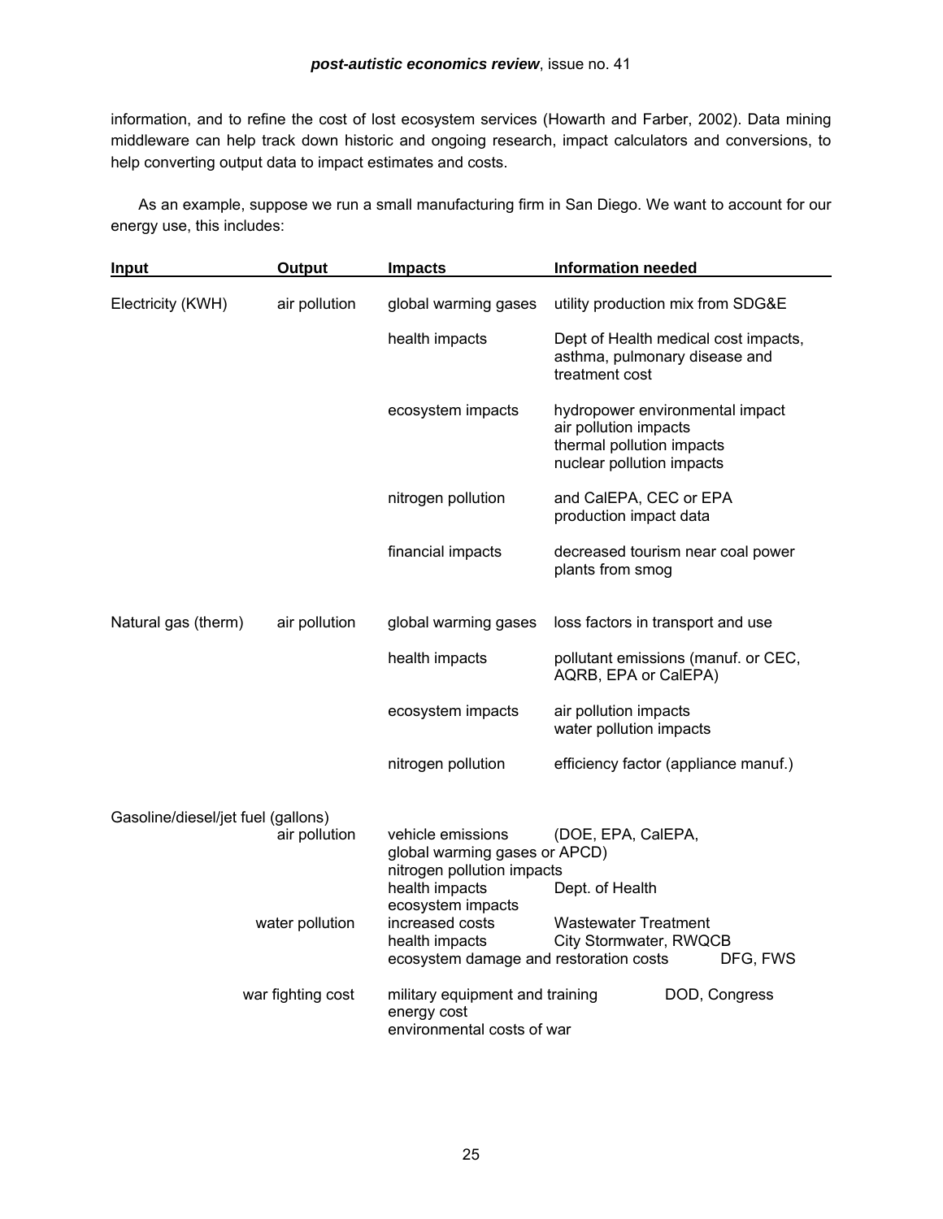information, and to refine the cost of lost ecosystem services (Howarth and Farber, 2002). Data mining middleware can help track down historic and ongoing research, impact calculators and conversions, to help converting output data to impact estimates and costs.

As an example, suppose we run a small manufacturing firm in San Diego. We want to account for our energy use, this includes:

| Input | Output | Impacts | Information needed |
|---|---|---|---|
| Electricity (KWH) | air pollution | global warming gases | utility production mix from SDG&E |
| | | health impacts | Dept of Health medical cost impacts, asthma, pulmonary disease and treatment cost |
| | | ecosystem impacts | hydropower environmental impact<br>air pollution impacts<br>thermal pollution impacts<br>nuclear pollution impacts |
| | | nitrogen pollution | and CalEPA, CEC or EPA production impact data |
| | | financial impacts | decreased tourism near coal power plants from smog |
| Natural gas (therm) | air pollution | global warming gases | loss factors in transport and use |
| | | health impacts | pollutant emissions (manuf. or CEC, AQRB, EPA or CalEPA) |
| | | ecosystem impacts | air pollution impacts<br>water pollution impacts |
| | | nitrogen pollution | efficiency factor (appliance manuf.) |
| Gasoline/diesel/jet fuel (gallons) | | | |
| | air pollution | vehicle emissions<br>global warming gases<br>nitrogen pollution impacts | (DOE, EPA, CalEPA, or APCD) |
| | | health impacts<br>ecosystem impacts | Dept. of Health |
| | water pollution | increased costs | Wastewater Treatment |
| | | health impacts | City Stormwater, RWQCB |
| | | ecosystem damage and restoration costs | DFG, FWS |
| | war fighting cost | military equipment and training<br>energy cost<br>environmental costs of war | DOD, Congress |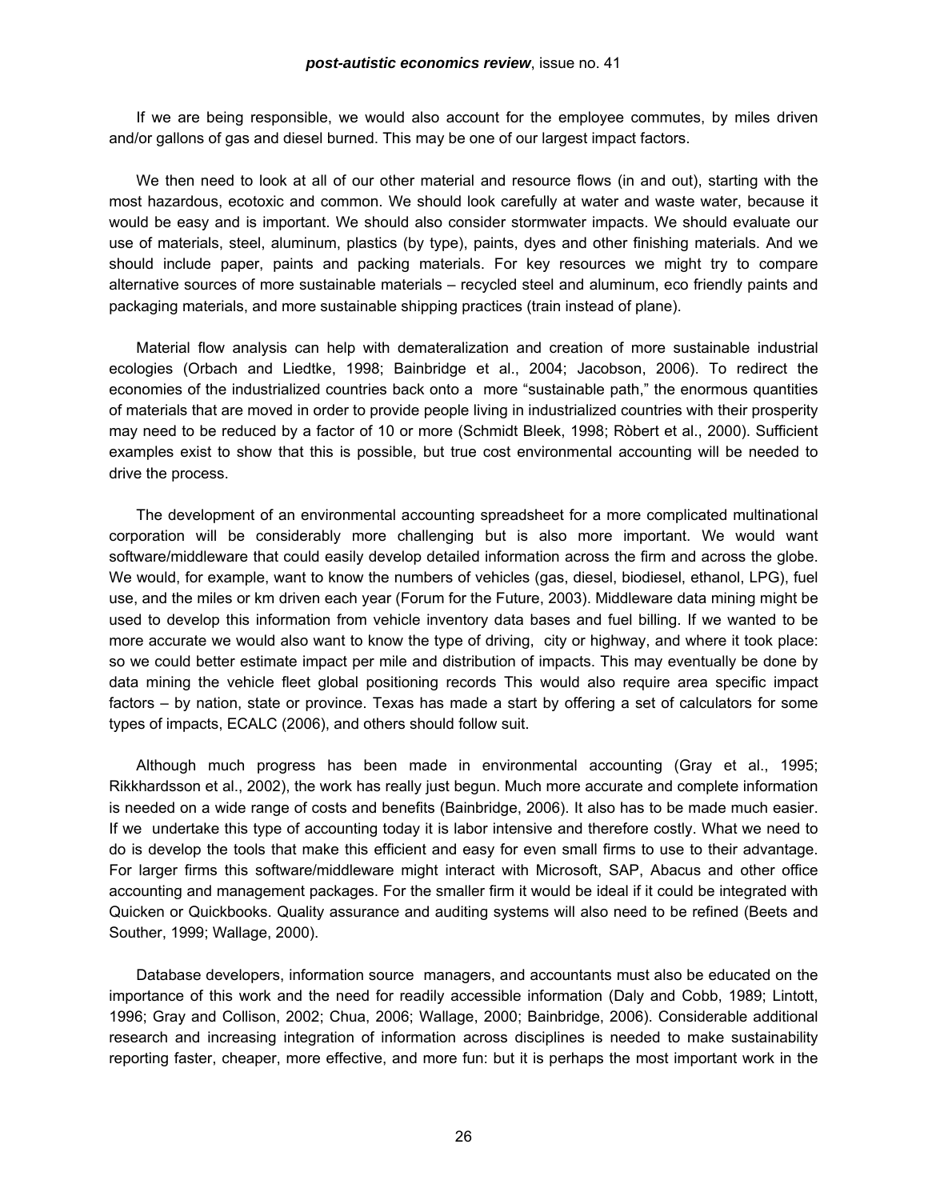If we are being responsible, we would also account for the employee commutes, by miles driven and/or gallons of gas and diesel burned. This may be one of our largest impact factors.

We then need to look at all of our other material and resource flows (in and out), starting with the most hazardous, ecotoxic and common. We should look carefully at water and waste water, because it would be easy and is important. We should also consider stormwater impacts. We should evaluate our use of materials, steel, aluminum, plastics (by type), paints, dyes and other finishing materials. And we should include paper, paints and packing materials. For key resources we might try to compare alternative sources of more sustainable materials – recycled steel and aluminum, eco friendly paints and packaging materials, and more sustainable shipping practices (train instead of plane).

Material flow analysis can help with demateralization and creation of more sustainable industrial ecologies (Orbach and Liedtke, 1998; Bainbridge et al., 2004; Jacobson, 2006). To redirect the economies of the industrialized countries back onto a more "sustainable path," the enormous quantities of materials that are moved in order to provide people living in industrialized countries with their prosperity may need to be reduced by a factor of 10 or more (Schmidt Bleek, 1998; Ròbert et al., 2000). Sufficient examples exist to show that this is possible, but true cost environmental accounting will be needed to drive the process.

The development of an environmental accounting spreadsheet for a more complicated multinational corporation will be considerably more challenging but is also more important. We would want software/middleware that could easily develop detailed information across the firm and across the globe. We would, for example, want to know the numbers of vehicles (gas, diesel, biodiesel, ethanol, LPG), fuel use, and the miles or km driven each year (Forum for the Future, 2003). Middleware data mining might be used to develop this information from vehicle inventory data bases and fuel billing. If we wanted to be more accurate we would also want to know the type of driving, city or highway, and where it took place: so we could better estimate impact per mile and distribution of impacts. This may eventually be done by data mining the vehicle fleet global positioning records This would also require area specific impact factors – by nation, state or province. Texas has made a start by offering a set of calculators for some types of impacts, ECALC (2006), and others should follow suit.

Although much progress has been made in environmental accounting (Gray et al., 1995; Rikkhardsson et al., 2002), the work has really just begun. Much more accurate and complete information is needed on a wide range of costs and benefits (Bainbridge, 2006). It also has to be made much easier. If we undertake this type of accounting today it is labor intensive and therefore costly. What we need to do is develop the tools that make this efficient and easy for even small firms to use to their advantage. For larger firms this software/middleware might interact with Microsoft, SAP, Abacus and other office accounting and management packages. For the smaller firm it would be ideal if it could be integrated with Quicken or Quickbooks. Quality assurance and auditing systems will also need to be refined (Beets and Souther, 1999; Wallage, 2000).

Database developers, information source managers, and accountants must also be educated on the importance of this work and the need for readily accessible information (Daly and Cobb, 1989; Lintott, 1996; Gray and Collison, 2002; Chua, 2006; Wallage, 2000; Bainbridge, 2006). Considerable additional research and increasing integration of information across disciplines is needed to make sustainability reporting faster, cheaper, more effective, and more fun: but it is perhaps the most important work in the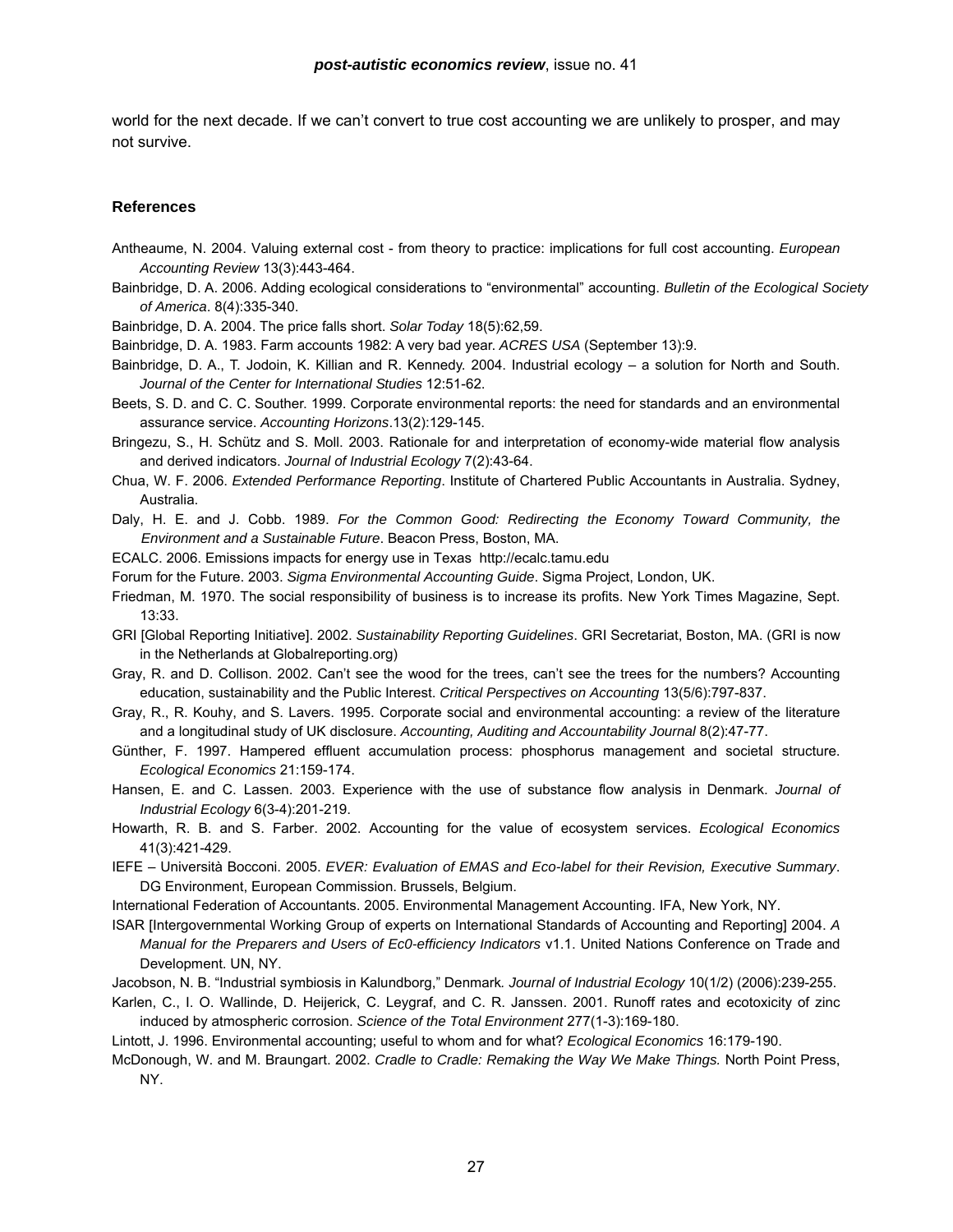world for the next decade. If we can't convert to true cost accounting we are unlikely to prosper, and may not survive.

### References

Antheaume, N. 2004. Valuing external cost - from theory to practice: implications for full cost accounting. *European Accounting Review* 13(3):443-464.

Bainbridge, D. A. 2006. Adding ecological considerations to "environmental" accounting. *Bulletin of the Ecological Society of America*. 8(4):335-340.

Bainbridge, D. A. 2004. The price falls short. *Solar Today* 18(5):62,59.

Bainbridge, D. A. 1983. Farm accounts 1982: A very bad year. *ACRES USA* (September 13):9.

Bainbridge, D. A., T. Jodoin, K. Killian and R. Kennedy. 2004. Industrial ecology – a solution for North and South. *Journal of the Center for International Studies* 12:51-62.

Beets, S. D. and C. C. Souther. 1999. Corporate environmental reports: the need for standards and an environmental assurance service. *Accounting Horizons*.13(2):129-145.

Bringezu, S., H. Schütz and S. Moll. 2003. Rationale for and interpretation of economy-wide material flow analysis and derived indicators. *Journal of Industrial Ecology* 7(2):43-64.

Chua, W. F. 2006. *Extended Performance Reporting*. Institute of Chartered Public Accountants in Australia. Sydney, Australia.

Daly, H. E. and J. Cobb. 1989. *For the Common Good: Redirecting the Economy Toward Community, the Environment and a Sustainable Future*. Beacon Press, Boston, MA.

ECALC. 2006. Emissions impacts for energy use in Texas http://ecalc.tamu.edu

Forum for the Future. 2003. *Sigma Environmental Accounting Guide*. Sigma Project, London, UK.

Friedman, M. 1970. The social responsibility of business is to increase its profits. New York Times Magazine, Sept. 13:33.

GRI [Global Reporting Initiative]. 2002. *Sustainability Reporting Guidelines*. GRI Secretariat, Boston, MA. (GRI is now in the Netherlands at Globalreporting.org)

Gray, R. and D. Collison. 2002. Can't see the wood for the trees, can't see the trees for the numbers? Accounting education, sustainability and the Public Interest. *Critical Perspectives on Accounting* 13(5/6):797-837.

Gray, R., R. Kouhy, and S. Lavers. 1995. Corporate social and environmental accounting: a review of the literature and a longitudinal study of UK disclosure. *Accounting, Auditing and Accountability Journal* 8(2):47-77.

Günther, F. 1997. Hampered effluent accumulation process: phosphorus management and societal structure. *Ecological Economics* 21:159-174.

Hansen, E. and C. Lassen. 2003. Experience with the use of substance flow analysis in Denmark. *Journal of Industrial Ecology* 6(3-4):201-219.

Howarth, R. B. and S. Farber. 2002. Accounting for the value of ecosystem services. *Ecological Economics* 41(3):421-429.

IEFE – Università Bocconi. 2005. *EVER: Evaluation of EMAS and Eco-label for their Revision, Executive Summary*. DG Environment, European Commission. Brussels, Belgium.

International Federation of Accountants. 2005. Environmental Management Accounting. IFA, New York, NY.

ISAR [Intergovernmental Working Group of experts on International Standards of Accounting and Reporting] 2004. *A Manual for the Preparers and Users of Ec0-efficiency Indicators* v1.1. United Nations Conference on Trade and Development. UN, NY.

Jacobson, N. B. "Industrial symbiosis in Kalundborg," Denmark*. Journal of Industrial Ecology* 10(1/2) (2006):239-255.

Karlen, C., I. O. Wallinde, D. Heijerick, C. Leygraf, and C. R. Janssen. 2001. Runoff rates and ecotoxicity of zinc induced by atmospheric corrosion. *Science of the Total Environment* 277(1-3):169-180.

Lintott, J. 1996. Environmental accounting; useful to whom and for what? *Ecological Economics* 16:179-190.

McDonough, W. and M. Braungart. 2002. *Cradle to Cradle: Remaking the Way We Make Things.* North Point Press, NY.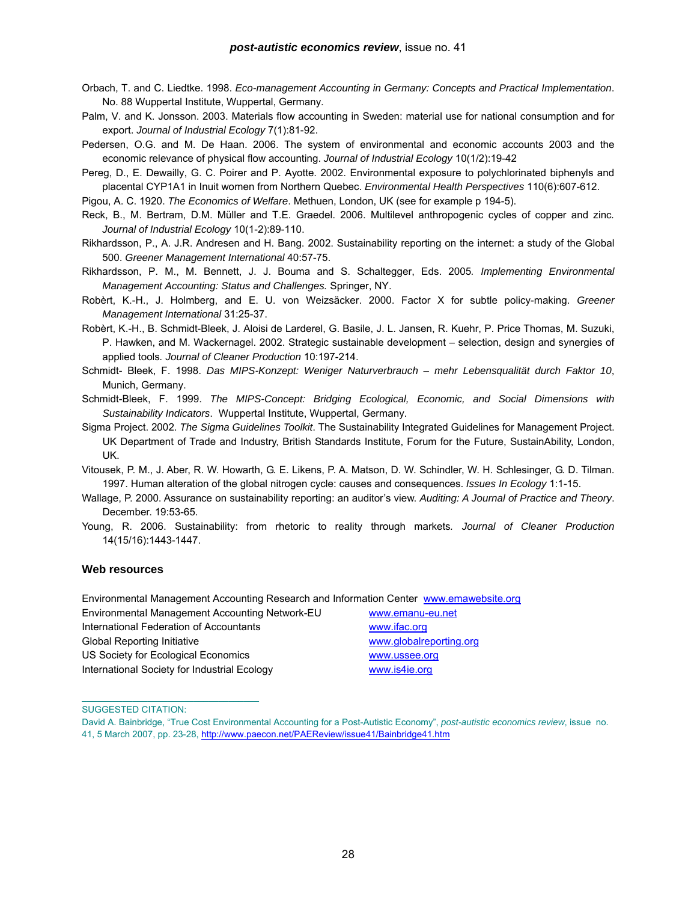Orbach, T. and C. Liedtke. 1998. *Eco-management Accounting in Germany: Concepts and Practical Implementation*. No. 88 Wuppertal Institute, Wuppertal, Germany.

Palm, V. and K. Jonsson. 2003. Materials flow accounting in Sweden: material use for national consumption and for export. *Journal of Industrial Ecology* 7(1):81-92.

Pedersen, O.G. and M. De Haan. 2006. The system of environmental and economic accounts 2003 and the economic relevance of physical flow accounting. *Journal of Industrial Ecology* 10(1/2):19-42

Pereg, D., E. Dewailly, G. C. Poirer and P. Ayotte. 2002. Environmental exposure to polychlorinated biphenyls and placental CYP1A1 in Inuit women from Northern Quebec. *Environmental Health Perspectives* 110(6):607-612.

Pigou, A. C. 1920. *The Economics of Welfare*. Methuen, London, UK (see for example p 194-5).

Reck, B., M. Bertram, D.M. Müller and T.E. Graedel. 2006. Multilevel anthropogenic cycles of copper and zinc. *Journal of Industrial Ecology* 10(1-2):89-110.

Rikhardsson, P., A. J.R. Andresen and H. Bang. 2002. Sustainability reporting on the internet: a study of the Global 500. *Greener Management International* 40:57-75.

Rikhardsson, P. M., M. Bennett, J. J. Bouma and S. Schaltegger, Eds. 2005. *Implementing Environmental Management Accounting: Status and Challenges.* Springer, NY.

Robèrt, K.-H., J. Holmberg, and E. U. von Weizsäcker. 2000. Factor X for subtle policy-making. *Greener Management International* 31:25-37.

Robèrt, K.-H., B. Schmidt-Bleek, J. Aloisi de Larderel, G. Basile, J. L. Jansen, R. Kuehr, P. Price Thomas, M. Suzuki, P. Hawken, and M. Wackernagel. 2002. Strategic sustainable development – selection, design and synergies of applied tools. *Journal of Cleaner Production* 10:197-214.

Schmidt- Bleek, F. 1998. *Das MIPS-Konzept: Weniger Naturverbrauch – mehr Lebensqualität durch Faktor 10*, Munich, Germany.

Schmidt-Bleek, F. 1999. *The MIPS-Concept: Bridging Ecological, Economic, and Social Dimensions with Sustainability Indicators*. Wuppertal Institute, Wuppertal, Germany.

Sigma Project. 2002. *The Sigma Guidelines Toolkit*. The Sustainability Integrated Guidelines for Management Project. UK Department of Trade and Industry, British Standards Institute, Forum for the Future, SustainAbility, London, UK.

Vitousek, P. M., J. Aber, R. W. Howarth, G. E. Likens, P. A. Matson, D. W. Schindler, W. H. Schlesinger, G. D. Tilman. 1997. Human alteration of the global nitrogen cycle: causes and consequences. *Issues In Ecology* 1:1-15.

Wallage, P. 2000. Assurance on sustainability reporting: an auditor's view. *Auditing: A Journal of Practice and Theory*. December. 19:53-65.

Young, R. 2006. Sustainability: from rhetoric to reality through markets. *Journal of Cleaner Production* 14(15/16):1443-1447.

### Web resources

| | |
|---|---|
| Environmental Management Accounting Research and Information Center | www.emawebsite.org |
| Environmental Management Accounting Network-EU | www.emanu-eu.net |
| International Federation of Accountants | www.ifac.org |
| Global Reporting Initiative | www.globalreporting.org |
| US Society for Ecological Economics | www.ussee.org |
| International Society for Industrial Ecology | www.is4ie.org |

---

SUGGESTED CITATION:

David A. Bainbridge, "True Cost Environmental Accounting for a Post-Autistic Economy", *post-autistic economics review*, issue no. 41, 5 March 2007, pp. 23-28, http://www.paecon.net/PAEReview/issue41/Bainbridge41.htm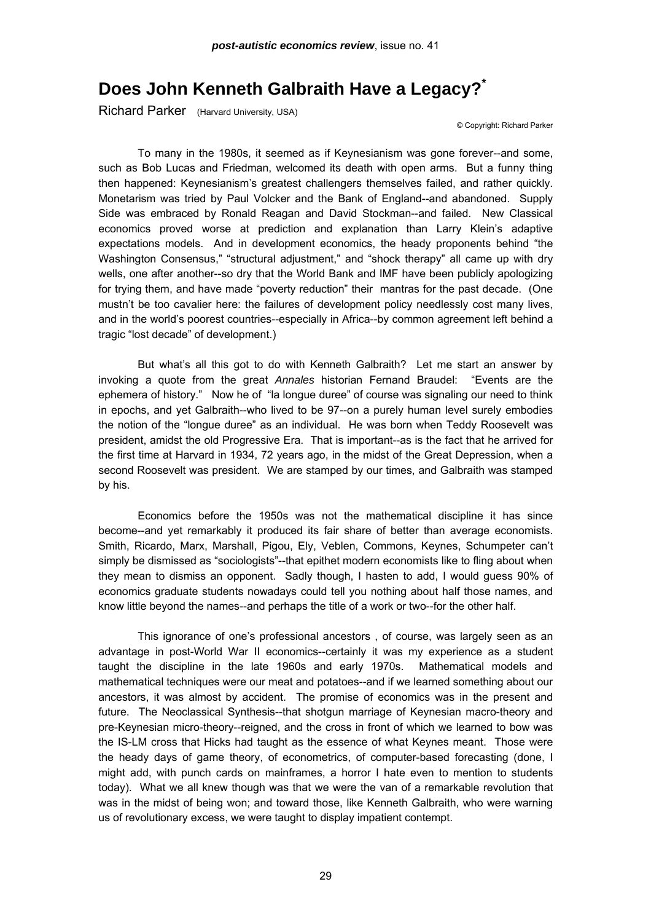# Does John Kenneth Galbraith Have a Legacy?[*]

Richard Parker (Harvard University, USA)

© Copyright: Richard Parker

To many in the 1980s, it seemed as if Keynesianism was gone forever--and some, such as Bob Lucas and Friedman, welcomed its death with open arms. But a funny thing then happened: Keynesianism's greatest challengers themselves failed, and rather quickly. Monetarism was tried by Paul Volcker and the Bank of England--and abandoned. Supply Side was embraced by Ronald Reagan and David Stockman--and failed. New Classical economics proved worse at prediction and explanation than Larry Klein's adaptive expectations models. And in development economics, the heady proponents behind "the Washington Consensus," "structural adjustment," and "shock therapy" all came up with dry wells, one after another--so dry that the World Bank and IMF have been publicly apologizing for trying them, and have made "poverty reduction" their mantras for the past decade. (One mustn't be too cavalier here: the failures of development policy needlessly cost many lives, and in the world's poorest countries--especially in Africa--by common agreement left behind a tragic "lost decade" of development.)

But what's all this got to do with Kenneth Galbraith? Let me start an answer by invoking a quote from the great *Annales* historian Fernand Braudel: "Events are the ephemera of history." Now he of "la longue duree" of course was signaling our need to think in epochs, and yet Galbraith--who lived to be 97--on a purely human level surely embodies the notion of the "longue duree" as an individual. He was born when Teddy Roosevelt was president, amidst the old Progressive Era. That is important--as is the fact that he arrived for the first time at Harvard in 1934, 72 years ago, in the midst of the Great Depression, when a second Roosevelt was president. We are stamped by our times, and Galbraith was stamped by his.

Economics before the 1950s was not the mathematical discipline it has since become--and yet remarkably it produced its fair share of better than average economists. Smith, Ricardo, Marx, Marshall, Pigou, Ely, Veblen, Commons, Keynes, Schumpeter can't simply be dismissed as "sociologists"--that epithet modern economists like to fling about when they mean to dismiss an opponent. Sadly though, I hasten to add, I would guess 90% of economics graduate students nowadays could tell you nothing about half those names, and know little beyond the names--and perhaps the title of a work or two--for the other half.

This ignorance of one's professional ancestors , of course, was largely seen as an advantage in post-World War II economics--certainly it was my experience as a student taught the discipline in the late 1960s and early 1970s. Mathematical models and mathematical techniques were our meat and potatoes--and if we learned something about our ancestors, it was almost by accident. The promise of economics was in the present and future. The Neoclassical Synthesis--that shotgun marriage of Keynesian macro-theory and pre-Keynesian micro-theory--reigned, and the cross in front of which we learned to bow was the IS-LM cross that Hicks had taught as the essence of what Keynes meant. Those were the heady days of game theory, of econometrics, of computer-based forecasting (done, I might add, with punch cards on mainframes, a horror I hate even to mention to students today). What we all knew though was that we were the van of a remarkable revolution that was in the midst of being won; and toward those, like Kenneth Galbraith, who were warning us of revolutionary excess, we were taught to display impatient contempt.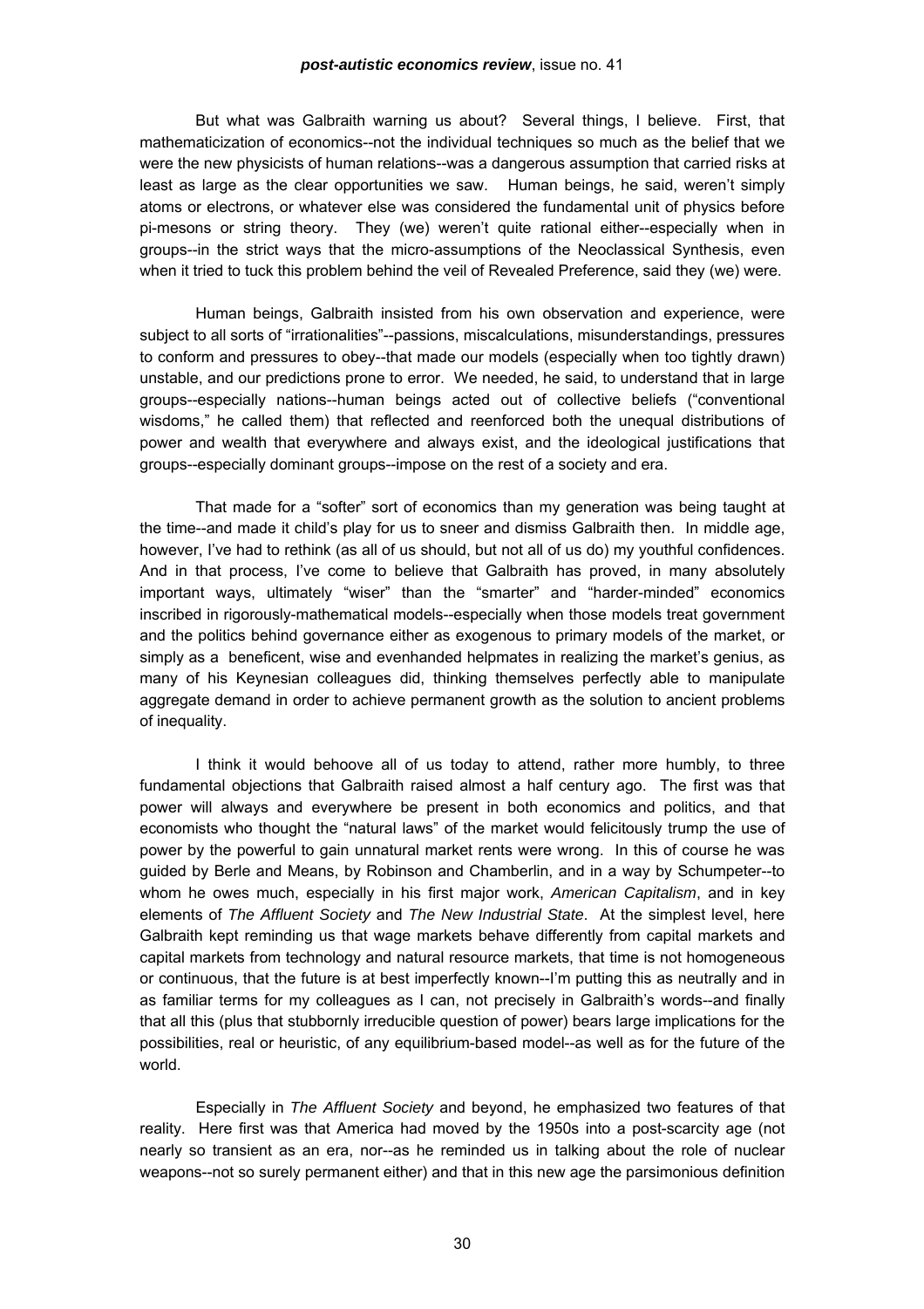But what was Galbraith warning us about? Several things, I believe. First, that mathematicization of economics--not the individual techniques so much as the belief that we were the new physicists of human relations--was a dangerous assumption that carried risks at least as large as the clear opportunities we saw. Human beings, he said, weren't simply atoms or electrons, or whatever else was considered the fundamental unit of physics before pi-mesons or string theory. They (we) weren't quite rational either--especially when in groups--in the strict ways that the micro-assumptions of the Neoclassical Synthesis, even when it tried to tuck this problem behind the veil of Revealed Preference, said they (we) were.

Human beings, Galbraith insisted from his own observation and experience, were subject to all sorts of "irrationalities"--passions, miscalculations, misunderstandings, pressures to conform and pressures to obey--that made our models (especially when too tightly drawn) unstable, and our predictions prone to error. We needed, he said, to understand that in large groups--especially nations--human beings acted out of collective beliefs ("conventional wisdoms," he called them) that reflected and reenforced both the unequal distributions of power and wealth that everywhere and always exist, and the ideological justifications that groups--especially dominant groups--impose on the rest of a society and era.

That made for a "softer" sort of economics than my generation was being taught at the time--and made it child's play for us to sneer and dismiss Galbraith then. In middle age, however, I've had to rethink (as all of us should, but not all of us do) my youthful confidences. And in that process, I've come to believe that Galbraith has proved, in many absolutely important ways, ultimately "wiser" than the "smarter" and "harder-minded" economics inscribed in rigorously-mathematical models--especially when those models treat government and the politics behind governance either as exogenous to primary models of the market, or simply as a beneficent, wise and evenhanded helpmates in realizing the market's genius, as many of his Keynesian colleagues did, thinking themselves perfectly able to manipulate aggregate demand in order to achieve permanent growth as the solution to ancient problems of inequality.

I think it would behoove all of us today to attend, rather more humbly, to three fundamental objections that Galbraith raised almost a half century ago. The first was that power will always and everywhere be present in both economics and politics, and that economists who thought the "natural laws" of the market would felicitously trump the use of power by the powerful to gain unnatural market rents were wrong. In this of course he was guided by Berle and Means, by Robinson and Chamberlin, and in a way by Schumpeter--to whom he owes much, especially in his first major work, *American Capitalism*, and in key elements of *The Affluent Society* and *The New Industrial State*. At the simplest level, here Galbraith kept reminding us that wage markets behave differently from capital markets and capital markets from technology and natural resource markets, that time is not homogeneous or continuous, that the future is at best imperfectly known--I'm putting this as neutrally and in as familiar terms for my colleagues as I can, not precisely in Galbraith's words--and finally that all this (plus that stubbornly irreducible question of power) bears large implications for the possibilities, real or heuristic, of any equilibrium-based model--as well as for the future of the world.

Especially in *The Affluent Society* and beyond, he emphasized two features of that reality. Here first was that America had moved by the 1950s into a post-scarcity age (not nearly so transient as an era, nor--as he reminded us in talking about the role of nuclear weapons--not so surely permanent either) and that in this new age the parsimonious definition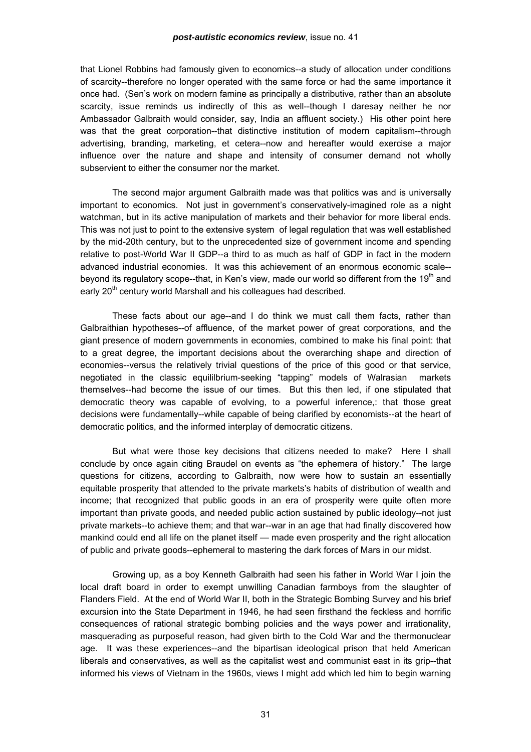that Lionel Robbins had famously given to economics--a study of allocation under conditions of scarcity--therefore no longer operated with the same force or had the same importance it once had. (Sen's work on modern famine as principally a distributive, rather than an absolute scarcity, issue reminds us indirectly of this as well--though I daresay neither he nor Ambassador Galbraith would consider, say, India an affluent society.) His other point here was that the great corporation--that distinctive institution of modern capitalism--through advertising, branding, marketing, et cetera--now and hereafter would exercise a major influence over the nature and shape and intensity of consumer demand not wholly subservient to either the consumer nor the market.

The second major argument Galbraith made was that politics was and is universally important to economics. Not just in government's conservatively-imagined role as a night watchman, but in its active manipulation of markets and their behavior for more liberal ends. This was not just to point to the extensive system of legal regulation that was well established by the mid-20th century, but to the unprecedented size of government income and spending relative to post-World War II GDP--a third to as much as half of GDP in fact in the modern advanced industrial economies. It was this achievement of an enormous economic scale--beyond its regulatory scope--that, in Ken's view, made our world so different from the 19th and early 20th century world Marshall and his colleagues had described.

These facts about our age--and I do think we must call them facts, rather than Galbraithian hypotheses--of affluence, of the market power of great corporations, and the giant presence of modern governments in economies, combined to make his final point: that to a great degree, the important decisions about the overarching shape and direction of economies--versus the relatively trivial questions of the price of this good or that service, negotiated in the classic equililbrium-seeking "tapping" models of Walrasian markets themselves--had become the issue of our times. But this then led, if one stipulated that democratic theory was capable of evolving, to a powerful inference,: that those great decisions were fundamentally--while capable of being clarified by economists--at the heart of democratic politics, and the informed interplay of democratic citizens.

But what were those key decisions that citizens needed to make? Here I shall conclude by once again citing Braudel on events as "the ephemera of history." The large questions for citizens, according to Galbraith, now were how to sustain an essentially equitable prosperity that attended to the private markets's habits of distribution of wealth and income; that recognized that public goods in an era of prosperity were quite often more important than private goods, and needed public action sustained by public ideology--not just private markets--to achieve them; and that war--war in an age that had finally discovered how mankind could end all life on the planet itself — made even prosperity and the right allocation of public and private goods--ephemeral to mastering the dark forces of Mars in our midst.

Growing up, as a boy Kenneth Galbraith had seen his father in World War I join the local draft board in order to exempt unwilling Canadian farmboys from the slaughter of Flanders Field. At the end of World War II, both in the Strategic Bombing Survey and his brief excursion into the State Department in 1946, he had seen firsthand the feckless and horrific consequences of rational strategic bombing policies and the ways power and irrationality, masquerading as purposeful reason, had given birth to the Cold War and the thermonuclear age. It was these experiences--and the bipartisan ideological prison that held American liberals and conservatives, as well as the capitalist west and communist east in its grip--that informed his views of Vietnam in the 1960s, views I might add which led him to begin warning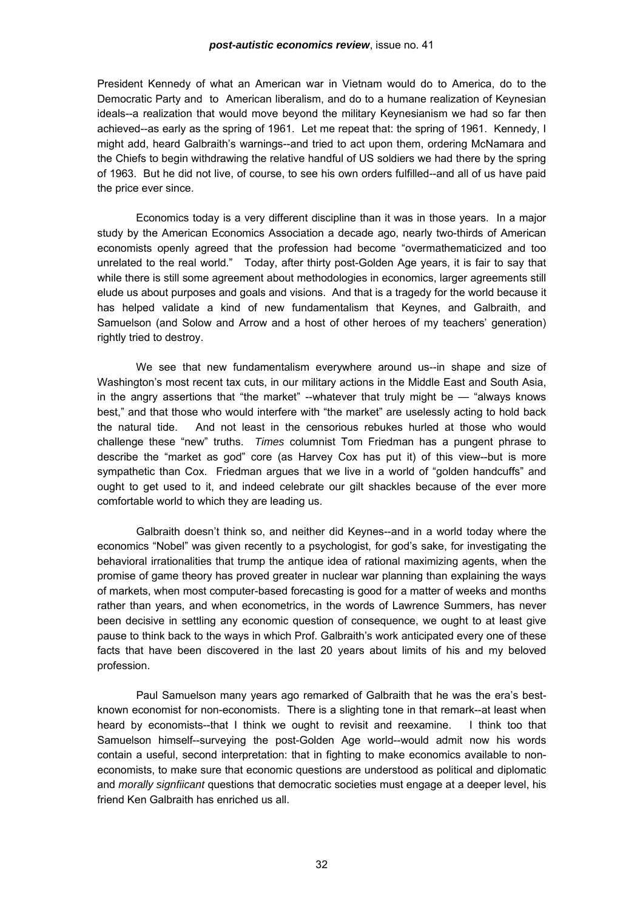President Kennedy of what an American war in Vietnam would do to America, do to the Democratic Party and to American liberalism, and do to a humane realization of Keynesian ideals--a realization that would move beyond the military Keynesianism we had so far then achieved--as early as the spring of 1961. Let me repeat that: the spring of 1961. Kennedy, I might add, heard Galbraith's warnings--and tried to act upon them, ordering McNamara and the Chiefs to begin withdrawing the relative handful of US soldiers we had there by the spring of 1963. But he did not live, of course, to see his own orders fulfilled--and all of us have paid the price ever since.

Economics today is a very different discipline than it was in those years. In a major study by the American Economics Association a decade ago, nearly two-thirds of American economists openly agreed that the profession had become "overmathematicized and too unrelated to the real world." Today, after thirty post-Golden Age years, it is fair to say that while there is still some agreement about methodologies in economics, larger agreements still elude us about purposes and goals and visions. And that is a tragedy for the world because it has helped validate a kind of new fundamentalism that Keynes, and Galbraith, and Samuelson (and Solow and Arrow and a host of other heroes of my teachers' generation) rightly tried to destroy.

We see that new fundamentalism everywhere around us--in shape and size of Washington's most recent tax cuts, in our military actions in the Middle East and South Asia, in the angry assertions that "the market" --whatever that truly might be — "always knows best," and that those who would interfere with "the market" are uselessly acting to hold back the natural tide. And not least in the censorious rebukes hurled at those who would challenge these "new" truths. *Times* columnist Tom Friedman has a pungent phrase to describe the "market as god" core (as Harvey Cox has put it) of this view--but is more sympathetic than Cox. Friedman argues that we live in a world of "golden handcuffs" and ought to get used to it, and indeed celebrate our gilt shackles because of the ever more comfortable world to which they are leading us.

Galbraith doesn't think so, and neither did Keynes--and in a world today where the economics "Nobel" was given recently to a psychologist, for god's sake, for investigating the behavioral irrationalities that trump the antique idea of rational maximizing agents, when the promise of game theory has proved greater in nuclear war planning than explaining the ways of markets, when most computer-based forecasting is good for a matter of weeks and months rather than years, and when econometrics, in the words of Lawrence Summers, has never been decisive in settling any economic question of consequence, we ought to at least give pause to think back to the ways in which Prof. Galbraith's work anticipated every one of these facts that have been discovered in the last 20 years about limits of his and my beloved profession.

Paul Samuelson many years ago remarked of Galbraith that he was the era's best-known economist for non-economists. There is a slighting tone in that remark--at least when heard by economists--that I think we ought to revisit and reexamine. I think too that Samuelson himself--surveying the post-Golden Age world--would admit now his words contain a useful, second interpretation: that in fighting to make economics available to non-economists, to make sure that economic questions are understood as political and diplomatic and *morally signfiicant* questions that democratic societies must engage at a deeper level, his friend Ken Galbraith has enriched us all.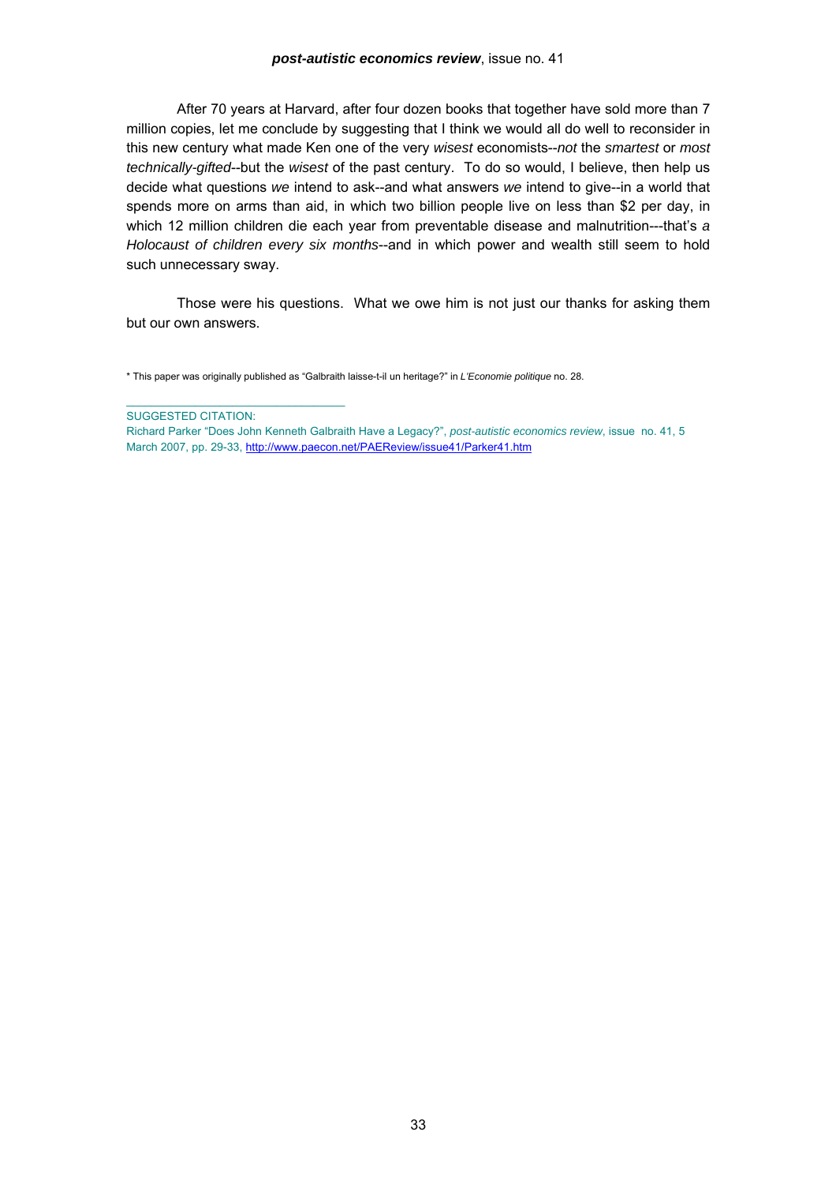After 70 years at Harvard, after four dozen books that together have sold more than 7 million copies, let me conclude by suggesting that I think we would all do well to reconsider in this new century what made Ken one of the very *wisest* economists--*not* the *smartest* or *most technically-gifted*--but the *wisest* of the past century. To do so would, I believe, then help us decide what questions *we* intend to ask--and what answers *we* intend to give--in a world that spends more on arms than aid, in which two billion people live on less than $2 per day, in which 12 million children die each year from preventable disease and malnutrition---that's *a Holocaust of children every six months*--and in which power and wealth still seem to hold such unnecessary sway.

Those were his questions. What we owe him is not just our thanks for asking them but our own answers.

* This paper was originally published as "Galbraith laisse-t-il un heritage?" in *L'Economie politique* no. 28.

---

SUGGESTED CITATION:
Richard Parker "Does John Kenneth Galbraith Have a Legacy?", *post-autistic economics review*, issue no. 41, 5 March 2007, pp. 29-33, http://www.paecon.net/PAEReview/issue41/Parker41.htm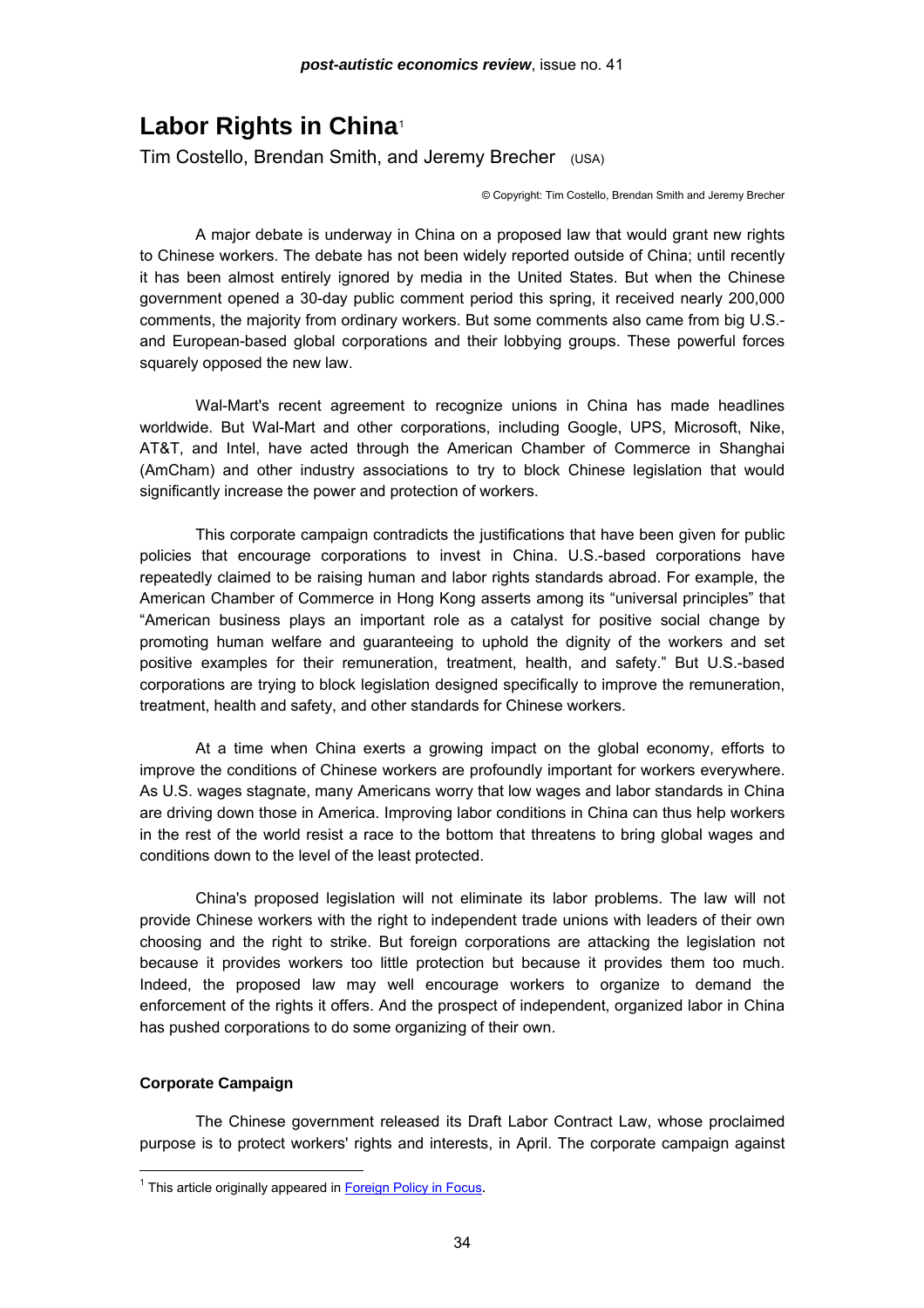# Labor Rights in China[1]

Tim Costello, Brendan Smith, and Jeremy Brecher (USA)

© Copyright: Tim Costello, Brendan Smith and Jeremy Brecher

A major debate is underway in China on a proposed law that would grant new rights to Chinese workers. The debate has not been widely reported outside of China; until recently it has been almost entirely ignored by media in the United States. But when the Chinese government opened a 30-day public comment period this spring, it received nearly 200,000 comments, the majority from ordinary workers. But some comments also came from big U.S.- and European-based global corporations and their lobbying groups. These powerful forces squarely opposed the new law.

Wal-Mart's recent agreement to recognize unions in China has made headlines worldwide. But Wal-Mart and other corporations, including Google, UPS, Microsoft, Nike, AT&T, and Intel, have acted through the American Chamber of Commerce in Shanghai (AmCham) and other industry associations to try to block Chinese legislation that would significantly increase the power and protection of workers.

This corporate campaign contradicts the justifications that have been given for public policies that encourage corporations to invest in China. U.S.-based corporations have repeatedly claimed to be raising human and labor rights standards abroad. For example, the American Chamber of Commerce in Hong Kong asserts among its "universal principles" that "American business plays an important role as a catalyst for positive social change by promoting human welfare and guaranteeing to uphold the dignity of the workers and set positive examples for their remuneration, treatment, health, and safety." But U.S.-based corporations are trying to block legislation designed specifically to improve the remuneration, treatment, health and safety, and other standards for Chinese workers.

At a time when China exerts a growing impact on the global economy, efforts to improve the conditions of Chinese workers are profoundly important for workers everywhere. As U.S. wages stagnate, many Americans worry that low wages and labor standards in China are driving down those in America. Improving labor conditions in China can thus help workers in the rest of the world resist a race to the bottom that threatens to bring global wages and conditions down to the level of the least protected.

China's proposed legislation will not eliminate its labor problems. The law will not provide Chinese workers with the right to independent trade unions with leaders of their own choosing and the right to strike. But foreign corporations are attacking the legislation not because it provides workers too little protection but because it provides them too much. Indeed, the proposed law may well encourage workers to organize to demand the enforcement of the rights it offers. And the prospect of independent, organized labor in China has pushed corporations to do some organizing of their own.

### Corporate Campaign

The Chinese government released its Draft Labor Contract Law, whose proclaimed purpose is to protect workers' rights and interests, in April. The corporate campaign against

---

[1] This article originally appeared in Foreign Policy in Focus.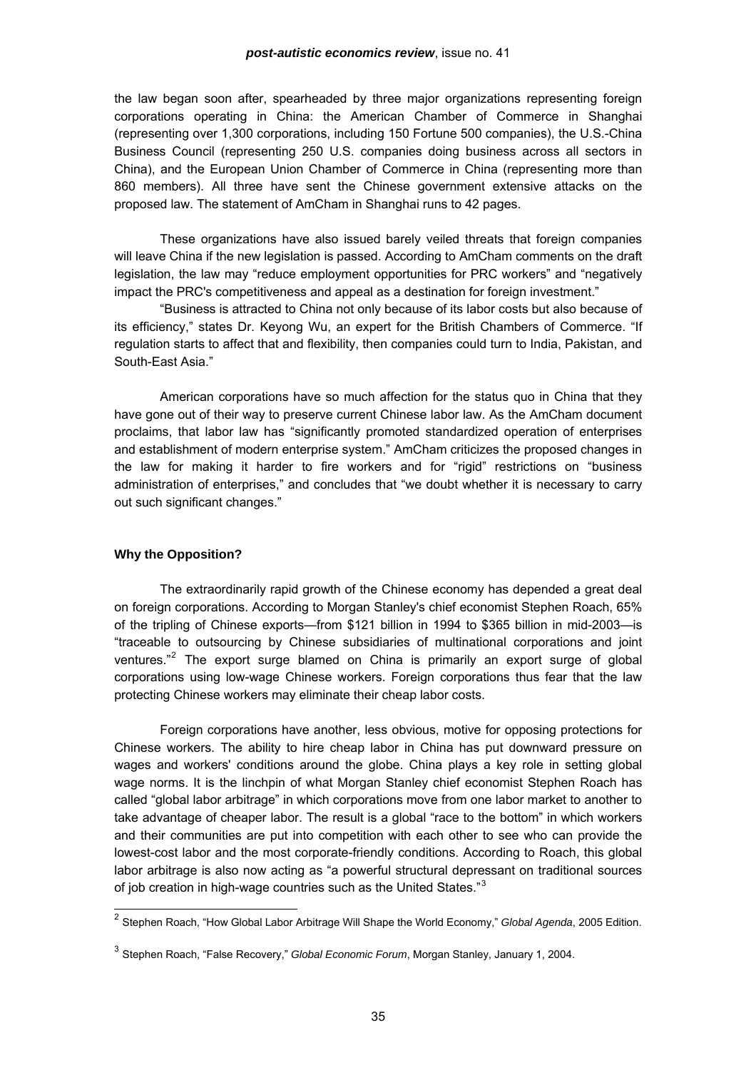the law began soon after, spearheaded by three major organizations representing foreign corporations operating in China: the American Chamber of Commerce in Shanghai (representing over 1,300 corporations, including 150 Fortune 500 companies), the U.S.-China Business Council (representing 250 U.S. companies doing business across all sectors in China), and the European Union Chamber of Commerce in China (representing more than 860 members). All three have sent the Chinese government extensive attacks on the proposed law. The statement of AmCham in Shanghai runs to 42 pages.

These organizations have also issued barely veiled threats that foreign companies will leave China if the new legislation is passed. According to AmCham comments on the draft legislation, the law may "reduce employment opportunities for PRC workers" and "negatively impact the PRC's competitiveness and appeal as a destination for foreign investment."

"Business is attracted to China not only because of its labor costs but also because of its efficiency," states Dr. Keyong Wu, an expert for the British Chambers of Commerce. "If regulation starts to affect that and flexibility, then companies could turn to India, Pakistan, and South-East Asia."

American corporations have so much affection for the status quo in China that they have gone out of their way to preserve current Chinese labor law. As the AmCham document proclaims, that labor law has "significantly promoted standardized operation of enterprises and establishment of modern enterprise system." AmCham criticizes the proposed changes in the law for making it harder to fire workers and for "rigid" restrictions on "business administration of enterprises," and concludes that "we doubt whether it is necessary to carry out such significant changes."

**Why the Opposition?**

The extraordinarily rapid growth of the Chinese economy has depended a great deal on foreign corporations. According to Morgan Stanley's chief economist Stephen Roach, 65% of the tripling of Chinese exports—from \$121 billion in 1994 to \$365 billion in mid-2003—is "traceable to outsourcing by Chinese subsidiaries of multinational corporations and joint ventures."[2] The export surge blamed on China is primarily an export surge of global corporations using low-wage Chinese workers. Foreign corporations thus fear that the law protecting Chinese workers may eliminate their cheap labor costs.

Foreign corporations have another, less obvious, motive for opposing protections for Chinese workers. The ability to hire cheap labor in China has put downward pressure on wages and workers' conditions around the globe. China plays a key role in setting global wage norms. It is the linchpin of what Morgan Stanley chief economist Stephen Roach has called "global labor arbitrage" in which corporations move from one labor market to another to take advantage of cheaper labor. The result is a global "race to the bottom" in which workers and their communities are put into competition with each other to see who can provide the lowest-cost labor and the most corporate-friendly conditions. According to Roach, this global labor arbitrage is also now acting as "a powerful structural depressant on traditional sources of job creation in high-wage countries such as the United States."[3]

---

[2] Stephen Roach, "How Global Labor Arbitrage Will Shape the World Economy," *Global Agenda*, 2005 Edition.

[3] Stephen Roach, "False Recovery," *Global Economic Forum*, Morgan Stanley, January 1, 2004.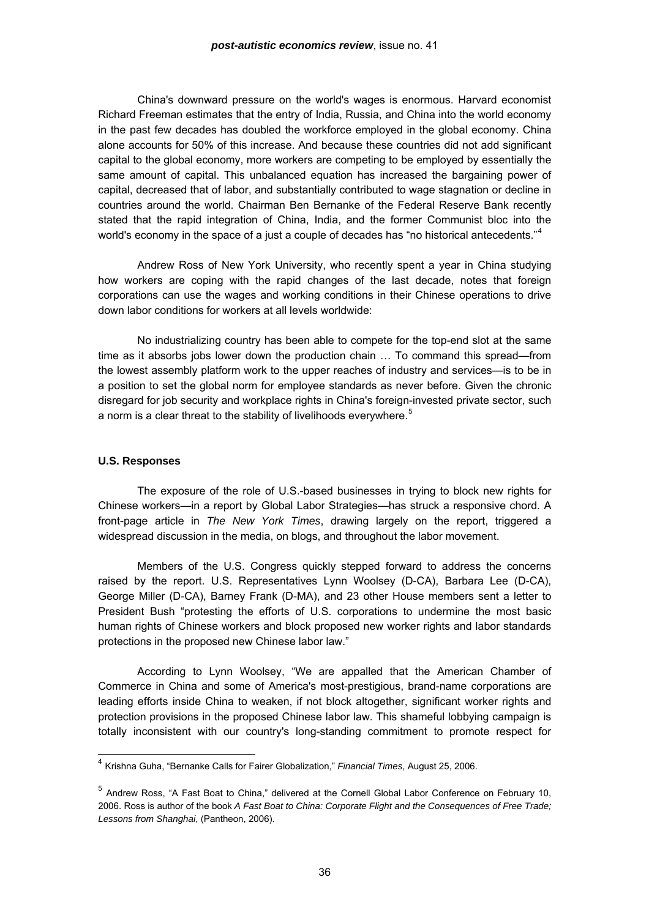China's downward pressure on the world's wages is enormous. Harvard economist Richard Freeman estimates that the entry of India, Russia, and China into the world economy in the past few decades has doubled the workforce employed in the global economy. China alone accounts for 50% of this increase. And because these countries did not add significant capital to the global economy, more workers are competing to be employed by essentially the same amount of capital. This unbalanced equation has increased the bargaining power of capital, decreased that of labor, and substantially contributed to wage stagnation or decline in countries around the world. Chairman Ben Bernanke of the Federal Reserve Bank recently stated that the rapid integration of China, India, and the former Communist bloc into the world's economy in the space of a just a couple of decades has "no historical antecedents."[4]

Andrew Ross of New York University, who recently spent a year in China studying how workers are coping with the rapid changes of the last decade, notes that foreign corporations can use the wages and working conditions in their Chinese operations to drive down labor conditions for workers at all levels worldwide:

> No industrializing country has been able to compete for the top-end slot at the same time as it absorbs jobs lower down the production chain … To command this spread—from the lowest assembly platform work to the upper reaches of industry and services—is to be in a position to set the global norm for employee standards as never before. Given the chronic disregard for job security and workplace rights in China's foreign-invested private sector, such a norm is a clear threat to the stability of livelihoods everywhere.[5]

### U.S. Responses

The exposure of the role of U.S.-based businesses in trying to block new rights for Chinese workers—in a report by Global Labor Strategies—has struck a responsive chord. A front-page article in *The New York Times*, drawing largely on the report, triggered a widespread discussion in the media, on blogs, and throughout the labor movement.

Members of the U.S. Congress quickly stepped forward to address the concerns raised by the report. U.S. Representatives Lynn Woolsey (D-CA), Barbara Lee (D-CA), George Miller (D-CA), Barney Frank (D-MA), and 23 other House members sent a letter to President Bush "protesting the efforts of U.S. corporations to undermine the most basic human rights of Chinese workers and block proposed new worker rights and labor standards protections in the proposed new Chinese labor law."

According to Lynn Woolsey, "We are appalled that the American Chamber of Commerce in China and some of America's most-prestigious, brand-name corporations are leading efforts inside China to weaken, if not block altogether, significant worker rights and protection provisions in the proposed Chinese labor law. This shameful lobbying campaign is totally inconsistent with our country's long-standing commitment to promote respect for

---

[4] Krishna Guha, "Bernanke Calls for Fairer Globalization," *Financial Times*, August 25, 2006.

[5] Andrew Ross, "A Fast Boat to China," delivered at the Cornell Global Labor Conference on February 10, 2006. Ross is author of the book *A Fast Boat to China: Corporate Flight and the Consequences of Free Trade; Lessons from Shanghai*, (Pantheon, 2006).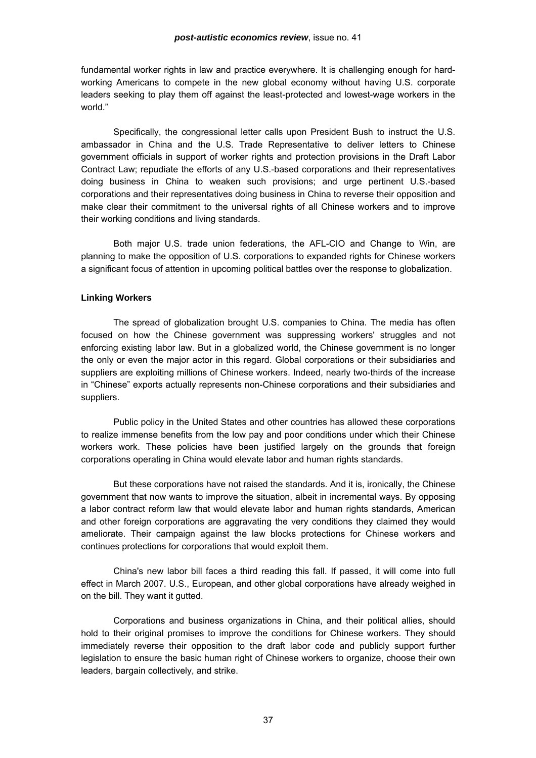fundamental worker rights in law and practice everywhere. It is challenging enough for hard-working Americans to compete in the new global economy without having U.S. corporate leaders seeking to play them off against the least-protected and lowest-wage workers in the world."

Specifically, the congressional letter calls upon President Bush to instruct the U.S. ambassador in China and the U.S. Trade Representative to deliver letters to Chinese government officials in support of worker rights and protection provisions in the Draft Labor Contract Law; repudiate the efforts of any U.S.-based corporations and their representatives doing business in China to weaken such provisions; and urge pertinent U.S.-based corporations and their representatives doing business in China to reverse their opposition and make clear their commitment to the universal rights of all Chinese workers and to improve their working conditions and living standards.

Both major U.S. trade union federations, the AFL-CIO and Change to Win, are planning to make the opposition of U.S. corporations to expanded rights for Chinese workers a significant focus of attention in upcoming political battles over the response to globalization.

**Linking Workers**

The spread of globalization brought U.S. companies to China. The media has often focused on how the Chinese government was suppressing workers' struggles and not enforcing existing labor law. But in a globalized world, the Chinese government is no longer the only or even the major actor in this regard. Global corporations or their subsidiaries and suppliers are exploiting millions of Chinese workers. Indeed, nearly two-thirds of the increase in "Chinese" exports actually represents non-Chinese corporations and their subsidiaries and suppliers.

Public policy in the United States and other countries has allowed these corporations to realize immense benefits from the low pay and poor conditions under which their Chinese workers work. These policies have been justified largely on the grounds that foreign corporations operating in China would elevate labor and human rights standards.

But these corporations have not raised the standards. And it is, ironically, the Chinese government that now wants to improve the situation, albeit in incremental ways. By opposing a labor contract reform law that would elevate labor and human rights standards, American and other foreign corporations are aggravating the very conditions they claimed they would ameliorate. Their campaign against the law blocks protections for Chinese workers and continues protections for corporations that would exploit them.

China's new labor bill faces a third reading this fall. If passed, it will come into full effect in March 2007. U.S., European, and other global corporations have already weighed in on the bill. They want it gutted.

Corporations and business organizations in China, and their political allies, should hold to their original promises to improve the conditions for Chinese workers. They should immediately reverse their opposition to the draft labor code and publicly support further legislation to ensure the basic human right of Chinese workers to organize, choose their own leaders, bargain collectively, and strike.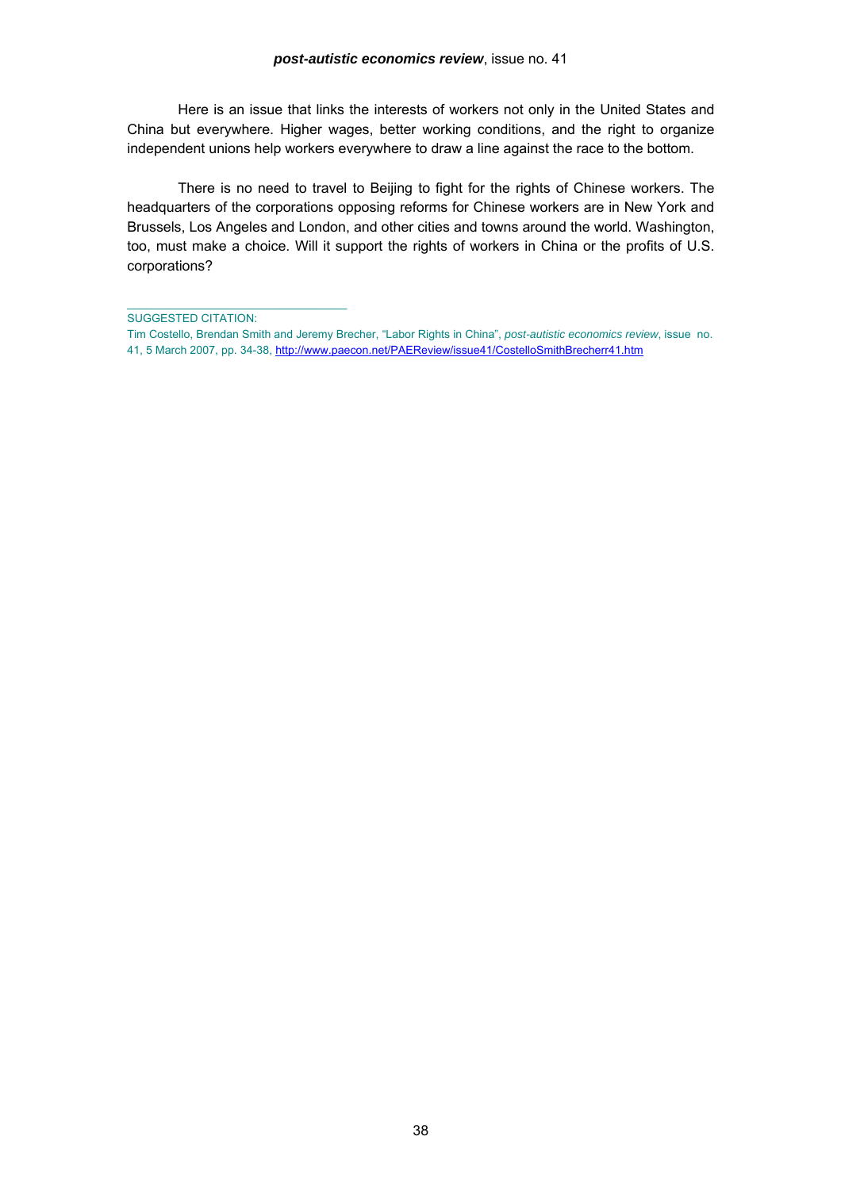Here is an issue that links the interests of workers not only in the United States and China but everywhere. Higher wages, better working conditions, and the right to organize independent unions help workers everywhere to draw a line against the race to the bottom.

There is no need to travel to Beijing to fight for the rights of Chinese workers. The headquarters of the corporations opposing reforms for Chinese workers are in New York and Brussels, Los Angeles and London, and other cities and towns around the world. Washington, too, must make a choice. Will it support the rights of workers in China or the profits of U.S. corporations?

---

SUGGESTED CITATION:

Tim Costello, Brendan Smith and Jeremy Brecher, "Labor Rights in China", *post-autistic economics review*, issue no. 41, 5 March 2007, pp. 34-38, http://www.paecon.net/PAEReview/issue41/CostelloSmithBrecherr41.htm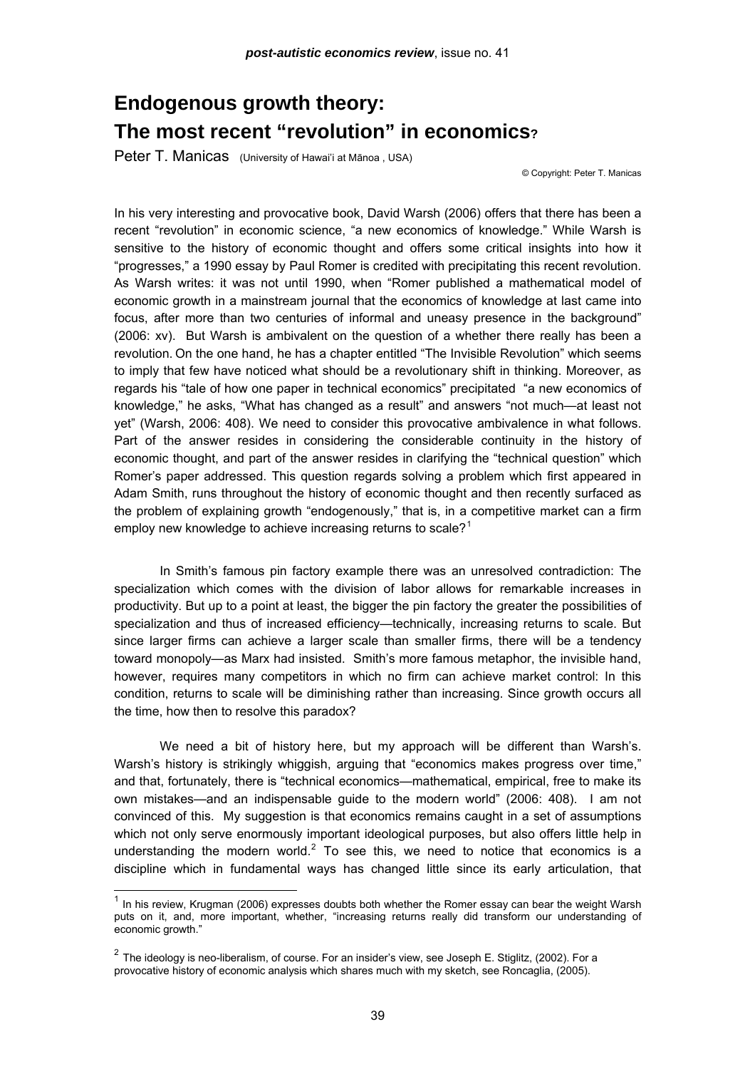# Endogenous growth theory: The most recent "revolution" in economics?

Peter T. Manicas (University of Hawai'i at Mānoa , USA)

© Copyright: Peter T. Manicas

In his very interesting and provocative book, David Warsh (2006) offers that there has been a recent "revolution" in economic science, "a new economics of knowledge." While Warsh is sensitive to the history of economic thought and offers some critical insights into how it "progresses," a 1990 essay by Paul Romer is credited with precipitating this recent revolution. As Warsh writes: it was not until 1990, when "Romer published a mathematical model of economic growth in a mainstream journal that the economics of knowledge at last came into focus, after more than two centuries of informal and uneasy presence in the background" (2006: xv). But Warsh is ambivalent on the question of a whether there really has been a revolution. On the one hand, he has a chapter entitled "The Invisible Revolution" which seems to imply that few have noticed what should be a revolutionary shift in thinking. Moreover, as regards his "tale of how one paper in technical economics" precipitated "a new economics of knowledge," he asks, "What has changed as a result" and answers "not much—at least not yet" (Warsh, 2006: 408). We need to consider this provocative ambivalence in what follows. Part of the answer resides in considering the considerable continuity in the history of economic thought, and part of the answer resides in clarifying the "technical question" which Romer's paper addressed. This question regards solving a problem which first appeared in Adam Smith, runs throughout the history of economic thought and then recently surfaced as the problem of explaining growth "endogenously," that is, in a competitive market can a firm employ new knowledge to achieve increasing returns to scale?[1]

In Smith's famous pin factory example there was an unresolved contradiction: The specialization which comes with the division of labor allows for remarkable increases in productivity. But up to a point at least, the bigger the pin factory the greater the possibilities of specialization and thus of increased efficiency—technically, increasing returns to scale. But since larger firms can achieve a larger scale than smaller firms, there will be a tendency toward monopoly—as Marx had insisted. Smith's more famous metaphor, the invisible hand, however, requires many competitors in which no firm can achieve market control: In this condition, returns to scale will be diminishing rather than increasing. Since growth occurs all the time, how then to resolve this paradox?

We need a bit of history here, but my approach will be different than Warsh's. Warsh's history is strikingly whiggish, arguing that "economics makes progress over time," and that, fortunately, there is "technical economics—mathematical, empirical, free to make its own mistakes—and an indispensable guide to the modern world" (2006: 408). I am not convinced of this. My suggestion is that economics remains caught in a set of assumptions which not only serve enormously important ideological purposes, but also offers little help in understanding the modern world.[2] To see this, we need to notice that economics is a discipline which in fundamental ways has changed little since its early articulation, that

---

[1] In his review, Krugman (2006) expresses doubts both whether the Romer essay can bear the weight Warsh puts on it, and, more important, whether, "increasing returns really did transform our understanding of economic growth."

[2] The ideology is neo-liberalism, of course. For an insider's view, see Joseph E. Stiglitz, (2002). For a provocative history of economic analysis which shares much with my sketch, see Roncaglia, (2005).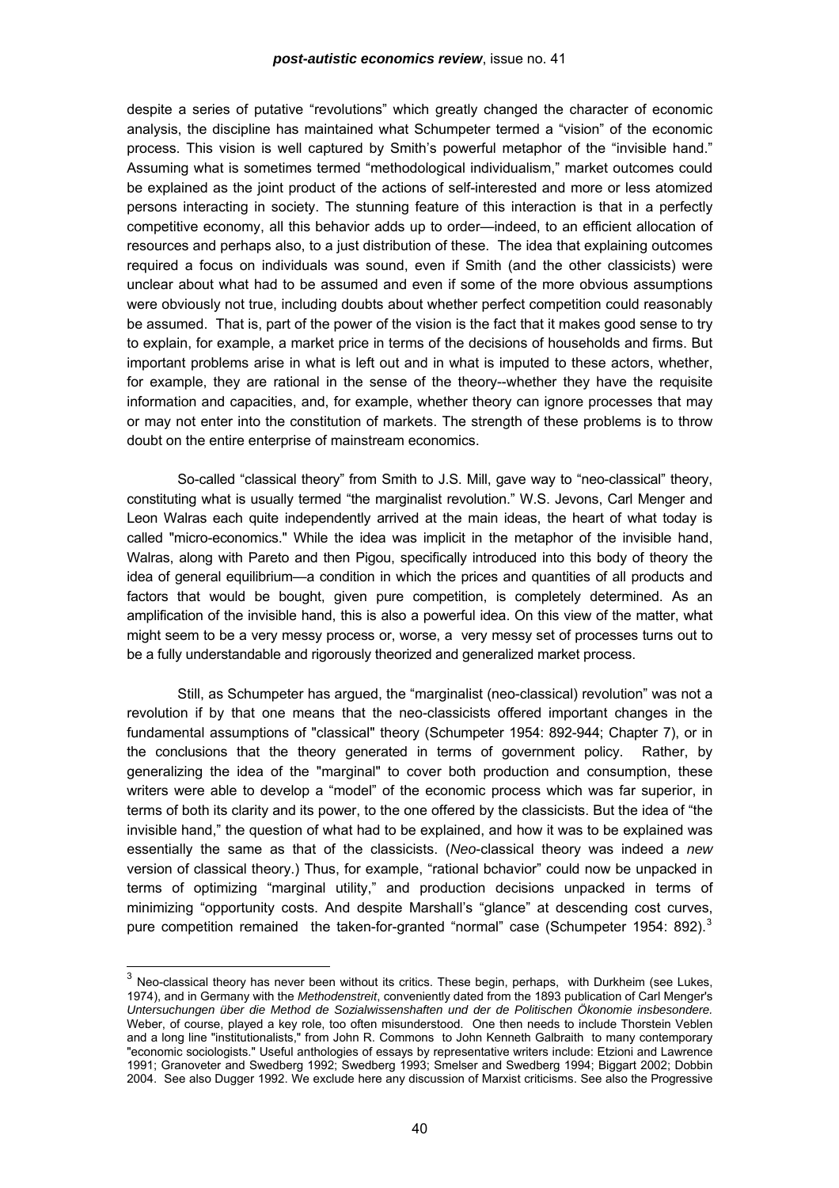despite a series of putative "revolutions" which greatly changed the character of economic analysis, the discipline has maintained what Schumpeter termed a "vision" of the economic process. This vision is well captured by Smith's powerful metaphor of the "invisible hand." Assuming what is sometimes termed "methodological individualism," market outcomes could be explained as the joint product of the actions of self-interested and more or less atomized persons interacting in society. The stunning feature of this interaction is that in a perfectly competitive economy, all this behavior adds up to order—indeed, to an efficient allocation of resources and perhaps also, to a just distribution of these. The idea that explaining outcomes required a focus on individuals was sound, even if Smith (and the other classicists) were unclear about what had to be assumed and even if some of the more obvious assumptions were obviously not true, including doubts about whether perfect competition could reasonably be assumed. That is, part of the power of the vision is the fact that it makes good sense to try to explain, for example, a market price in terms of the decisions of households and firms. But important problems arise in what is left out and in what is imputed to these actors, whether, for example, they are rational in the sense of the theory--whether they have the requisite information and capacities, and, for example, whether theory can ignore processes that may or may not enter into the constitution of markets. The strength of these problems is to throw doubt on the entire enterprise of mainstream economics.

So-called "classical theory" from Smith to J.S. Mill, gave way to "neo-classical" theory, constituting what is usually termed "the marginalist revolution." W.S. Jevons, Carl Menger and Leon Walras each quite independently arrived at the main ideas, the heart of what today is called "micro-economics." While the idea was implicit in the metaphor of the invisible hand, Walras, along with Pareto and then Pigou, specifically introduced into this body of theory the idea of general equilibrium—a condition in which the prices and quantities of all products and factors that would be bought, given pure competition, is completely determined. As an amplification of the invisible hand, this is also a powerful idea. On this view of the matter, what might seem to be a very messy process or, worse, a very messy set of processes turns out to be a fully understandable and rigorously theorized and generalized market process.

Still, as Schumpeter has argued, the "marginalist (neo-classical) revolution" was not a revolution if by that one means that the neo-classicists offered important changes in the fundamental assumptions of "classical" theory (Schumpeter 1954: 892-944; Chapter 7), or in the conclusions that the theory generated in terms of government policy. Rather, by generalizing the idea of the "marginal" to cover both production and consumption, these writers were able to develop a "model" of the economic process which was far superior, in terms of both its clarity and its power, to the one offered by the classicists. But the idea of "the invisible hand," the question of what had to be explained, and how it was to be explained was essentially the same as that of the classicists. (*Neo*-classical theory was indeed a *new* version of classical theory.) Thus, for example, "rational bchavior" could now be unpacked in terms of optimizing "marginal utility," and production decisions unpacked in terms of minimizing "opportunity costs. And despite Marshall's "glance" at descending cost curves, pure competition remained the taken-for-granted "normal" case (Schumpeter 1954: 892).[3]

[3] Neo-classical theory has never been without its critics. These begin, perhaps, with Durkheim (see Lukes, 1974), and in Germany with the *Methodenstreit*, conveniently dated from the 1893 publication of Carl Menger's *Untersuchungen über die Method de Sozialwissenshaften und der de Politischen Ökonomie insbesondere.* Weber, of course, played a key role, too often misunderstood. One then needs to include Thorstein Veblen and a long line "institutionalists," from John R. Commons to John Kenneth Galbraith to many contemporary "economic sociologists." Useful anthologies of essays by representative writers include: Etzioni and Lawrence 1991; Granoveter and Swedberg 1992; Swedberg 1993; Smelser and Swedberg 1994; Biggart 2002; Dobbin 2004. See also Dugger 1992. We exclude here any discussion of Marxist criticisms. See also the Progressive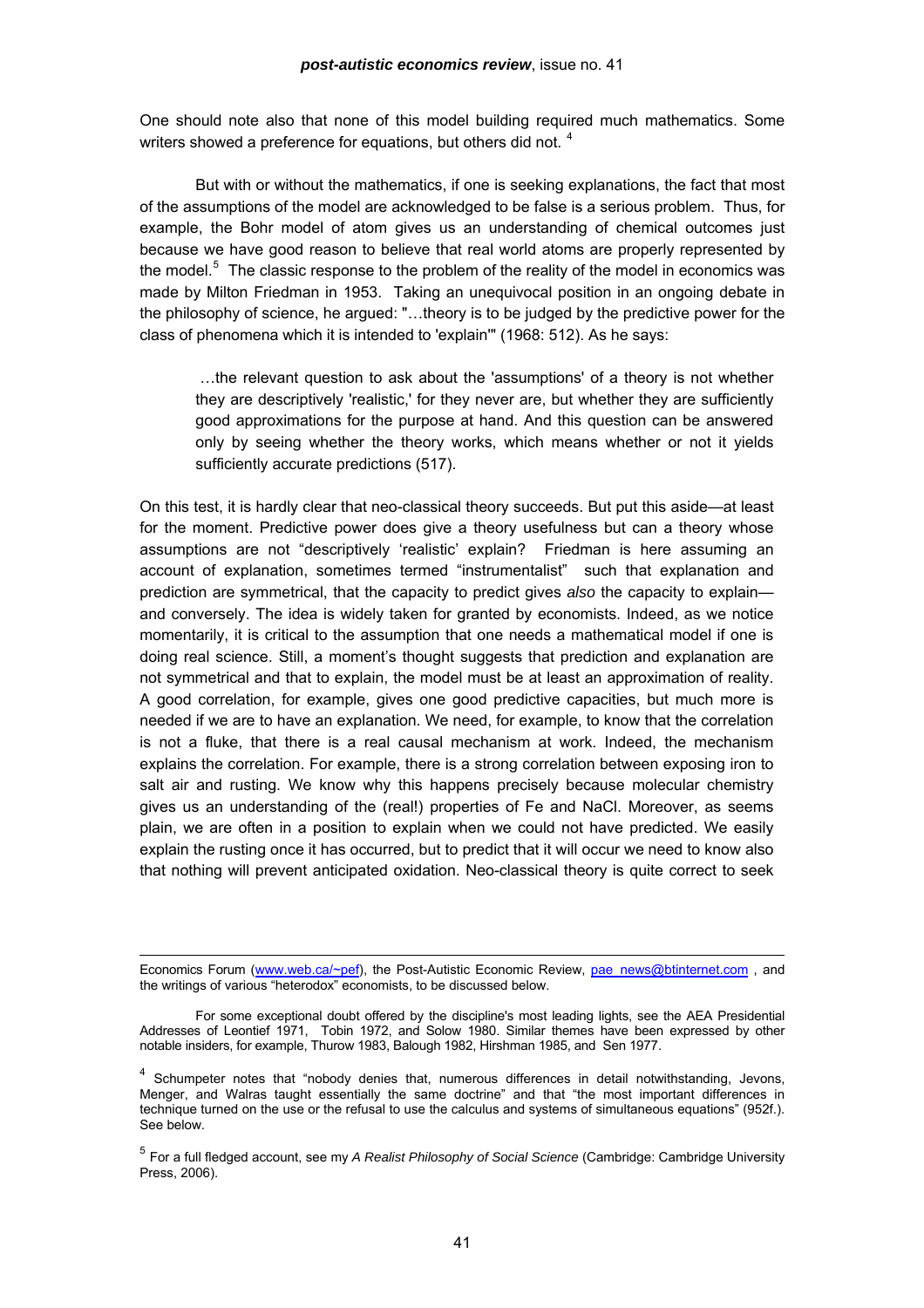One should note also that none of this model building required much mathematics. Some writers showed a preference for equations, but others did not. [4]

But with or without the mathematics, if one is seeking explanations, the fact that most of the assumptions of the model are acknowledged to be false is a serious problem. Thus, for example, the Bohr model of atom gives us an understanding of chemical outcomes just because we have good reason to believe that real world atoms are properly represented by the model.[5] The classic response to the problem of the reality of the model in economics was made by Milton Friedman in 1953. Taking an unequivocal position in an ongoing debate in the philosophy of science, he argued: "…theory is to be judged by the predictive power for the class of phenomena which it is intended to 'explain'" (1968: 512). As he says:

> …the relevant question to ask about the 'assumptions' of a theory is not whether they are descriptively 'realistic,' for they never are, but whether they are sufficiently good approximations for the purpose at hand. And this question can be answered only by seeing whether the theory works, which means whether or not it yields sufficiently accurate predictions (517).

On this test, it is hardly clear that neo-classical theory succeeds. But put this aside—at least for the moment. Predictive power does give a theory usefulness but can a theory whose assumptions are not "descriptively 'realistic' explain? Friedman is here assuming an account of explanation, sometimes termed "instrumentalist" such that explanation and prediction are symmetrical, that the capacity to predict gives *also* the capacity to explain—and conversely. The idea is widely taken for granted by economists. Indeed, as we notice momentarily, it is critical to the assumption that one needs a mathematical model if one is doing real science. Still, a moment's thought suggests that prediction and explanation are not symmetrical and that to explain, the model must be at least an approximation of reality. A good correlation, for example, gives one good predictive capacities, but much more is needed if we are to have an explanation. We need, for example, to know that the correlation is not a fluke, that there is a real causal mechanism at work. Indeed, the mechanism explains the correlation. For example, there is a strong correlation between exposing iron to salt air and rusting. We know why this happens precisely because molecular chemistry gives us an understanding of the (real!) properties of Fe and NaCl. Moreover, as seems plain, we are often in a position to explain when we could not have predicted. We easily explain the rusting once it has occurred, but to predict that it will occur we need to know also that nothing will prevent anticipated oxidation. Neo-classical theory is quite correct to seek

---

Economics Forum (www.web.ca/~pef), the Post-Autistic Economic Review, pae_news@btinternet.com , and the writings of various "heterodox" economists, to be discussed below.

For some exceptional doubt offered by the discipline's most leading lights, see the AEA Presidential Addresses of Leontief 1971, Tobin 1972, and Solow 1980. Similar themes have been expressed by other notable insiders, for example, Thurow 1983, Balough 1982, Hirshman 1985, and Sen 1977.

[4] Schumpeter notes that "nobody denies that, numerous differences in detail notwithstanding, Jevons, Menger, and Walras taught essentially the same doctrine" and that "the most important differences in technique turned on the use or the refusal to use the calculus and systems of simultaneous equations" (952f.). See below.

[5] For a full fledged account, see my *A Realist Philosophy of Social Science* (Cambridge: Cambridge University Press, 2006).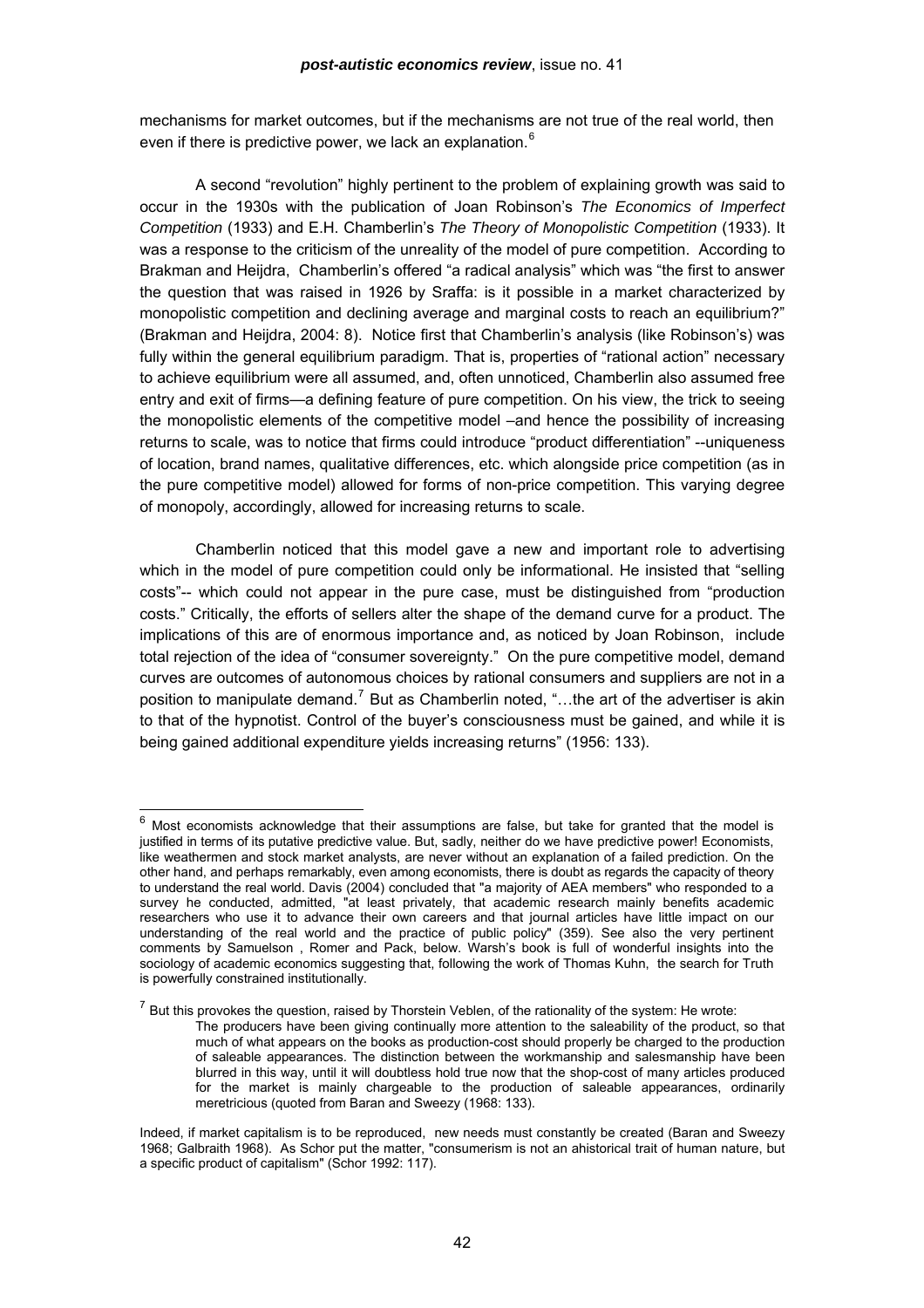mechanisms for market outcomes, but if the mechanisms are not true of the real world, then even if there is predictive power, we lack an explanation.[6]

A second "revolution" highly pertinent to the problem of explaining growth was said to occur in the 1930s with the publication of Joan Robinson's *The Economics of Imperfect Competition* (1933) and E.H. Chamberlin's *The Theory of Monopolistic Competition* (1933). It was a response to the criticism of the unreality of the model of pure competition. According to Brakman and Heijdra, Chamberlin's offered "a radical analysis" which was "the first to answer the question that was raised in 1926 by Sraffa: is it possible in a market characterized by monopolistic competition and declining average and marginal costs to reach an equilibrium?" (Brakman and Heijdra, 2004: 8). Notice first that Chamberlin's analysis (like Robinson's) was fully within the general equilibrium paradigm. That is, properties of "rational action" necessary to achieve equilibrium were all assumed, and, often unnoticed, Chamberlin also assumed free entry and exit of firms—a defining feature of pure competition. On his view, the trick to seeing the monopolistic elements of the competitive model –and hence the possibility of increasing returns to scale, was to notice that firms could introduce "product differentiation" --uniqueness of location, brand names, qualitative differences, etc. which alongside price competition (as in the pure competitive model) allowed for forms of non-price competition. This varying degree of monopoly, accordingly, allowed for increasing returns to scale.

Chamberlin noticed that this model gave a new and important role to advertising which in the model of pure competition could only be informational. He insisted that "selling costs"-- which could not appear in the pure case, must be distinguished from "production costs." Critically, the efforts of sellers alter the shape of the demand curve for a product. The implications of this are of enormous importance and, as noticed by Joan Robinson, include total rejection of the idea of "consumer sovereignty." On the pure competitive model, demand curves are outcomes of autonomous choices by rational consumers and suppliers are not in a position to manipulate demand.[7] But as Chamberlin noted, "…the art of the advertiser is akin to that of the hypnotist. Control of the buyer's consciousness must be gained, and while it is being gained additional expenditure yields increasing returns" (1956: 133).

---

[6] Most economists acknowledge that their assumptions are false, but take for granted that the model is justified in terms of its putative predictive value. But, sadly, neither do we have predictive power! Economists, like weathermen and stock market analysts, are never without an explanation of a failed prediction. On the other hand, and perhaps remarkably, even among economists, there is doubt as regards the capacity of theory to understand the real world. Davis (2004) concluded that "a majority of AEA members" who responded to a survey he conducted, admitted, "at least privately, that academic research mainly benefits academic researchers who use it to advance their own careers and that journal articles have little impact on our understanding of the real world and the practice of public policy" (359). See also the very pertinent comments by Samuelson , Romer and Pack, below. Warsh's book is full of wonderful insights into the sociology of academic economics suggesting that, following the work of Thomas Kuhn, the search for Truth is powerfully constrained institutionally.

[7] But this provokes the question, raised by Thorstein Veblen, of the rationality of the system: He wrote:

> The producers have been giving continually more attention to the saleability of the product, so that much of what appears on the books as production-cost should properly be charged to the production of saleable appearances. The distinction between the workmanship and salesmanship have been blurred in this way, until it will doubtless hold true now that the shop-cost of many articles produced for the market is mainly chargeable to the production of saleable appearances, ordinarily meretricious (quoted from Baran and Sweezy (1968: 133).

Indeed, if market capitalism is to be reproduced, new needs must constantly be created (Baran and Sweezy 1968; Galbraith 1968). As Schor put the matter, "consumerism is not an ahistorical trait of human nature, but a specific product of capitalism" (Schor 1992: 117).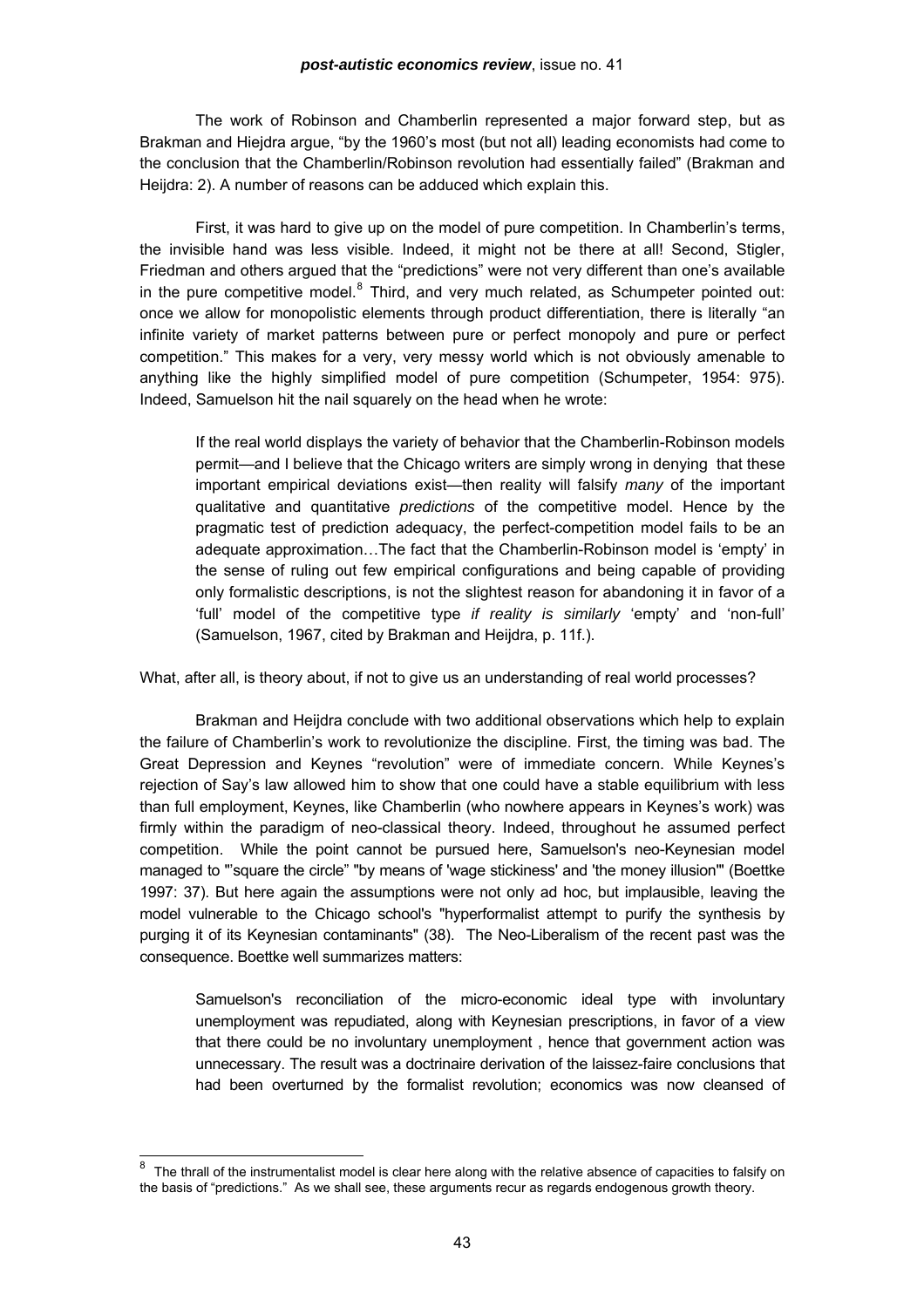The work of Robinson and Chamberlin represented a major forward step, but as Brakman and Hiejdra argue, "by the 1960's most (but not all) leading economists had come to the conclusion that the Chamberlin/Robinson revolution had essentially failed" (Brakman and Heijdra: 2). A number of reasons can be adduced which explain this.

First, it was hard to give up on the model of pure competition. In Chamberlin's terms, the invisible hand was less visible. Indeed, it might not be there at all! Second, Stigler, Friedman and others argued that the "predictions" were not very different than one's available in the pure competitive model.[8] Third, and very much related, as Schumpeter pointed out: once we allow for monopolistic elements through product differentiation, there is literally "an infinite variety of market patterns between pure or perfect monopoly and pure or perfect competition." This makes for a very, very messy world which is not obviously amenable to anything like the highly simplified model of pure competition (Schumpeter, 1954: 975). Indeed, Samuelson hit the nail squarely on the head when he wrote:

> If the real world displays the variety of behavior that the Chamberlin-Robinson models permit—and I believe that the Chicago writers are simply wrong in denying that these important empirical deviations exist—then reality will falsify *many* of the important qualitative and quantitative *predictions* of the competitive model. Hence by the pragmatic test of prediction adequacy, the perfect-competition model fails to be an adequate approximation…The fact that the Chamberlin-Robinson model is 'empty' in the sense of ruling out few empirical configurations and being capable of providing only formalistic descriptions, is not the slightest reason for abandoning it in favor of a 'full' model of the competitive type *if reality is similarly* 'empty' and 'non-full' (Samuelson, 1967, cited by Brakman and Heijdra, p. 11f.).

What, after all, is theory about, if not to give us an understanding of real world processes?

Brakman and Heijdra conclude with two additional observations which help to explain the failure of Chamberlin's work to revolutionize the discipline. First, the timing was bad. The Great Depression and Keynes "revolution" were of immediate concern. While Keynes's rejection of Say's law allowed him to show that one could have a stable equilibrium with less than full employment, Keynes, like Chamberlin (who nowhere appears in Keynes's work) was firmly within the paradigm of neo-classical theory. Indeed, throughout he assumed perfect competition. While the point cannot be pursued here, Samuelson's neo-Keynesian model managed to "'square the circle" "by means of 'wage stickiness' and 'the money illusion'" (Boettke 1997: 37). But here again the assumptions were not only ad hoc, but implausible, leaving the model vulnerable to the Chicago school's "hyperformalist attempt to purify the synthesis by purging it of its Keynesian contaminants" (38). The Neo-Liberalism of the recent past was the consequence. Boettke well summarizes matters:

> Samuelson's reconciliation of the micro-economic ideal type with involuntary unemployment was repudiated, along with Keynesian prescriptions, in favor of a view that there could be no involuntary unemployment , hence that government action was unnecessary. The result was a doctrinaire derivation of the laissez-faire conclusions that had been overturned by the formalist revolution; economics was now cleansed of

[8] The thrall of the instrumentalist model is clear here along with the relative absence of capacities to falsify on the basis of "predictions." As we shall see, these arguments recur as regards endogenous growth theory.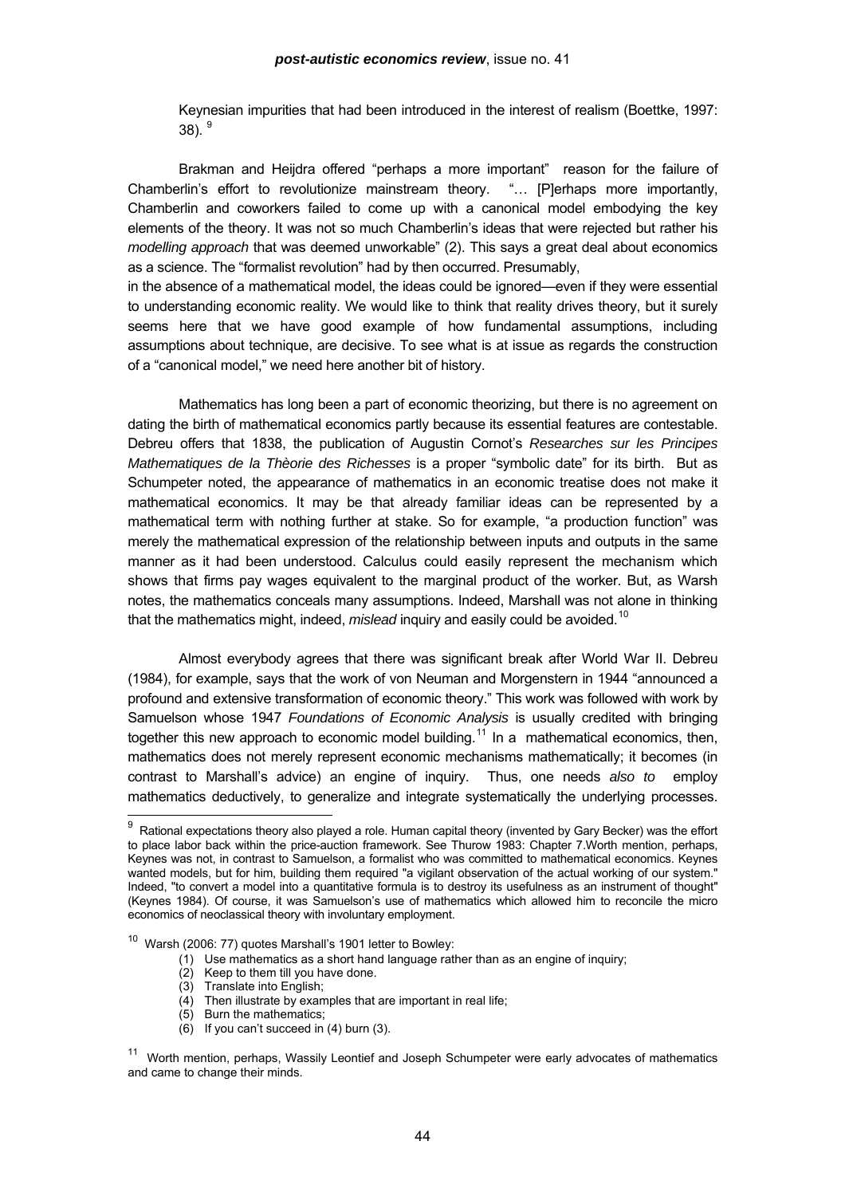Keynesian impurities that had been introduced in the interest of realism (Boettke, 1997: 38).[9]

Brakman and Heijdra offered "perhaps a more important" reason for the failure of Chamberlin's effort to revolutionize mainstream theory. "… [P]erhaps more importantly, Chamberlin and coworkers failed to come up with a canonical model embodying the key elements of the theory. It was not so much Chamberlin's ideas that were rejected but rather his *modelling approach* that was deemed unworkable" (2). This says a great deal about economics as a science. The "formalist revolution" had by then occurred. Presumably, in the absence of a mathematical model, the ideas could be ignored—even if they were essential to understanding economic reality. We would like to think that reality drives theory, but it surely seems here that we have good example of how fundamental assumptions, including assumptions about technique, are decisive. To see what is at issue as regards the construction of a "canonical model," we need here another bit of history.

Mathematics has long been a part of economic theorizing, but there is no agreement on dating the birth of mathematical economics partly because its essential features are contestable. Debreu offers that 1838, the publication of Augustin Cornot's *Researches sur les Principes Mathematiques de la Thèorie des Richesses* is a proper "symbolic date" for its birth. But as Schumpeter noted, the appearance of mathematics in an economic treatise does not make it mathematical economics. It may be that already familiar ideas can be represented by a mathematical term with nothing further at stake. So for example, "a production function" was merely the mathematical expression of the relationship between inputs and outputs in the same manner as it had been understood. Calculus could easily represent the mechanism which shows that firms pay wages equivalent to the marginal product of the worker. But, as Warsh notes, the mathematics conceals many assumptions. Indeed, Marshall was not alone in thinking that the mathematics might, indeed, *mislead* inquiry and easily could be avoided.[10]

Almost everybody agrees that there was significant break after World War II. Debreu (1984), for example, says that the work of von Neuman and Morgenstern in 1944 "announced a profound and extensive transformation of economic theory." This work was followed with work by Samuelson whose 1947 *Foundations of Economic Analysis* is usually credited with bringing together this new approach to economic model building.[11] In a mathematical economics, then, mathematics does not merely represent economic mechanisms mathematically; it becomes (in contrast to Marshall's advice) an engine of inquiry. Thus, one needs *also to* employ mathematics deductively, to generalize and integrate systematically the underlying processes.

---

[9] Rational expectations theory also played a role. Human capital theory (invented by Gary Becker) was the effort to place labor back within the price-auction framework. See Thurow 1983: Chapter 7.Worth mention, perhaps, Keynes was not, in contrast to Samuelson, a formalist who was committed to mathematical economics. Keynes wanted models, but for him, building them required "a vigilant observation of the actual working of our system." Indeed, "to convert a model into a quantitative formula is to destroy its usefulness as an instrument of thought" (Keynes 1984). Of course, it was Samuelson's use of mathematics which allowed him to reconcile the micro economics of neoclassical theory with involuntary employment.

[10] Warsh (2006: 77) quotes Marshall's 1901 letter to Bowley:

1. Use mathematics as a short hand language rather than as an engine of inquiry;
2. Keep to them till you have done.
3. Translate into English;
4. Then illustrate by examples that are important in real life;
5. Burn the mathematics;
6. If you can't succeed in (4) burn (3).

[11] Worth mention, perhaps, Wassily Leontief and Joseph Schumpeter were early advocates of mathematics and came to change their minds.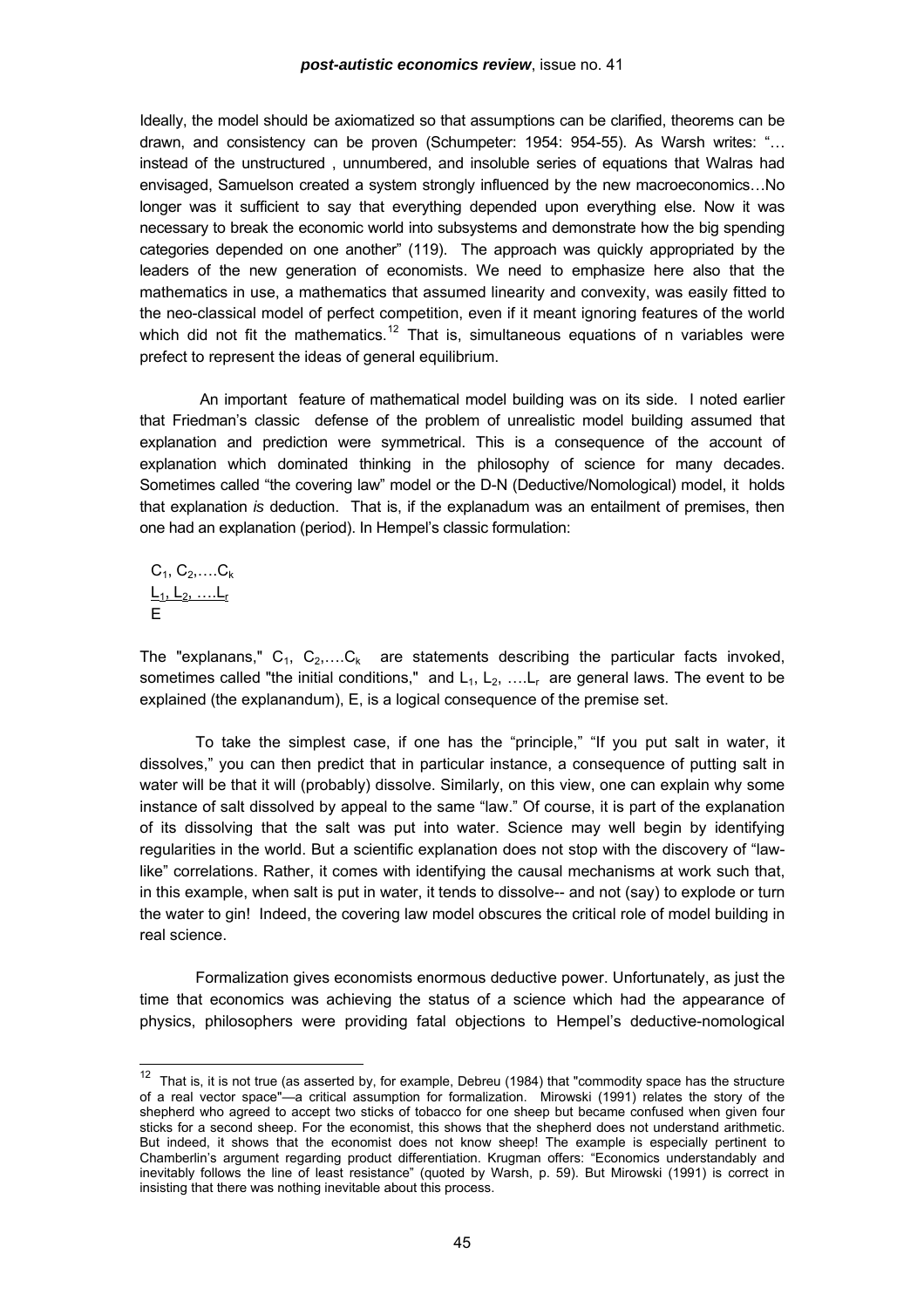Ideally, the model should be axiomatized so that assumptions can be clarified, theorems can be drawn, and consistency can be proven (Schumpeter: 1954: 954-55). As Warsh writes: "… instead of the unstructured , unnumbered, and insoluble series of equations that Walras had envisaged, Samuelson created a system strongly influenced by the new macroeconomics…No longer was it sufficient to say that everything depended upon everything else. Now it was necessary to break the economic world into subsystems and demonstrate how the big spending categories depended on one another" (119). The approach was quickly appropriated by the leaders of the new generation of economists. We need to emphasize here also that the mathematics in use, a mathematics that assumed linearity and convexity, was easily fitted to the neo-classical model of perfect competition, even if it meant ignoring features of the world which did not fit the mathematics.[12] That is, simultaneous equations of n variables were prefect to represent the ideas of general equilibrium.

An important feature of mathematical model building was on its side. I noted earlier that Friedman's classic defense of the problem of unrealistic model building assumed that explanation and prediction were symmetrical. This is a consequence of the account of explanation which dominated thinking in the philosophy of science for many decades. Sometimes called "the covering law" model or the D-N (Deductive/Nomological) model, it holds that explanation *is* deduction. That is, if the explanadum was an entailment of premises, then one had an explanation (period). In Hempel's classic formulation:

$$\begin{array}{l} C_1, C_2, \ldots C_k \\ \underline{L_1, L_2, \ldots L_r} \\ E \end{array}$$

The "explanans," $C_1, C_2, \ldots C_k$ are statements describing the particular facts invoked, sometimes called "the initial conditions," and $L_1, L_2, \ldots L_r$ are general laws. The event to be explained (the explanandum), E, is a logical consequence of the premise set.

To take the simplest case, if one has the "principle," "If you put salt in water, it dissolves," you can then predict that in particular instance, a consequence of putting salt in water will be that it will (probably) dissolve. Similarly, on this view, one can explain why some instance of salt dissolved by appeal to the same "law." Of course, it is part of the explanation of its dissolving that the salt was put into water. Science may well begin by identifying regularities in the world. But a scientific explanation does not stop with the discovery of "law-like" correlations. Rather, it comes with identifying the causal mechanisms at work such that, in this example, when salt is put in water, it tends to dissolve-- and not (say) to explode or turn the water to gin! Indeed, the covering law model obscures the critical role of model building in real science.

Formalization gives economists enormous deductive power. Unfortunately, as just the time that economics was achieving the status of a science which had the appearance of physics, philosophers were providing fatal objections to Hempel's deductive-nomological

---

[12] That is, it is not true (as asserted by, for example, Debreu (1984) that "commodity space has the structure of a real vector space"—a critical assumption for formalization. Mirowski (1991) relates the story of the shepherd who agreed to accept two sticks of tobacco for one sheep but became confused when given four sticks for a second sheep. For the economist, this shows that the shepherd does not understand arithmetic. But indeed, it shows that the economist does not know sheep! The example is especially pertinent to Chamberlin's argument regarding product differentiation. Krugman offers: "Economics understandably and inevitably follows the line of least resistance" (quoted by Warsh, p. 59). But Mirowski (1991) is correct in insisting that there was nothing inevitable about this process.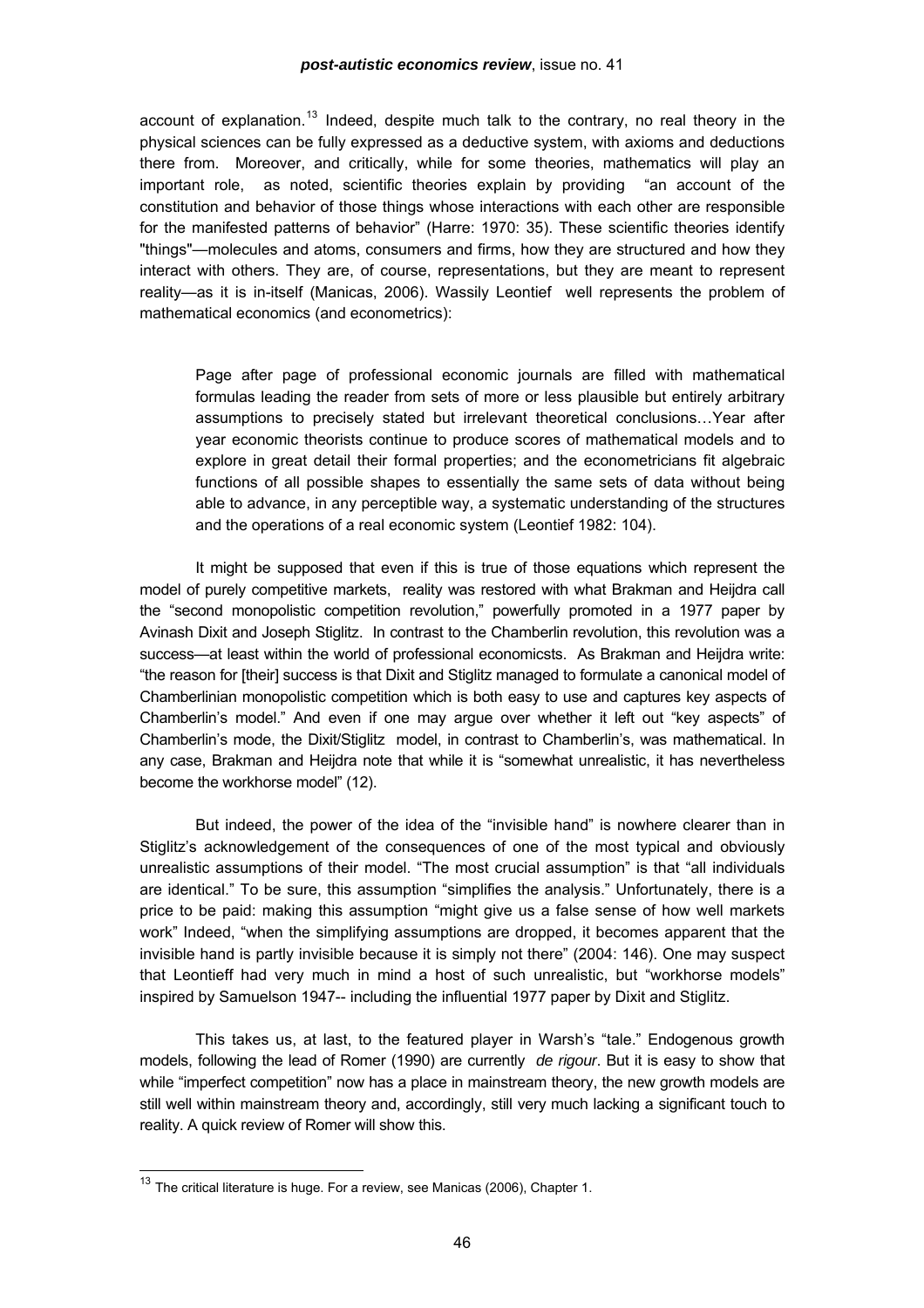account of explanation.[13] Indeed, despite much talk to the contrary, no real theory in the physical sciences can be fully expressed as a deductive system, with axioms and deductions there from. Moreover, and critically, while for some theories, mathematics will play an important role, as noted, scientific theories explain by providing "an account of the constitution and behavior of those things whose interactions with each other are responsible for the manifested patterns of behavior" (Harre: 1970: 35). These scientific theories identify "things"—molecules and atoms, consumers and firms, how they are structured and how they interact with others. They are, of course, representations, but they are meant to represent reality—as it is in-itself (Manicas, 2006). Wassily Leontief well represents the problem of mathematical economics (and econometrics):

> Page after page of professional economic journals are filled with mathematical formulas leading the reader from sets of more or less plausible but entirely arbitrary assumptions to precisely stated but irrelevant theoretical conclusions…Year after year economic theorists continue to produce scores of mathematical models and to explore in great detail their formal properties; and the econometricians fit algebraic functions of all possible shapes to essentially the same sets of data without being able to advance, in any perceptible way, a systematic understanding of the structures and the operations of a real economic system (Leontief 1982: 104).

It might be supposed that even if this is true of those equations which represent the model of purely competitive markets, reality was restored with what Brakman and Heijdra call the "second monopolistic competition revolution," powerfully promoted in a 1977 paper by Avinash Dixit and Joseph Stiglitz. In contrast to the Chamberlin revolution, this revolution was a success—at least within the world of professional economicsts. As Brakman and Heijdra write: "the reason for [their] success is that Dixit and Stiglitz managed to formulate a canonical model of Chamberlinian monopolistic competition which is both easy to use and captures key aspects of Chamberlin's model." And even if one may argue over whether it left out "key aspects" of Chamberlin's mode, the Dixit/Stiglitz model, in contrast to Chamberlin's, was mathematical. In any case, Brakman and Heijdra note that while it is "somewhat unrealistic, it has nevertheless become the workhorse model" (12).

But indeed, the power of the idea of the "invisible hand" is nowhere clearer than in Stiglitz's acknowledgement of the consequences of one of the most typical and obviously unrealistic assumptions of their model. "The most crucial assumption" is that "all individuals are identical." To be sure, this assumption "simplifies the analysis." Unfortunately, there is a price to be paid: making this assumption "might give us a false sense of how well markets work" Indeed, "when the simplifying assumptions are dropped, it becomes apparent that the invisible hand is partly invisible because it is simply not there" (2004: 146). One may suspect that Leontieff had very much in mind a host of such unrealistic, but "workhorse models" inspired by Samuelson 1947-- including the influential 1977 paper by Dixit and Stiglitz.

This takes us, at last, to the featured player in Warsh's "tale." Endogenous growth models, following the lead of Romer (1990) are currently *de rigour*. But it is easy to show that while "imperfect competition" now has a place in mainstream theory, the new growth models are still well within mainstream theory and, accordingly, still very much lacking a significant touch to reality. A quick review of Romer will show this.

---

[13] The critical literature is huge. For a review, see Manicas (2006), Chapter 1.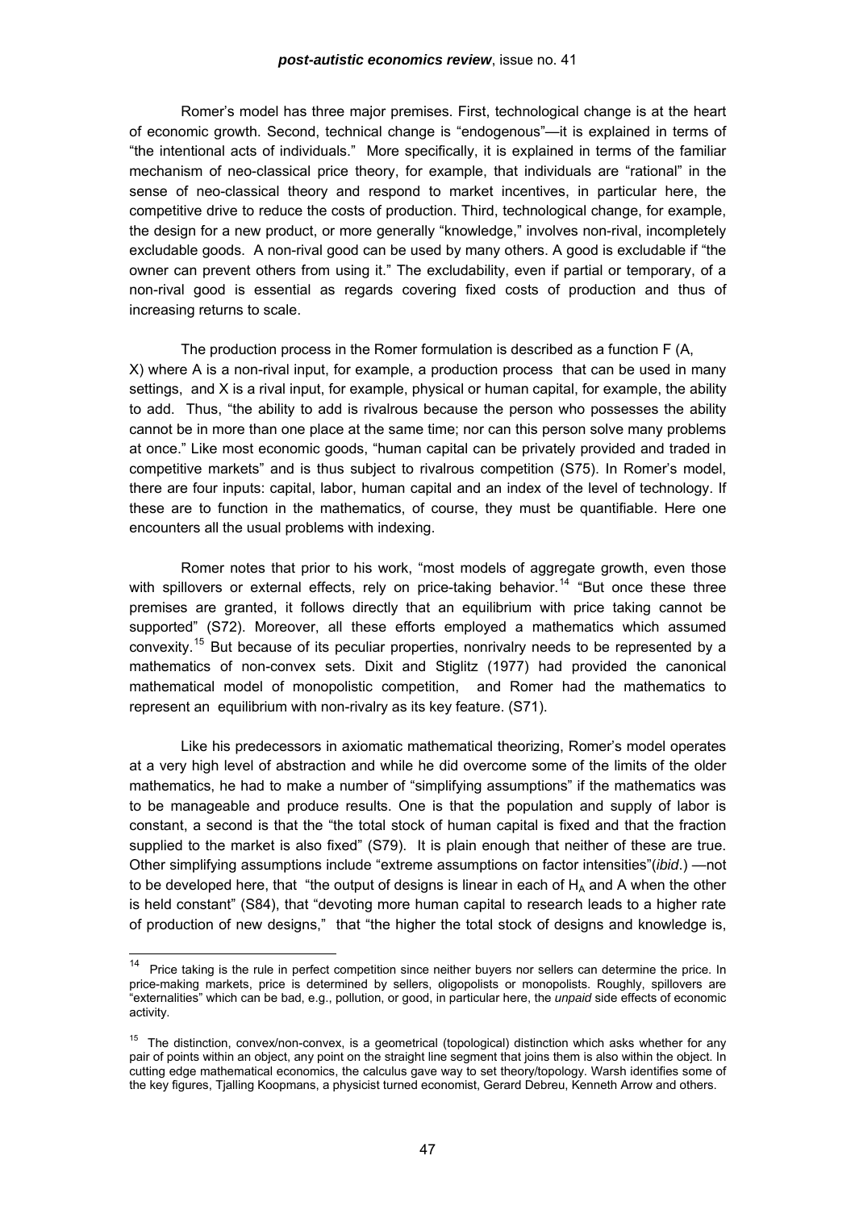Romer's model has three major premises. First, technological change is at the heart of economic growth. Second, technical change is "endogenous"—it is explained in terms of "the intentional acts of individuals." More specifically, it is explained in terms of the familiar mechanism of neo-classical price theory, for example, that individuals are "rational" in the sense of neo-classical theory and respond to market incentives, in particular here, the competitive drive to reduce the costs of production. Third, technological change, for example, the design for a new product, or more generally "knowledge," involves non-rival, incompletely excludable goods. A non-rival good can be used by many others. A good is excludable if "the owner can prevent others from using it." The excludability, even if partial or temporary, of a non-rival good is essential as regards covering fixed costs of production and thus of increasing returns to scale.

The production process in the Romer formulation is described as a function F (A, X) where A is a non-rival input, for example, a production process that can be used in many settings, and X is a rival input, for example, physical or human capital, for example, the ability to add. Thus, "the ability to add is rivalrous because the person who possesses the ability cannot be in more than one place at the same time; nor can this person solve many problems at once." Like most economic goods, "human capital can be privately provided and traded in competitive markets" and is thus subject to rivalrous competition (S75). In Romer's model, there are four inputs: capital, labor, human capital and an index of the level of technology. If these are to function in the mathematics, of course, they must be quantifiable. Here one encounters all the usual problems with indexing.

Romer notes that prior to his work, "most models of aggregate growth, even those with spillovers or external effects, rely on price-taking behavior.[14] "But once these three premises are granted, it follows directly that an equilibrium with price taking cannot be supported" (S72). Moreover, all these efforts employed a mathematics which assumed convexity.[15] But because of its peculiar properties, nonrivalry needs to be represented by a mathematics of non-convex sets. Dixit and Stiglitz (1977) had provided the canonical mathematical model of monopolistic competition, and Romer had the mathematics to represent an equilibrium with non-rivalry as its key feature. (S71).

Like his predecessors in axiomatic mathematical theorizing, Romer's model operates at a very high level of abstraction and while he did overcome some of the limits of the older mathematics, he had to make a number of "simplifying assumptions" if the mathematics was to be manageable and produce results. One is that the population and supply of labor is constant, a second is that the "the total stock of human capital is fixed and that the fraction supplied to the market is also fixed" (S79). It is plain enough that neither of these are true. Other simplifying assumptions include "extreme assumptions on factor intensities"(*ibid*.) —not to be developed here, that "the output of designs is linear in each of $H_A$ and A when the other is held constant" (S84), that "devoting more human capital to research leads to a higher rate of production of new designs," that "the higher the total stock of designs and knowledge is,

---

[14] Price taking is the rule in perfect competition since neither buyers nor sellers can determine the price. In price-making markets, price is determined by sellers, oligopolists or monopolists. Roughly, spillovers are "externalities" which can be bad, e.g., pollution, or good, in particular here, the *unpaid* side effects of economic activity.

[15] The distinction, convex/non-convex, is a geometrical (topological) distinction which asks whether for any pair of points within an object, any point on the straight line segment that joins them is also within the object. In cutting edge mathematical economics, the calculus gave way to set theory/topology. Warsh identifies some of the key figures, Tjalling Koopmans, a physicist turned economist, Gerard Debreu, Kenneth Arrow and others.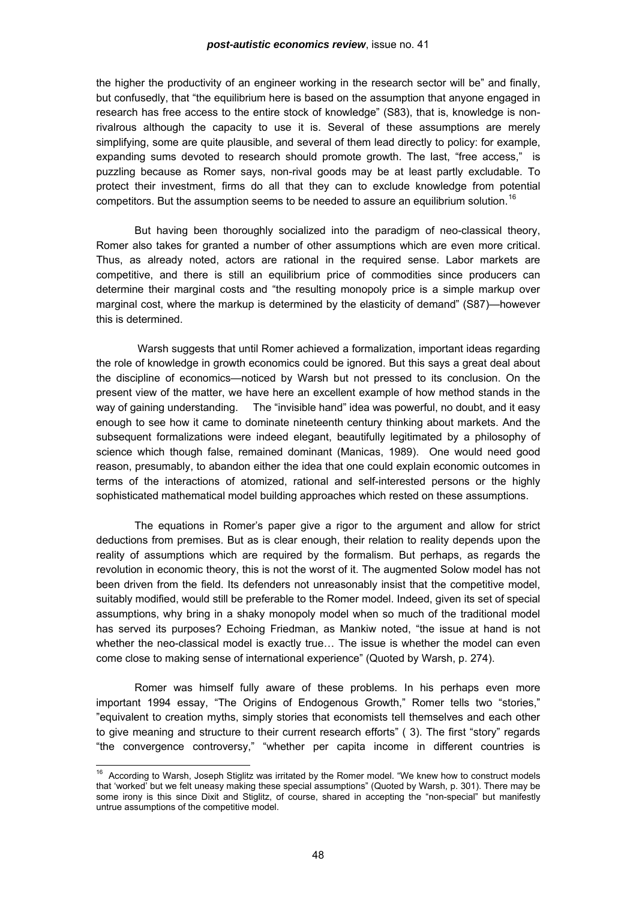the higher the productivity of an engineer working in the research sector will be" and finally, but confusedly, that "the equilibrium here is based on the assumption that anyone engaged in research has free access to the entire stock of knowledge" (S83), that is, knowledge is non-rivalrous although the capacity to use it is. Several of these assumptions are merely simplifying, some are quite plausible, and several of them lead directly to policy: for example, expanding sums devoted to research should promote growth. The last, "free access," is puzzling because as Romer says, non-rival goods may be at least partly excludable. To protect their investment, firms do all that they can to exclude knowledge from potential competitors. But the assumption seems to be needed to assure an equilibrium solution.[16]

But having been thoroughly socialized into the paradigm of neo-classical theory, Romer also takes for granted a number of other assumptions which are even more critical. Thus, as already noted, actors are rational in the required sense. Labor markets are competitive, and there is still an equilibrium price of commodities since producers can determine their marginal costs and "the resulting monopoly price is a simple markup over marginal cost, where the markup is determined by the elasticity of demand" (S87)—however this is determined.

Warsh suggests that until Romer achieved a formalization, important ideas regarding the role of knowledge in growth economics could be ignored. But this says a great deal about the discipline of economics—noticed by Warsh but not pressed to its conclusion. On the present view of the matter, we have here an excellent example of how method stands in the way of gaining understanding. The "invisible hand" idea was powerful, no doubt, and it easy enough to see how it came to dominate nineteenth century thinking about markets. And the subsequent formalizations were indeed elegant, beautifully legitimated by a philosophy of science which though false, remained dominant (Manicas, 1989). One would need good reason, presumably, to abandon either the idea that one could explain economic outcomes in terms of the interactions of atomized, rational and self-interested persons or the highly sophisticated mathematical model building approaches which rested on these assumptions.

The equations in Romer's paper give a rigor to the argument and allow for strict deductions from premises. But as is clear enough, their relation to reality depends upon the reality of assumptions which are required by the formalism. But perhaps, as regards the revolution in economic theory, this is not the worst of it. The augmented Solow model has not been driven from the field. Its defenders not unreasonably insist that the competitive model, suitably modified, would still be preferable to the Romer model. Indeed, given its set of special assumptions, why bring in a shaky monopoly model when so much of the traditional model has served its purposes? Echoing Friedman, as Mankiw noted, "the issue at hand is not whether the neo-classical model is exactly true… The issue is whether the model can even come close to making sense of international experience" (Quoted by Warsh, p. 274).

Romer was himself fully aware of these problems. In his perhaps even more important 1994 essay, "The Origins of Endogenous Growth," Romer tells two "stories," "equivalent to creation myths, simply stories that economists tell themselves and each other to give meaning and structure to their current research efforts" ( 3). The first "story" regards "the convergence controversy," "whether per capita income in different countries is

---

[16] According to Warsh, Joseph Stiglitz was irritated by the Romer model. "We knew how to construct models that 'worked' but we felt uneasy making these special assumptions" (Quoted by Warsh, p. 301). There may be some irony is this since Dixit and Stiglitz, of course, shared in accepting the "non-special" but manifestly untrue assumptions of the competitive model.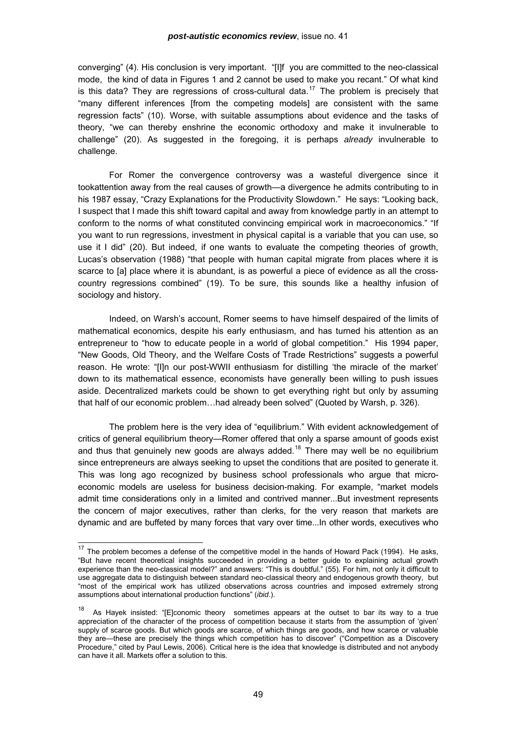converging" (4). His conclusion is very important. "[I]f you are committed to the neo-classical mode, the kind of data in Figures 1 and 2 cannot be used to make you recant." Of what kind is this data? They are regressions of cross-cultural data.[17] The problem is precisely that "many different inferences [from the competing models] are consistent with the same regression facts" (10). Worse, with suitable assumptions about evidence and the tasks of theory, "we can thereby enshrine the economic orthodoxy and make it invulnerable to challenge" (20). As suggested in the foregoing, it is perhaps *already* invulnerable to challenge.

For Romer the convergence controversy was a wasteful divergence since it tookattention away from the real causes of growth—a divergence he admits contributing to in his 1987 essay, "Crazy Explanations for the Productivity Slowdown." He says: "Looking back, I suspect that I made this shift toward capital and away from knowledge partly in an attempt to conform to the norms of what constituted convincing empirical work in macroeconomics." "If you want to run regressions, investment in physical capital is a variable that you can use, so use it I did" (20). But indeed, if one wants to evaluate the competing theories of growth, Lucas's observation (1988) "that people with human capital migrate from places where it is scarce to [a] place where it is abundant, is as powerful a piece of evidence as all the cross-country regressions combined" (19). To be sure, this sounds like a healthy infusion of sociology and history.

Indeed, on Warsh's account, Romer seems to have himself despaired of the limits of mathematical economics, despite his early enthusiasm, and has turned his attention as an entrepreneur to "how to educate people in a world of global competition." His 1994 paper, "New Goods, Old Theory, and the Welfare Costs of Trade Restrictions" suggests a powerful reason. He wrote: "[I]n our post-WWII enthusiasm for distilling 'the miracle of the market' down to its mathematical essence, economists have generally been willing to push issues aside. Decentralized markets could be shown to get everything right but only by assuming that half of our economic problem…had already been solved" (Quoted by Warsh, p. 326).

The problem here is the very idea of "equilibrium." With evident acknowledgement of critics of general equilibrium theory—Romer offered that only a sparse amount of goods exist and thus that genuinely new goods are always added.[18] There may well be no equilibrium since entrepreneurs are always seeking to upset the conditions that are posited to generate it. This was long ago recognized by business school professionals who argue that micro-economic models are useless for business decision-making. For example, "market models admit time considerations only in a limited and contrived manner...But investment represents the concern of major executives, rather than clerks, for the very reason that markets are dynamic and are buffeted by many forces that vary over time...In other words, executives who

---

[17] The problem becomes a defense of the competitive model in the hands of Howard Pack (1994). He asks, "But have recent theoretical insights succeeded in providing a better guide to explaining actual growth experience than the neo-classical model?" and answers: "This is doubtful." (55). For him, not only it difficult to use aggregate data to distinguish between standard neo-classical theory and endogenous growth theory, but "most of the empirical work has utilized observations across countries and imposed extremely strong assumptions about international production functions" (*ibid*.).

[18] As Hayek insisted: "[E]conomic theory sometimes appears at the outset to bar its way to a true appreciation of the character of the process of competition because it starts from the assumption of 'given' supply of scarce goods. But which goods are scarce, of which things are goods, and how scarce or valuable they are—these are precisely the things which competition has to discover" ("Competition as a Discovery Procedure," cited by Paul Lewis, 2006). Critical here is the idea that knowledge is distributed and not anybody can have it all. Markets offer a solution to this.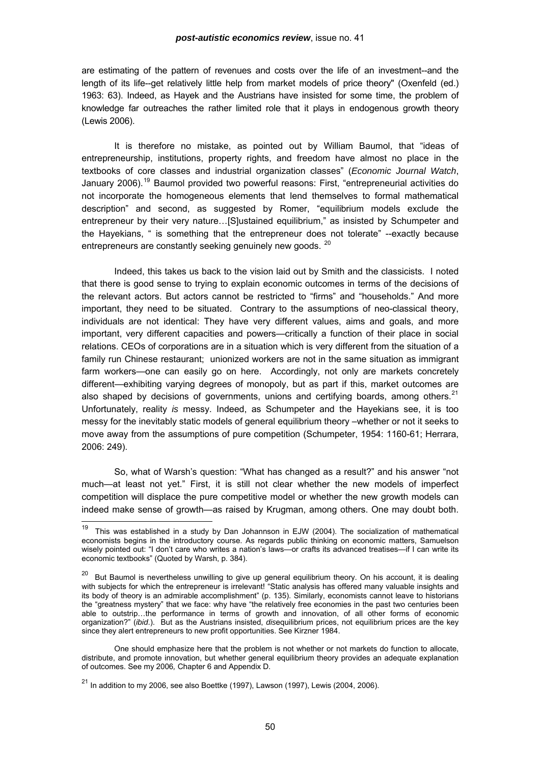are estimating of the pattern of revenues and costs over the life of an investment--and the length of its life--get relatively little help from market models of price theory" (Oxenfeld (ed.) 1963: 63). Indeed, as Hayek and the Austrians have insisted for some time, the problem of knowledge far outreaches the rather limited role that it plays in endogenous growth theory (Lewis 2006).

It is therefore no mistake, as pointed out by William Baumol, that "ideas of entrepreneurship, institutions, property rights, and freedom have almost no place in the textbooks of core classes and industrial organization classes" (*Economic Journal Watch*, January 2006).[19] Baumol provided two powerful reasons: First, "entrepreneurial activities do not incorporate the homogeneous elements that lend themselves to formal mathematical description" and second, as suggested by Romer, "equilibrium models exclude the entrepreneur by their very nature…[S]ustained equilibrium," as insisted by Schumpeter and the Hayekians, " is something that the entrepreneur does not tolerate" --exactly because entrepreneurs are constantly seeking genuinely new goods. [20]

Indeed, this takes us back to the vision laid out by Smith and the classicists. I noted that there is good sense to trying to explain economic outcomes in terms of the decisions of the relevant actors. But actors cannot be restricted to "firms" and "households." And more important, they need to be situated. Contrary to the assumptions of neo-classical theory, individuals are not identical: They have very different values, aims and goals, and more important, very different capacities and powers—critically a function of their place in social relations. CEOs of corporations are in a situation which is very different from the situation of a family run Chinese restaurant; unionized workers are not in the same situation as immigrant farm workers—one can easily go on here. Accordingly, not only are markets concretely different—exhibiting varying degrees of monopoly, but as part if this, market outcomes are also shaped by decisions of governments, unions and certifying boards, among others.[21] Unfortunately, reality *is* messy. Indeed, as Schumpeter and the Hayekians see, it is too messy for the inevitably static models of general equilibrium theory –whether or not it seeks to move away from the assumptions of pure competition (Schumpeter, 1954: 1160-61; Herrara, 2006: 249).

So, what of Warsh's question: "What has changed as a result?" and his answer "not much—at least not yet." First, it is still not clear whether the new models of imperfect competition will displace the pure competitive model or whether the new growth models can indeed make sense of growth—as raised by Krugman, among others. One may doubt both.

---

[19] This was established in a study by Dan Johannson in EJW (2004). The socialization of mathematical economists begins in the introductory course. As regards public thinking on economic matters, Samuelson wisely pointed out: "I don't care who writes a nation's laws—or crafts its advanced treatises—if I can write its economic textbooks" (Quoted by Warsh, p. 384).

[20] But Baumol is nevertheless unwilling to give up general equilibrium theory. On his account, it is dealing with subjects for which the entrepreneur is irrelevant! "Static analysis has offered many valuable insights and its body of theory is an admirable accomplishment" (p. 135). Similarly, economists cannot leave to historians the "greatness mystery" that we face: why have "the relatively free economies in the past two centuries been able to outstrip…the performance in terms of growth and innovation, of all other forms of economic organization?" (*ibid*.). But as the Austrians insisted, *dis*equilibrium prices, not equilibrium prices are the key since they alert entrepreneurs to new profit opportunities. See Kirzner 1984.

One should emphasize here that the problem is not whether or not markets do function to allocate, distribute, and promote innovation, but whether general equilibrium theory provides an adequate explanation of outcomes. See my 2006*,* Chapter 6 and Appendix D.

[21] In addition to my 2006, see also Boettke (1997), Lawson (1997), Lewis (2004, 2006).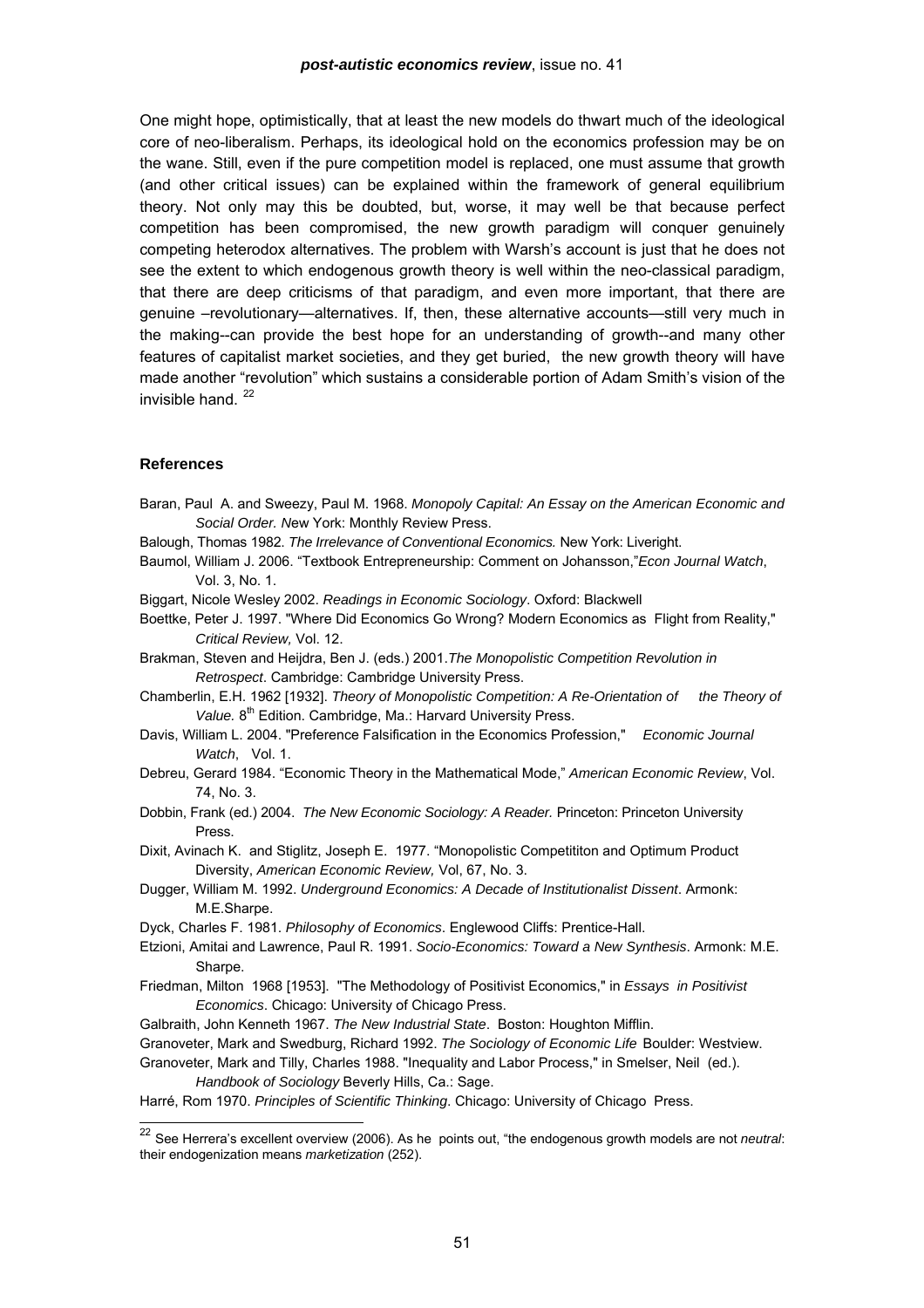One might hope, optimistically, that at least the new models do thwart much of the ideological core of neo-liberalism. Perhaps, its ideological hold on the economics profession may be on the wane. Still, even if the pure competition model is replaced, one must assume that growth (and other critical issues) can be explained within the framework of general equilibrium theory. Not only may this be doubted, but, worse, it may well be that because perfect competition has been compromised, the new growth paradigm will conquer genuinely competing heterodox alternatives. The problem with Warsh's account is just that he does not see the extent to which endogenous growth theory is well within the neo-classical paradigm, that there are deep criticisms of that paradigm, and even more important, that there are genuine –revolutionary—alternatives. If, then, these alternative accounts—still very much in the making--can provide the best hope for an understanding of growth--and many other features of capitalist market societies, and they get buried, the new growth theory will have made another "revolution" which sustains a considerable portion of Adam Smith's vision of the invisible hand. [22]

### References

Baran, Paul A. and Sweezy, Paul M. 1968. *Monopoly Capital: An Essay on the American Economic and Social Order. N*ew York: Monthly Review Press.

Balough, Thomas 1982. *The Irrelevance of Conventional Economics.* New York: Liveright.

Baumol, William J. 2006. "Textbook Entrepreneurship: Comment on Johansson,"*Econ Journal Watch*, Vol. 3, No. 1.

Biggart, Nicole Wesley 2002. *Readings in Economic Sociology*. Oxford: Blackwell

Boettke, Peter J. 1997. "Where Did Economics Go Wrong? Modern Economics as Flight from Reality," *Critical Review,* Vol. 12.

Brakman, Steven and Heijdra, Ben J. (eds.) 2001.*The Monopolistic Competition Revolution in Retrospect*. Cambridge: Cambridge University Press.

Chamberlin, E.H. 1962 [1932]. *Theory of Monopolistic Competition: A Re-Orientation of the Theory of Value.* 8th Edition. Cambridge, Ma.: Harvard University Press.

Davis, William L. 2004. "Preference Falsification in the Economics Profession," *Economic Journal Watch*, Vol. 1.

Debreu, Gerard 1984. "Economic Theory in the Mathematical Mode," *American Economic Review*, Vol. 74, No. 3.

Dobbin, Frank (ed.) 2004. *The New Economic Sociology: A Reader.* Princeton: Princeton University Press.

Dixit, Avinach K. and Stiglitz, Joseph E. 1977. "Monopolistic Competititon and Optimum Product Diversity, *American Economic Review,* Vol, 67, No. 3.

Dugger, William M. 1992. *Underground Economics: A Decade of Institutionalist Dissent*. Armonk: M.E.Sharpe.

Dyck, Charles F. 1981. *Philosophy of Economics*. Englewood Cliffs: Prentice-Hall.

Etzioni, Amitai and Lawrence, Paul R. 1991. *Socio-Economics: Toward a New Synthesis*. Armonk: M.E. Sharpe.

Friedman, Milton 1968 [1953]. "The Methodology of Positivist Economics," in *Essays in Positivist Economics*. Chicago: University of Chicago Press.

Galbraith, John Kenneth 1967. *The New Industrial State*. Boston: Houghton Mifflin.

Granoveter, Mark and Swedburg, Richard 1992. *The Sociology of Economic Life* Boulder: Westview.

Granoveter, Mark and Tilly, Charles 1988. "Inequality and Labor Process," in Smelser, Neil (ed.). *Handbook of Sociology* Beverly Hills, Ca.: Sage.

Harré, Rom 1970. *Principles of Scientific Thinking*. Chicago: University of Chicago Press.

---

[22] See Herrera's excellent overview (2006). As he points out, "the endogenous growth models are not *neutral*: their endogenization means *marketization* (252).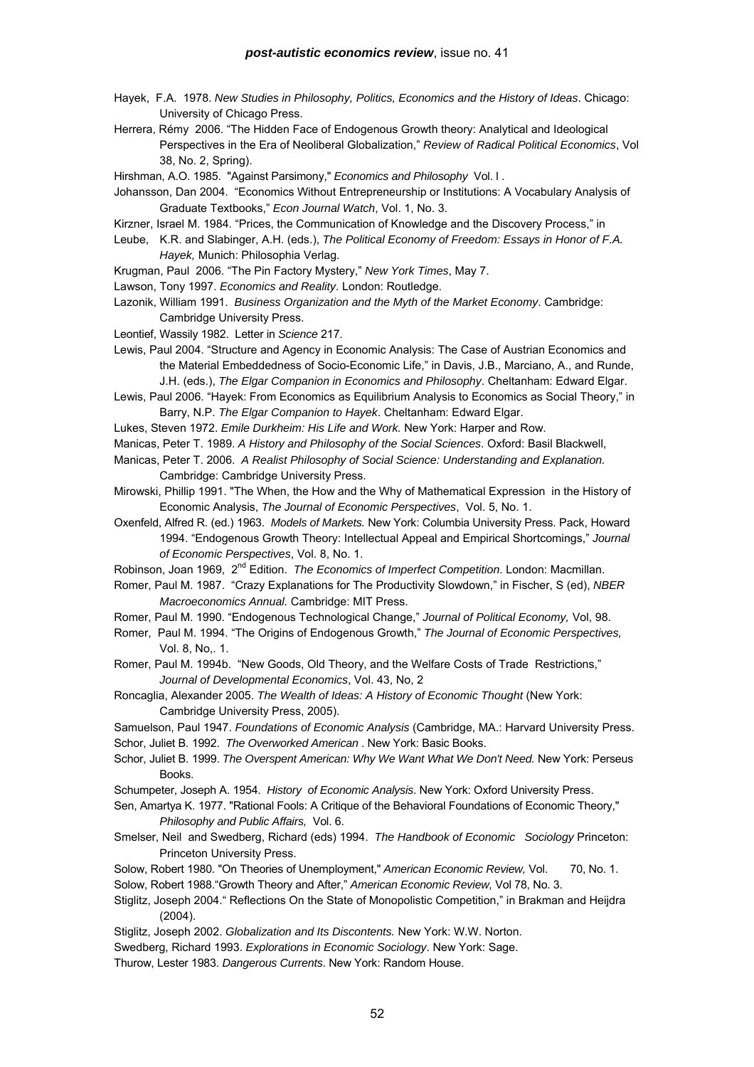Hayek, F.A. 1978. *New Studies in Philosophy, Politics, Economics and the History of Ideas*. Chicago: University of Chicago Press.

Herrera, Rémy 2006. "The Hidden Face of Endogenous Growth theory: Analytical and Ideological Perspectives in the Era of Neoliberal Globalization," *Review of Radical Political Economics*, Vol 38, No. 2, Spring).

Hirshman, A.O. 1985. "Against Parsimony," *Economics and Philosophy* Vol. l .

Johansson, Dan 2004. "Economics Without Entrepreneurship or Institutions: A Vocabulary Analysis of Graduate Textbooks," *Econ Journal Watch*, Vol. 1, No. 3.

Kirzner, Israel M. 1984. "Prices, the Communication of Knowledge and the Discovery Process," in

Leube, K.R. and Slabinger, A.H. (eds.), *The Political Economy of Freedom: Essays in Honor of F.A. Hayek,* Munich: Philosophia Verlag.

Krugman, Paul 2006. "The Pin Factory Mystery," *New York Times*, May 7.

Lawson, Tony 1997. *Economics and Reality*. London: Routledge.

Lazonik, William 1991. *Business Organization and the Myth of the Market Economy*. Cambridge: Cambridge University Press.

Leontief, Wassily 1982. Letter in *Science* 217.

Lewis, Paul 2004. "Structure and Agency in Economic Analysis: The Case of Austrian Economics and the Material Embeddedness of Socio-Economic Life," in Davis, J.B., Marciano, A., and Runde, J.H. (eds.), *The Elgar Companion in Economics and Philosophy*. Cheltanham: Edward Elgar.

Lewis, Paul 2006. "Hayek: From Economics as Equilibrium Analysis to Economics as Social Theory," in Barry, N.P. *The Elgar Companion to Hayek*. Cheltanham: Edward Elgar.

Lukes, Steven 1972. *Emile Durkheim: His Life and Work.* New York: Harper and Row.

Manicas, Peter T. 1989. *A History and Philosophy of the Social Sciences*. Oxford: Basil Blackwell,

Manicas, Peter T. 2006. *A Realist Philosophy of Social Science: Understanding and Explanation.* Cambridge: Cambridge University Press.

Mirowski, Phillip 1991. "The When, the How and the Why of Mathematical Expression in the History of Economic Analysis, *The Journal of Economic Perspectives*, Vol. 5, No. 1.

Oxenfeld, Alfred R. (ed.) 1963. *Models of Markets.* New York: Columbia University Press. Pack, Howard 1994. "Endogenous Growth Theory: Intellectual Appeal and Empirical Shortcomings," *Journal of Economic Perspectives*, Vol. 8, No. 1.

Robinson, Joan 1969, 2nd Edition. *The Economics of Imperfect Competition*. London: Macmillan.

Romer, Paul M. 1987. "Crazy Explanations for The Productivity Slowdown," in Fischer, S (ed), *NBER Macroeconomics Annual.* Cambridge: MIT Press.

Romer, Paul M. 1990. "Endogenous Technological Change," *Journal of Political Economy,* Vol, 98.

Romer, Paul M. 1994. "The Origins of Endogenous Growth," *The Journal of Economic Perspectives,* Vol. 8, No,. 1.

Romer, Paul M. 1994b. "New Goods, Old Theory, and the Welfare Costs of Trade Restrictions," *Journal of Developmental Economics*, Vol. 43, No, 2

Roncaglia, Alexander 2005. *The Wealth of Ideas: A History of Economic Thought* (New York: Cambridge University Press, 2005).

Samuelson, Paul 1947. *Foundations of Economic Analysis* (Cambridge, MA.: Harvard University Press.

Schor, Juliet B. 1992. *The Overworked American* . New York: Basic Books.

Schor, Juliet B. 1999. *The Overspent American: Why We Want What We Don't Need.* New York: Perseus Books.

Schumpeter, Joseph A. 1954. *History of Economic Analysis*. New York: Oxford University Press.

Sen, Amartya K. 1977. "Rational Fools: A Critique of the Behavioral Foundations of Economic Theory," *Philosophy and Public Affairs,* Vol. 6.

Smelser, Neil and Swedberg, Richard (eds) 1994. *The Handbook of Economic Sociology* Princeton: Princeton University Press.

Solow, Robert 1980. "On Theories of Unemployment," *American Economic Review,* Vol. 70, No. 1.

Solow, Robert 1988."Growth Theory and After," *American Economic Review,* Vol 78, No. 3.

Stiglitz, Joseph 2004." Reflections On the State of Monopolistic Competition," in Brakman and Heijdra (2004).

Stiglitz, Joseph 2002. *Globalization and Its Discontents.* New York: W.W. Norton.

Swedberg, Richard 1993. *Explorations in Economic Sociology*. New York: Sage.

Thurow, Lester 1983. *Dangerous Currents*. New York: Random House.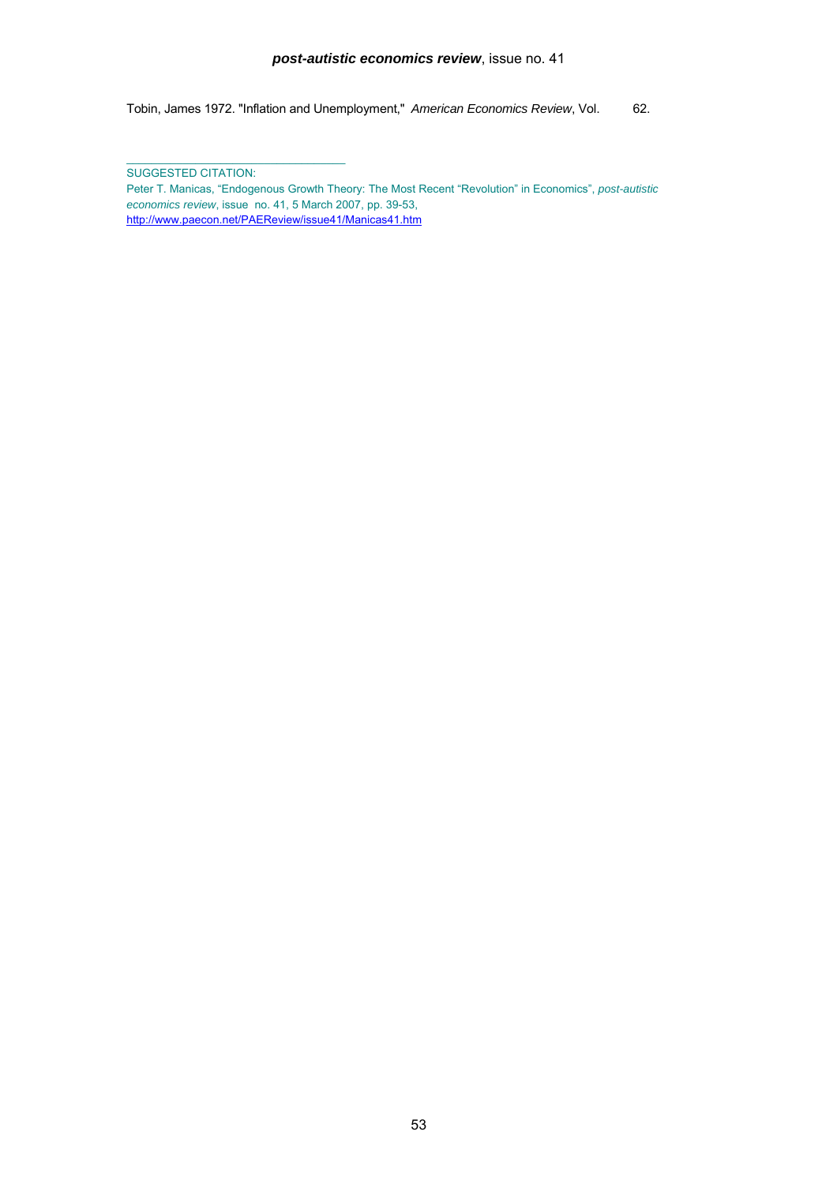Tobin, James 1972. "Inflation and Unemployment," *American Economics Review*, Vol. 62.

---

SUGGESTED CITATION:
Peter T. Manicas, "Endogenous Growth Theory: The Most Recent "Revolution" in Economics", *post-autistic economics review*, issue no. 41, 5 March 2007, pp. 39-53,
http://www.paecon.net/PAEReview/issue41/Manicas41.htm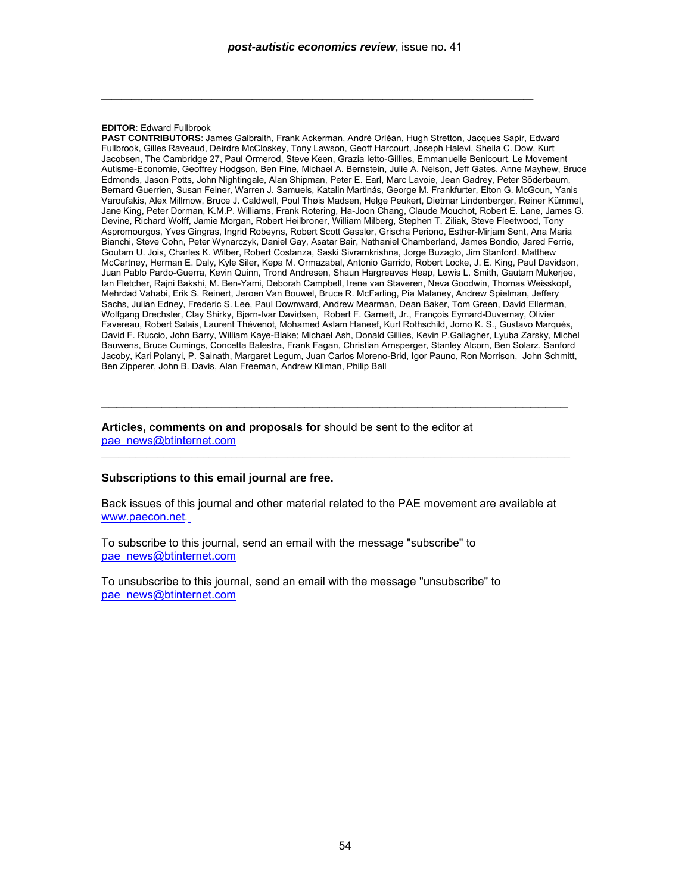**EDITOR**: Edward Fullbrook

**PAST CONTRIBUTORS**: James Galbraith, Frank Ackerman, André Orléan, Hugh Stretton, Jacques Sapir, Edward Fullbrook, Gilles Raveaud, Deirdre McCloskey, Tony Lawson, Geoff Harcourt, Joseph Halevi, Sheila C. Dow, Kurt Jacobsen, The Cambridge 27, Paul Ormerod, Steve Keen, Grazia Ietto-Gillies, Emmanuelle Benicourt, Le Movement Autisme-Economie, Geoffrey Hodgson, Ben Fine, Michael A. Bernstein, Julie A. Nelson, Jeff Gates, Anne Mayhew, Bruce Edmonds, Jason Potts, John Nightingale, Alan Shipman, Peter E. Earl, Marc Lavoie, Jean Gadrey, Peter Söderbaum, Bernard Guerrien, Susan Feiner, Warren J. Samuels, Katalin Martinás, George M. Frankfurter, Elton G. McGoun, Yanis Varoufakis, Alex Millmow, Bruce J. Caldwell, Poul Thøis Madsen, Helge Peukert, Dietmar Lindenberger, Reiner Kümmel, Jane King, Peter Dorman, K.M.P. Williams, Frank Rotering, Ha-Joon Chang, Claude Mouchot, Robert E. Lane, James G. Devine, Richard Wolff, Jamie Morgan, Robert Heilbroner, William Milberg, Stephen T. Ziliak, Steve Fleetwood, Tony Aspromourgos, Yves Gingras, Ingrid Robeyns, Robert Scott Gassler, Grischa Periono, Esther-Mirjam Sent, Ana Maria Bianchi, Steve Cohn, Peter Wynarczyk, Daniel Gay, Asatar Bair, Nathaniel Chamberland, James Bondio, Jared Ferrie, Goutam U. Jois, Charles K. Wilber, Robert Costanza, Saski Sivramkrishna, Jorge Buzaglo, Jim Stanford. Matthew McCartney, Herman E. Daly, Kyle Siler, Kepa M. Ormazabal, Antonio Garrido, Robert Locke, J. E. King, Paul Davidson, Juan Pablo Pardo-Guerra, Kevin Quinn, Trond Andresen, Shaun Hargreaves Heap, Lewis L. Smith, Gautam Mukerjee, Ian Fletcher, Rajni Bakshi, M. Ben-Yami, Deborah Campbell, Irene van Staveren, Neva Goodwin, Thomas Weisskopf, Mehrdad Vahabi, Erik S. Reinert, Jeroen Van Bouwel, Bruce R. McFarling, Pia Malaney, Andrew Spielman, Jeffery Sachs, Julian Edney, Frederic S. Lee, Paul Downward, Andrew Mearman, Dean Baker, Tom Green, David Ellerman, Wolfgang Drechsler, Clay Shirky, Bjørn-Ivar Davidsen, Robert F. Garnett, Jr., François Eymard-Duvernay, Olivier Favereau, Robert Salais, Laurent Thévenot, Mohamed Aslam Haneef, Kurt Rothschild, Jomo K. S., Gustavo Marqués, David F. Ruccio, John Barry, William Kaye-Blake; Michael Ash, Donald Gillies, Kevin P.Gallagher, Lyuba Zarsky, Michel Bauwens, Bruce Cumings, Concetta Balestra, Frank Fagan, Christian Arnsperger, Stanley Alcorn, Ben Solarz, Sanford Jacoby, Kari Polanyi, P. Sainath, Margaret Legum, Juan Carlos Moreno-Brid, Igor Pauno, Ron Morrison, John Schmitt, Ben Zipperer, John B. Davis, Alan Freeman, Andrew Kliman, Philip Ball

---

**Articles, comments on and proposals for** should be sent to the editor at pae_news@btinternet.com

---

**Subscriptions to this email journal are free.**

Back issues of this journal and other material related to the PAE movement are available at www.paecon.net.

To subscribe to this journal, send an email with the message "subscribe" to pae_news@btinternet.com

To unsubscribe to this journal, send an email with the message "unsubscribe" to pae_news@btinternet.com